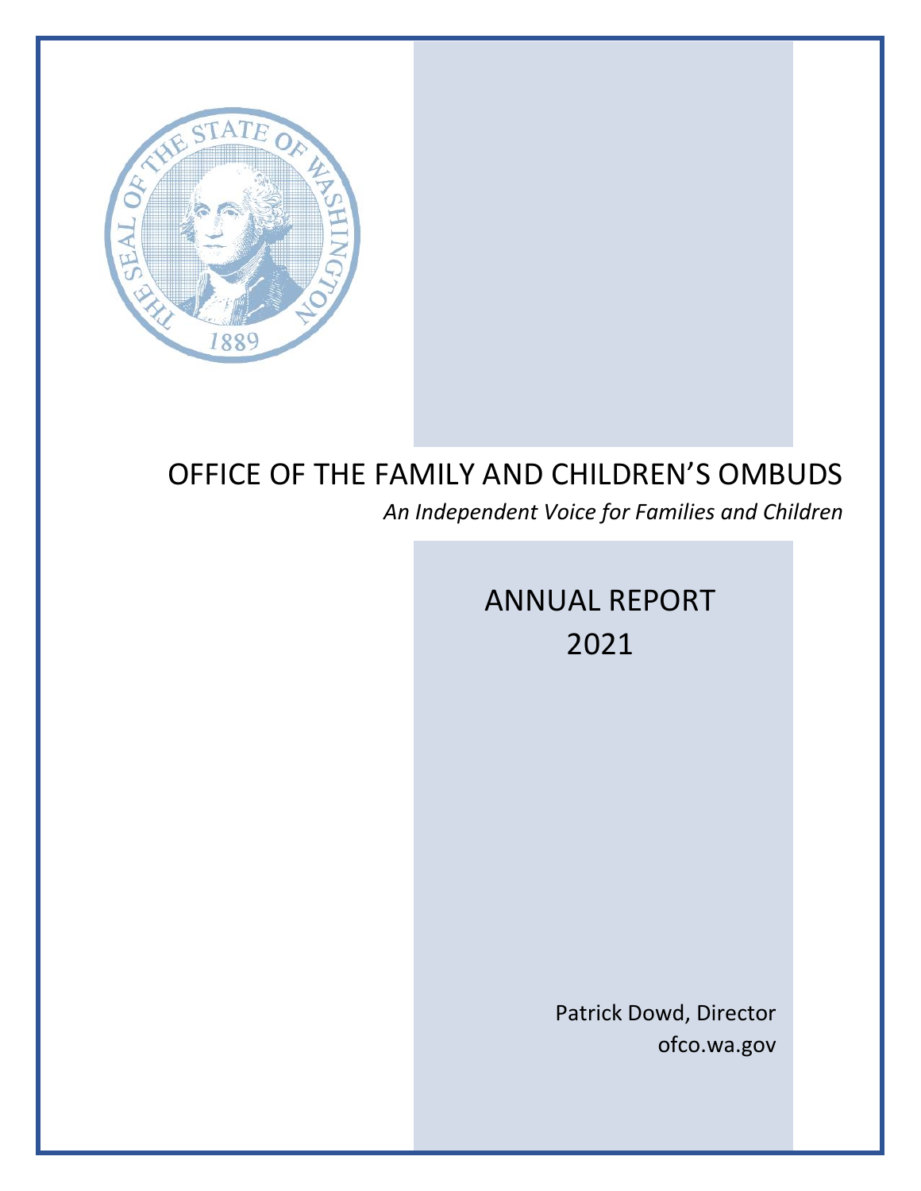# OFFICE OF THE FAMILY AND CHILDREN'S OMBUDS

*An Independent Voice for Families and Children*

## ANNUAL REPORT 2021

Patrick Dowd, Director
ofco.wa.gov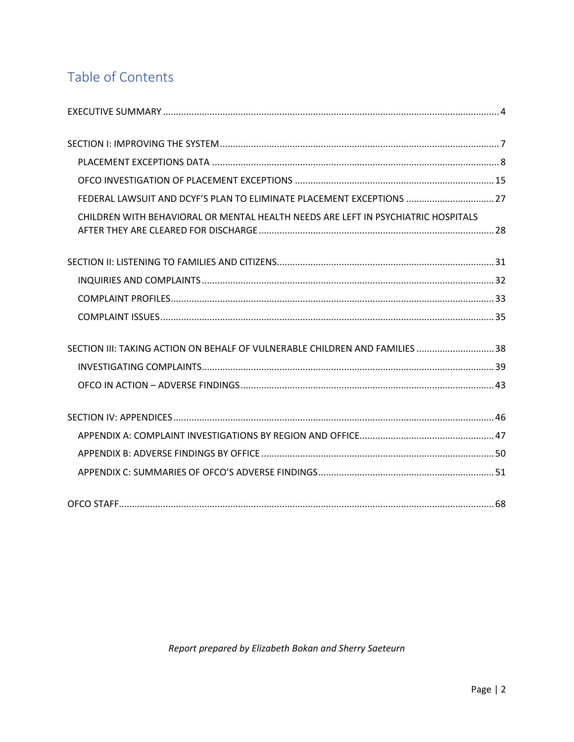# Table of Contents

EXECUTIVE SUMMARY ..... 4

SECTION I: IMPROVING THE SYSTEM ..... 7

- PLACEMENT EXCEPTIONS DATA ..... 8
- OFCO INVESTIGATION OF PLACEMENT EXCEPTIONS ..... 15
- FEDERAL LAWSUIT AND DCYF'S PLAN TO ELIMINATE PLACEMENT EXCEPTIONS ..... 27
- CHILDREN WITH BEHAVIORAL OR MENTAL HEALTH NEEDS ARE LEFT IN PSYCHIATRIC HOSPITALS AFTER THEY ARE CLEARED FOR DISCHARGE ..... 28

SECTION II: LISTENING TO FAMILIES AND CITIZENS ..... 31

- INQUIRIES AND COMPLAINTS ..... 32
- COMPLAINT PROFILES ..... 33
- COMPLAINT ISSUES ..... 35

SECTION III: TAKING ACTION ON BEHALF OF VULNERABLE CHILDREN AND FAMILIES ..... 38

- INVESTIGATING COMPLAINTS ..... 39
- OFCO IN ACTION – ADVERSE FINDINGS ..... 43

SECTION IV: APPENDICES ..... 46

- APPENDIX A: COMPLAINT INVESTIGATIONS BY REGION AND OFFICE ..... 47
- APPENDIX B: ADVERSE FINDINGS BY OFFICE ..... 50
- APPENDIX C: SUMMARIES OF OFCO'S ADVERSE FINDINGS ..... 51

OFCO STAFF ..... 68

*Report prepared by Elizabeth Bokan and Sherry Saeteurn*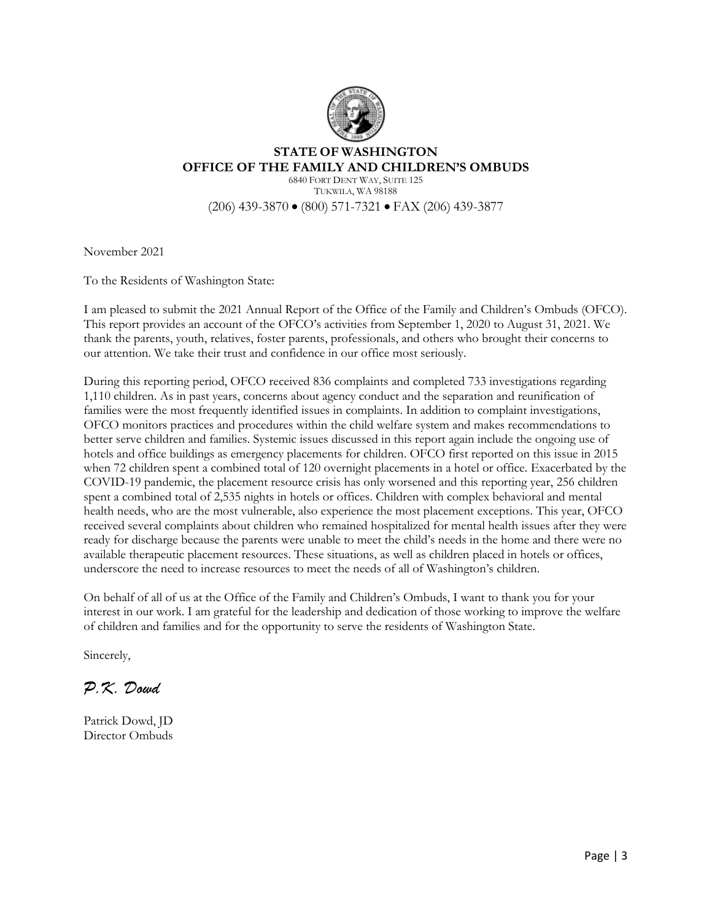**STATE OF WASHINGTON**
**OFFICE OF THE FAMILY AND CHILDREN'S OMBUDS**
6840 FORT DENT WAY, SUITE 125
TUKWILA, WA 98188
(206) 439-3870 • (800) 571-7321 • FAX (206) 439-3877

November 2021

To the Residents of Washington State:

I am pleased to submit the 2021 Annual Report of the Office of the Family and Children's Ombuds (OFCO). This report provides an account of the OFCO's activities from September 1, 2020 to August 31, 2021. We thank the parents, youth, relatives, foster parents, professionals, and others who brought their concerns to our attention. We take their trust and confidence in our office most seriously.

During this reporting period, OFCO received 836 complaints and completed 733 investigations regarding 1,110 children. As in past years, concerns about agency conduct and the separation and reunification of families were the most frequently identified issues in complaints. In addition to complaint investigations, OFCO monitors practices and procedures within the child welfare system and makes recommendations to better serve children and families. Systemic issues discussed in this report again include the ongoing use of hotels and office buildings as emergency placements for children. OFCO first reported on this issue in 2015 when 72 children spent a combined total of 120 overnight placements in a hotel or office. Exacerbated by the COVID-19 pandemic, the placement resource crisis has only worsened and this reporting year, 256 children spent a combined total of 2,535 nights in hotels or offices. Children with complex behavioral and mental health needs, who are the most vulnerable, also experience the most placement exceptions. This year, OFCO received several complaints about children who remained hospitalized for mental health issues after they were ready for discharge because the parents were unable to meet the child's needs in the home and there were no available therapeutic placement resources. These situations, as well as children placed in hotels or offices, underscore the need to increase resources to meet the needs of all of Washington's children.

On behalf of all of us at the Office of the Family and Children's Ombuds, I want to thank you for your interest in our work. I am grateful for the leadership and dedication of those working to improve the welfare of children and families and for the opportunity to serve the residents of Washington State.

Sincerely,

*P.K. Dowd*

Patrick Dowd, JD
Director Ombuds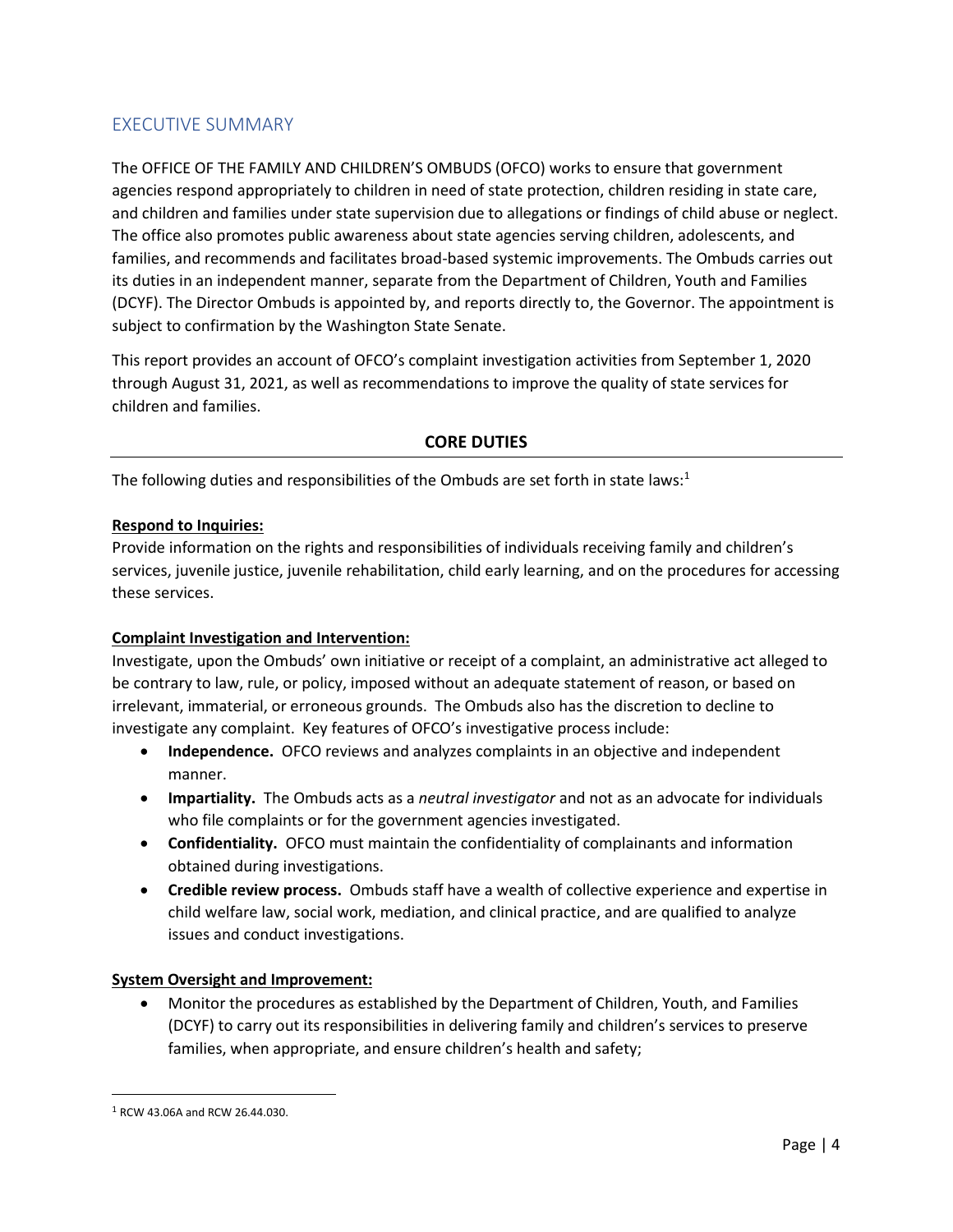## EXECUTIVE SUMMARY

The OFFICE OF THE FAMILY AND CHILDREN'S OMBUDS (OFCO) works to ensure that government agencies respond appropriately to children in need of state protection, children residing in state care, and children and families under state supervision due to allegations or findings of child abuse or neglect. The office also promotes public awareness about state agencies serving children, adolescents, and families, and recommends and facilitates broad-based systemic improvements. The Ombuds carries out its duties in an independent manner, separate from the Department of Children, Youth and Families (DCYF). The Director Ombuds is appointed by, and reports directly to, the Governor. The appointment is subject to confirmation by the Washington State Senate.

This report provides an account of OFCO's complaint investigation activities from September 1, 2020 through August 31, 2021, as well as recommendations to improve the quality of state services for children and families.

### CORE DUTIES

The following duties and responsibilities of the Ombuds are set forth in state laws:[1]

**Respond to Inquiries:**

Provide information on the rights and responsibilities of individuals receiving family and children's services, juvenile justice, juvenile rehabilitation, child early learning, and on the procedures for accessing these services.

**Complaint Investigation and Intervention:**

Investigate, upon the Ombuds' own initiative or receipt of a complaint, an administrative act alleged to be contrary to law, rule, or policy, imposed without an adequate statement of reason, or based on irrelevant, immaterial, or erroneous grounds. The Ombuds also has the discretion to decline to investigate any complaint. Key features of OFCO's investigative process include:

- **Independence.** OFCO reviews and analyzes complaints in an objective and independent manner.
- **Impartiality.** The Ombuds acts as a *neutral investigator* and not as an advocate for individuals who file complaints or for the government agencies investigated.
- **Confidentiality.** OFCO must maintain the confidentiality of complainants and information obtained during investigations.
- **Credible review process.** Ombuds staff have a wealth of collective experience and expertise in child welfare law, social work, mediation, and clinical practice, and are qualified to analyze issues and conduct investigations.

**System Oversight and Improvement:**

- Monitor the procedures as established by the Department of Children, Youth, and Families (DCYF) to carry out its responsibilities in delivering family and children's services to preserve families, when appropriate, and ensure children's health and safety;

[1] RCW 43.06A and RCW 26.44.030.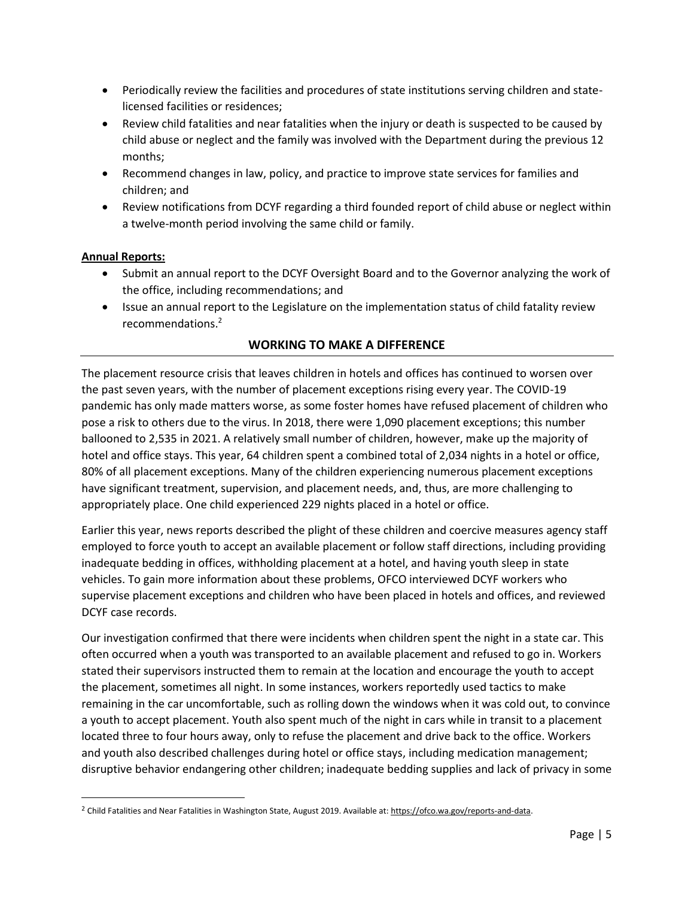- Periodically review the facilities and procedures of state institutions serving children and state-licensed facilities or residences;
- Review child fatalities and near fatalities when the injury or death is suspected to be caused by child abuse or neglect and the family was involved with the Department during the previous 12 months;
- Recommend changes in law, policy, and practice to improve state services for families and children; and
- Review notifications from DCYF regarding a third founded report of child abuse or neglect within a twelve-month period involving the same child or family.

**Annual Reports:**

- Submit an annual report to the DCYF Oversight Board and to the Governor analyzing the work of the office, including recommendations; and
- Issue an annual report to the Legislature on the implementation status of child fatality review recommendations.[2]

## WORKING TO MAKE A DIFFERENCE

The placement resource crisis that leaves children in hotels and offices has continued to worsen over the past seven years, with the number of placement exceptions rising every year. The COVID-19 pandemic has only made matters worse, as some foster homes have refused placement of children who pose a risk to others due to the virus. In 2018, there were 1,090 placement exceptions; this number ballooned to 2,535 in 2021. A relatively small number of children, however, make up the majority of hotel and office stays. This year, 64 children spent a combined total of 2,034 nights in a hotel or office, 80% of all placement exceptions. Many of the children experiencing numerous placement exceptions have significant treatment, supervision, and placement needs, and, thus, are more challenging to appropriately place. One child experienced 229 nights placed in a hotel or office.

Earlier this year, news reports described the plight of these children and coercive measures agency staff employed to force youth to accept an available placement or follow staff directions, including providing inadequate bedding in offices, withholding placement at a hotel, and having youth sleep in state vehicles. To gain more information about these problems, OFCO interviewed DCYF workers who supervise placement exceptions and children who have been placed in hotels and offices, and reviewed DCYF case records.

Our investigation confirmed that there were incidents when children spent the night in a state car. This often occurred when a youth was transported to an available placement and refused to go in. Workers stated their supervisors instructed them to remain at the location and encourage the youth to accept the placement, sometimes all night. In some instances, workers reportedly used tactics to make remaining in the car uncomfortable, such as rolling down the windows when it was cold out, to convince a youth to accept placement. Youth also spent much of the night in cars while in transit to a placement located three to four hours away, only to refuse the placement and drive back to the office. Workers and youth also described challenges during hotel or office stays, including medication management; disruptive behavior endangering other children; inadequate bedding supplies and lack of privacy in some

---

[2] Child Fatalities and Near Fatalities in Washington State, August 2019. Available at: https://ofco.wa.gov/reports-and-data.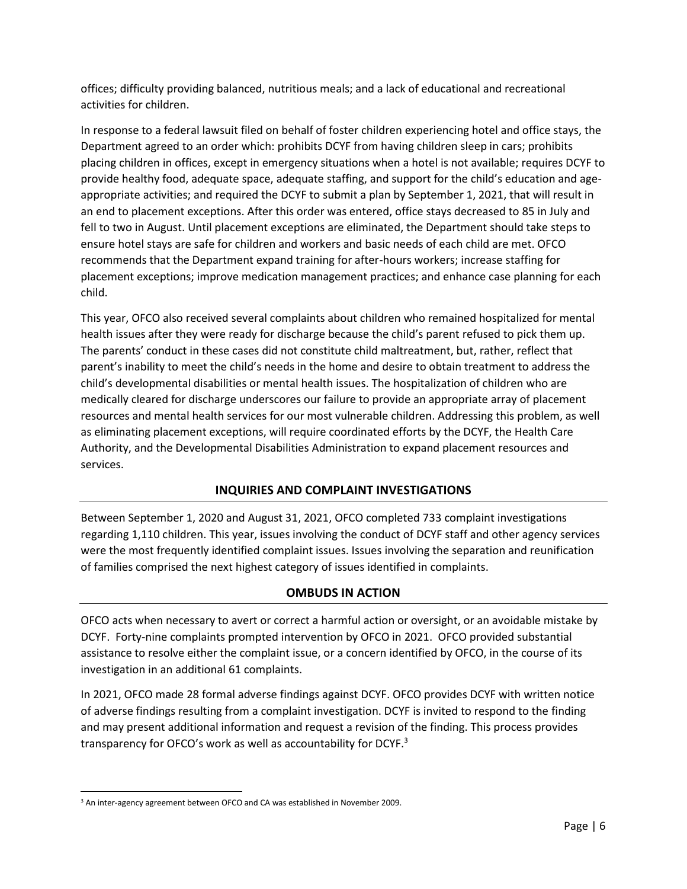offices; difficulty providing balanced, nutritious meals; and a lack of educational and recreational activities for children.

In response to a federal lawsuit filed on behalf of foster children experiencing hotel and office stays, the Department agreed to an order which: prohibits DCYF from having children sleep in cars; prohibits placing children in offices, except in emergency situations when a hotel is not available; requires DCYF to provide healthy food, adequate space, adequate staffing, and support for the child's education and age-appropriate activities; and required the DCYF to submit a plan by September 1, 2021, that will result in an end to placement exceptions. After this order was entered, office stays decreased to 85 in July and fell to two in August. Until placement exceptions are eliminated, the Department should take steps to ensure hotel stays are safe for children and workers and basic needs of each child are met. OFCO recommends that the Department expand training for after-hours workers; increase staffing for placement exceptions; improve medication management practices; and enhance case planning for each child.

This year, OFCO also received several complaints about children who remained hospitalized for mental health issues after they were ready for discharge because the child's parent refused to pick them up. The parents' conduct in these cases did not constitute child maltreatment, but, rather, reflect that parent's inability to meet the child's needs in the home and desire to obtain treatment to address the child's developmental disabilities or mental health issues. The hospitalization of children who are medically cleared for discharge underscores our failure to provide an appropriate array of placement resources and mental health services for our most vulnerable children. Addressing this problem, as well as eliminating placement exceptions, will require coordinated efforts by the DCYF, the Health Care Authority, and the Developmental Disabilities Administration to expand placement resources and services.

## INQUIRIES AND COMPLAINT INVESTIGATIONS

Between September 1, 2020 and August 31, 2021, OFCO completed 733 complaint investigations regarding 1,110 children. This year, issues involving the conduct of DCYF staff and other agency services were the most frequently identified complaint issues. Issues involving the separation and reunification of families comprised the next highest category of issues identified in complaints.

## OMBUDS IN ACTION

OFCO acts when necessary to avert or correct a harmful action or oversight, or an avoidable mistake by DCYF. Forty-nine complaints prompted intervention by OFCO in 2021. OFCO provided substantial assistance to resolve either the complaint issue, or a concern identified by OFCO, in the course of its investigation in an additional 61 complaints.

In 2021, OFCO made 28 formal adverse findings against DCYF. OFCO provides DCYF with written notice of adverse findings resulting from a complaint investigation. DCYF is invited to respond to the finding and may present additional information and request a revision of the finding. This process provides transparency for OFCO's work as well as accountability for DCYF.[3]

[3] An inter-agency agreement between OFCO and CA was established in November 2009.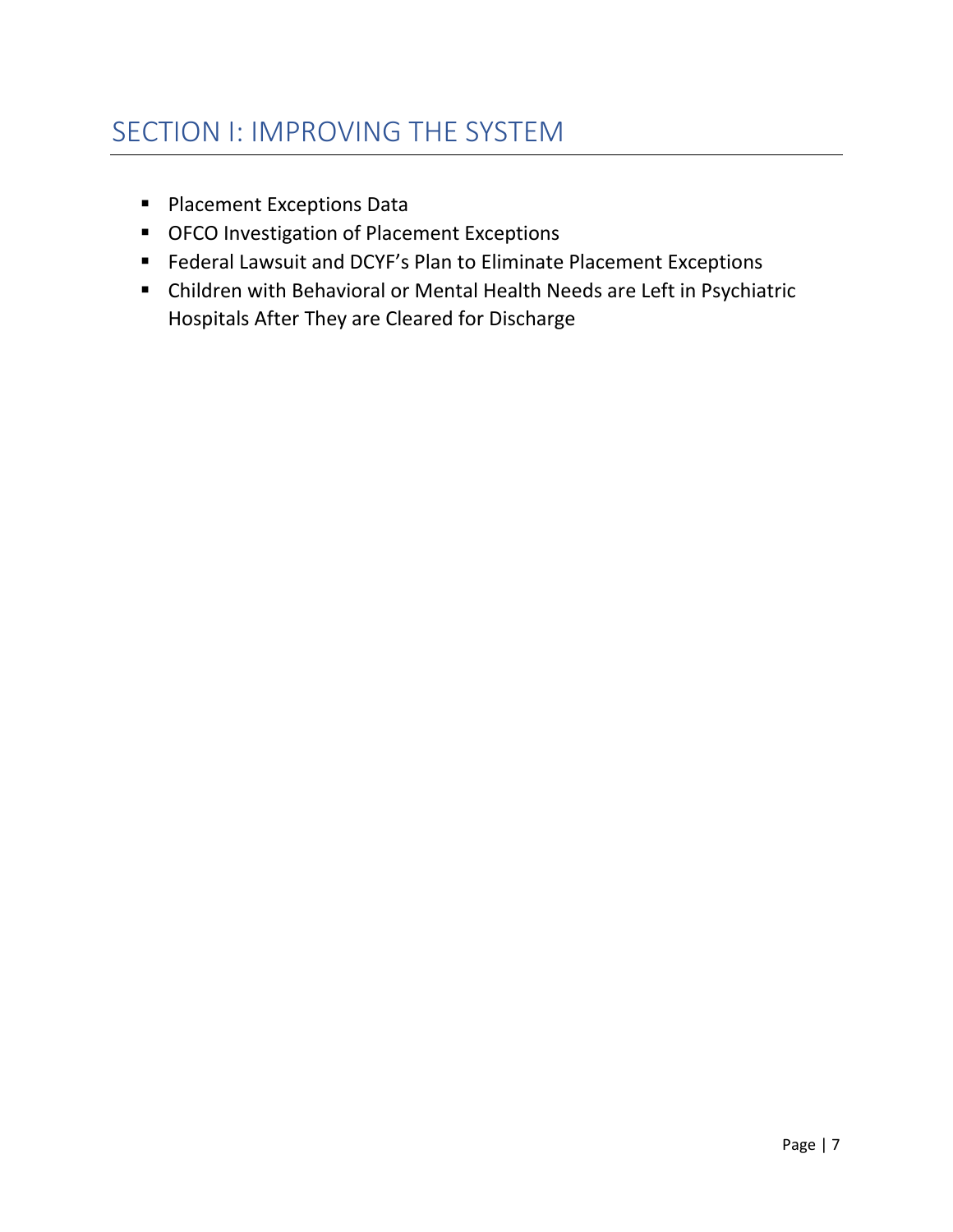# SECTION I: IMPROVING THE SYSTEM

- Placement Exceptions Data
- OFCO Investigation of Placement Exceptions
- Federal Lawsuit and DCYF's Plan to Eliminate Placement Exceptions
- Children with Behavioral or Mental Health Needs are Left in Psychiatric Hospitals After They are Cleared for Discharge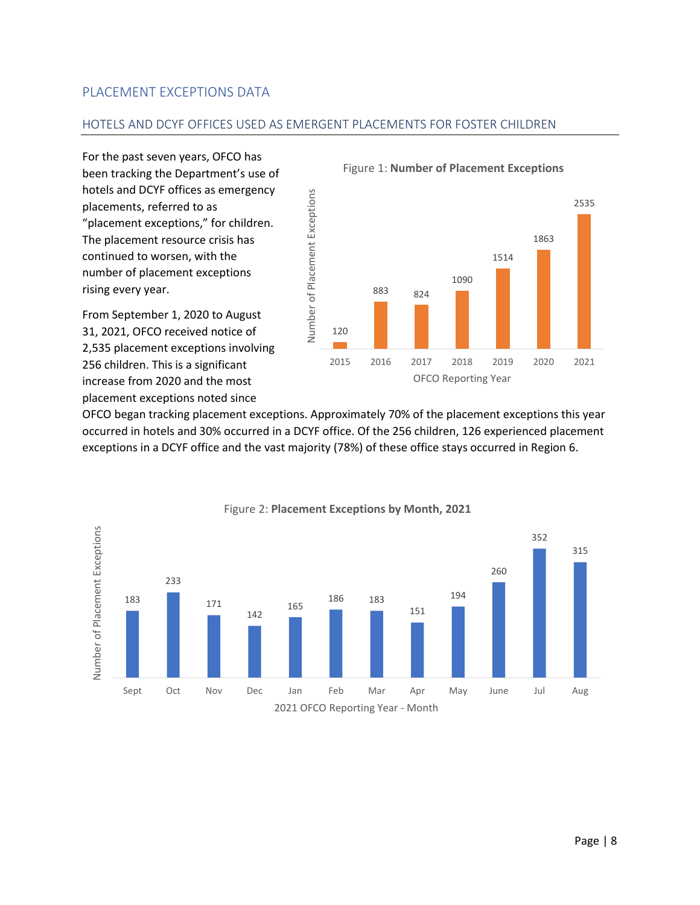## PLACEMENT EXCEPTIONS DATA

### HOTELS AND DCYF OFFICES USED AS EMERGENT PLACEMENTS FOR FOSTER CHILDREN

For the past seven years, OFCO has been tracking the Department's use of hotels and DCYF offices as emergency placements, referred to as "placement exceptions," for children. The placement resource crisis has continued to worsen, with the number of placement exceptions rising every year.

From September 1, 2020 to August 31, 2021, OFCO received notice of 2,535 placement exceptions involving 256 children. This is a significant increase from 2020 and the most placement exceptions noted since OFCO began tracking placement exceptions. Approximately 70% of the placement exceptions this year occurred in hotels and 30% occurred in a DCYF office. Of the 256 children, 126 experienced placement exceptions in a DCYF office and the vast majority (78%) of these office stays occurred in Region 6.

Figure 1: **Number of Placement Exceptions**

| OFCO Reporting Year | Number of Placement Exceptions |
| --- | --- |
| 2015 | 120 |
| 2016 | 883 |
| 2017 | 824 |
| 2018 | 1090 |
| 2019 | 1514 |
| 2020 | 1863 |
| 2021 | 2535 |

Figure 2: **Placement Exceptions by Month, 2021**

| 2021 OFCO Reporting Year - Month | Number of Placement Exceptions |
| --- | --- |
| Sept | 183 |
| Oct | 233 |
| Nov | 171 |
| Dec | 142 |
| Jan | 165 |
| Feb | 186 |
| Mar | 183 |
| Apr | 151 |
| May | 194 |
| June | 260 |
| Jul | 352 |
| Aug | 315 |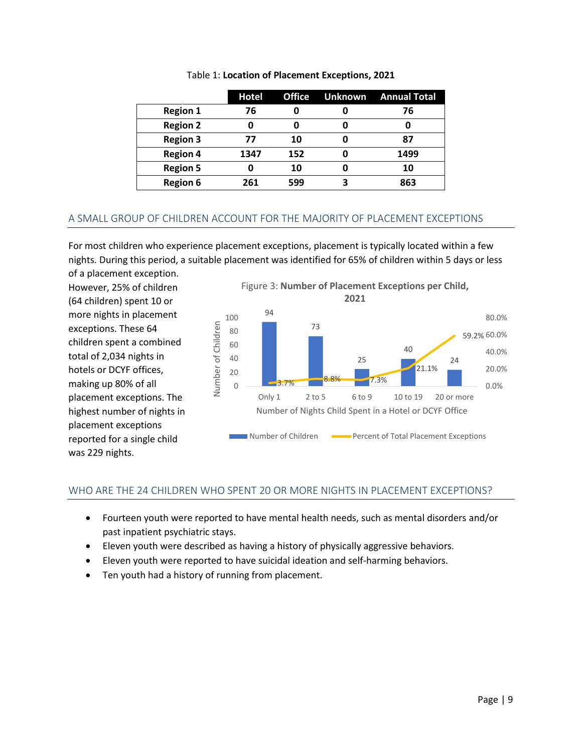Table 1: **Location of Placement Exceptions, 2021**

| | Hotel | Office | Unknown | Annual Total |
|---|---|---|---|---|
| **Region 1** | 76 | 0 | 0 | 76 |
| **Region 2** | 0 | 0 | 0 | 0 |
| **Region 3** | 77 | 10 | 0 | 87 |
| **Region 4** | 1347 | 152 | 0 | 1499 |
| **Region 5** | 0 | 10 | 0 | 10 |
| **Region 6** | 261 | 599 | 3 | 863 |

## A SMALL GROUP OF CHILDREN ACCOUNT FOR THE MAJORITY OF PLACEMENT EXCEPTIONS

For most children who experience placement exceptions, placement is typically located within a few nights. During this period, a suitable placement was identified for 65% of children within 5 days or less of a placement exception. However, 25% of children (64 children) spent 10 or more nights in placement exceptions. These 64 children spent a combined total of 2,034 nights in hotels or DCYF offices, making up 80% of all placement exceptions. The highest number of nights in placement exceptions reported for a single child was 229 nights.

Figure 3: **Number of Placement Exceptions per Child, 2021**

| Number of Nights Child Spent in a Hotel or DCYF Office | Number of Children | Percent of Total Placement Exceptions |
|---|---|---|
| Only 1 | 94 | 3.7% |
| 2 to 5 | 73 | 8.8% |
| 6 to 9 | 25 | 7.3% |
| 10 to 19 | 40 | 21.1% |
| 20 or more | 24 | 59.2% |

## WHO ARE THE 24 CHILDREN WHO SPENT 20 OR MORE NIGHTS IN PLACEMENT EXCEPTIONS?

- Fourteen youth were reported to have mental health needs, such as mental disorders and/or past inpatient psychiatric stays.
- Eleven youth were described as having a history of physically aggressive behaviors.
- Eleven youth were reported to have suicidal ideation and self-harming behaviors.
- Ten youth had a history of running from placement.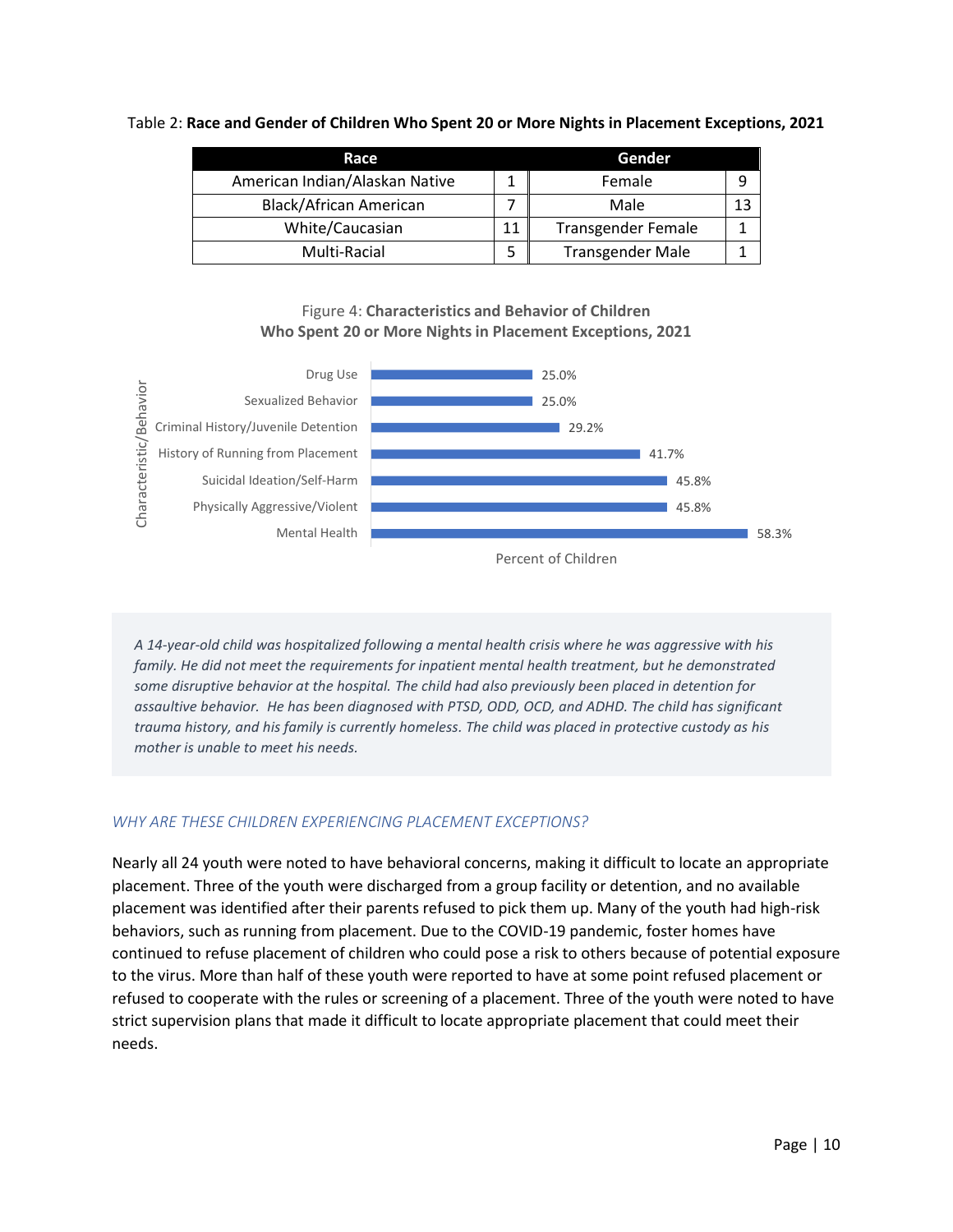Table 2: **Race and Gender of Children Who Spent 20 or More Nights in Placement Exceptions, 2021**

| Race | | Gender | |
|---|---|---|---|
| American Indian/Alaskan Native | 1 | Female | 9 |
| Black/African American | 7 | Male | 13 |
| White/Caucasian | 11 | Transgender Female | 1 |
| Multi-Racial | 5 | Transgender Male | 1 |

Figure 4: **Characteristics and Behavior of Children Who Spent 20 or More Nights in Placement Exceptions, 2021**

| Characteristic/Behavior | Percent of Children |
|---|---|
| Drug Use | 25.0% |
| Sexualized Behavior | 25.0% |
| Criminal History/Juvenile Detention | 29.2% |
| History of Running from Placement | 41.7% |
| Suicidal Ideation/Self-Harm | 45.8% |
| Physically Aggressive/Violent | 45.8% |
| Mental Health | 58.3% |

*A 14-year-old child was hospitalized following a mental health crisis where he was aggressive with his family. He did not meet the requirements for inpatient mental health treatment, but he demonstrated some disruptive behavior at the hospital. The child had also previously been placed in detention for assaultive behavior. He has been diagnosed with PTSD, ODD, OCD, and ADHD. The child has significant trauma history, and his family is currently homeless. The child was placed in protective custody as his mother is unable to meet his needs.*

### *WHY ARE THESE CHILDREN EXPERIENCING PLACEMENT EXCEPTIONS?*

Nearly all 24 youth were noted to have behavioral concerns, making it difficult to locate an appropriate placement. Three of the youth were discharged from a group facility or detention, and no available placement was identified after their parents refused to pick them up. Many of the youth had high-risk behaviors, such as running from placement. Due to the COVID-19 pandemic, foster homes have continued to refuse placement of children who could pose a risk to others because of potential exposure to the virus. More than half of these youth were reported to have at some point refused placement or refused to cooperate with the rules or screening of a placement. Three of the youth were noted to have strict supervision plans that made it difficult to locate appropriate placement that could meet their needs.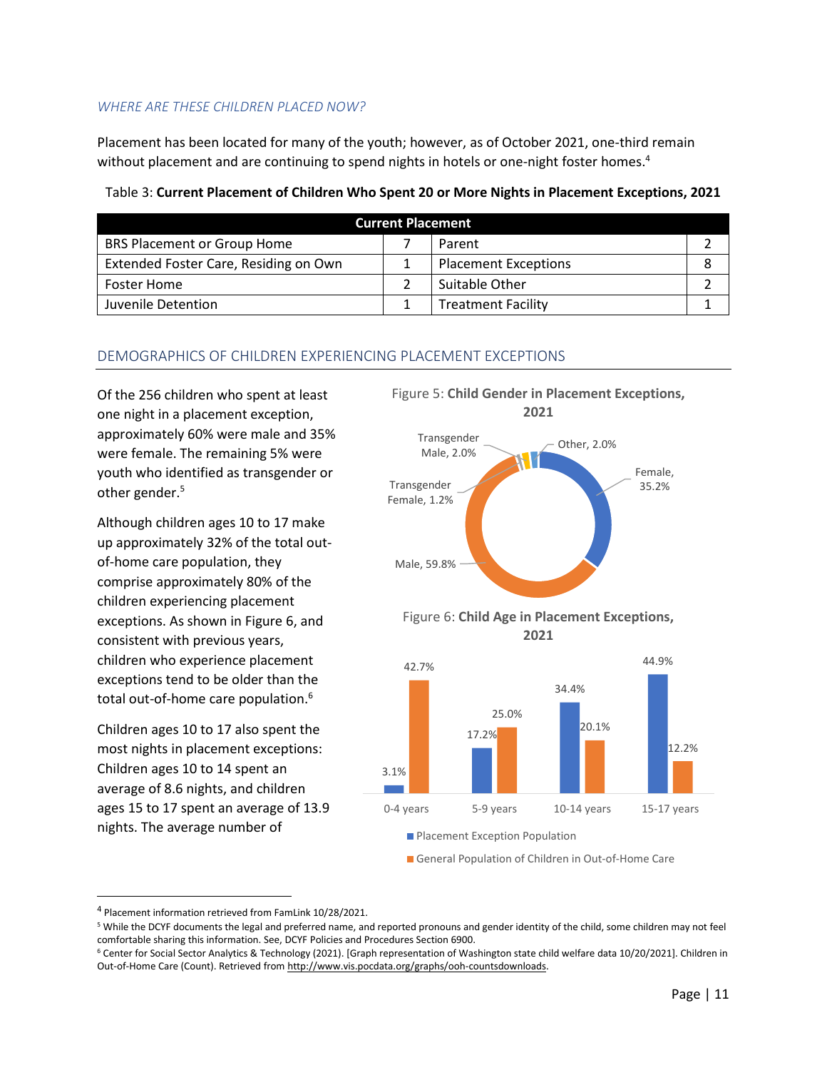*WHERE ARE THESE CHILDREN PLACED NOW?*

Placement has been located for many of the youth; however, as of October 2021, one-third remain without placement and are continuing to spend nights in hotels or one-night foster homes.[4]

Table 3: **Current Placement of Children Who Spent 20 or More Nights in Placement Exceptions, 2021**

| Current Placement | | | |
|---|---|---|---|
| BRS Placement or Group Home | 7 | Parent | 2 |
| Extended Foster Care, Residing on Own | 1 | Placement Exceptions | 8 |
| Foster Home | 2 | Suitable Other | 2 |
| Juvenile Detention | 1 | Treatment Facility | 1 |

## DEMOGRAPHICS OF CHILDREN EXPERIENCING PLACEMENT EXCEPTIONS

Of the 256 children who spent at least one night in a placement exception, approximately 60% were male and 35% were female. The remaining 5% were youth who identified as transgender or other gender.[5]

Although children ages 10 to 17 make up approximately 32% of the total out-of-home care population, they comprise approximately 80% of the children experiencing placement exceptions. As shown in Figure 6, and consistent with previous years, children who experience placement exceptions tend to be older than the total out-of-home care population.[6]

Children ages 10 to 17 also spent the most nights in placement exceptions: Children ages 10 to 14 spent an average of 8.6 nights, and children ages 15 to 17 spent an average of 13.9 nights. The average number of

Figure 5: **Child Gender in Placement Exceptions, 2021**

| Gender | Percent |
|---|---|
| Female | 35.2% |
| Male | 59.8% |
| Transgender Female | 1.2% |
| Transgender Male | 2.0% |
| Other | 2.0% |

Figure 6: **Child Age in Placement Exceptions, 2021**

| Age | Placement Exception Population | General Population of Children in Out-of-Home Care |
|---|---|---|
| 0-4 years | 3.1% | 42.7% |
| 5-9 years | 17.2% | 25.0% |
| 10-14 years | 34.4% | 20.1% |
| 15-17 years | 44.9% | 12.2% |

---

[4] Placement information retrieved from FamLink 10/28/2021.

[5] While the DCYF documents the legal and preferred name, and reported pronouns and gender identity of the child, some children may not feel comfortable sharing this information. See, DCYF Policies and Procedures Section 6900.

[6] Center for Social Sector Analytics & Technology (2021). [Graph representation of Washington state child welfare data 10/20/2021]. Children in Out-of-Home Care (Count). Retrieved from http://www.vis.pocdata.org/graphs/ooh-countsdownloads.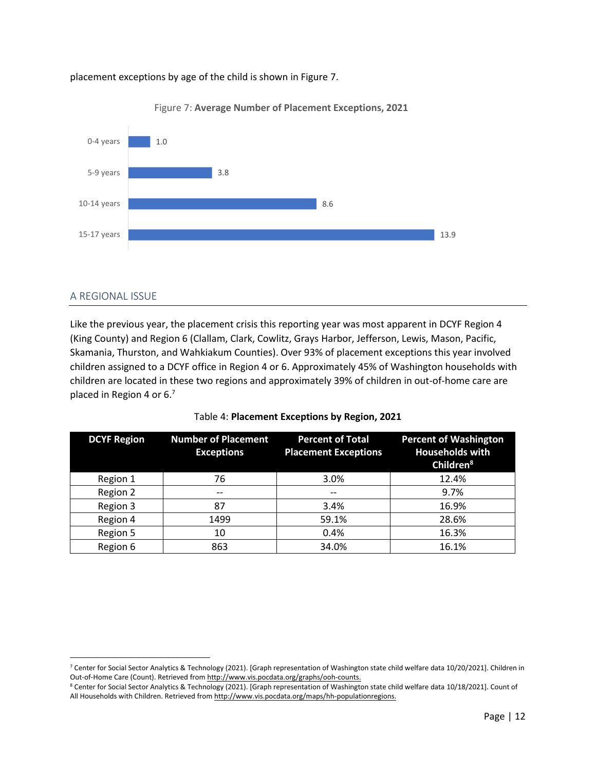placement exceptions by age of the child is shown in Figure 7.

Figure 7: **Average Number of Placement Exceptions, 2021**

| Age | Average Number of Placement Exceptions |
|---|---|
| 0-4 years | 1.0 |
| 5-9 years | 3.8 |
| 10-14 years | 8.6 |
| 15-17 years | 13.9 |

## A REGIONAL ISSUE

Like the previous year, the placement crisis this reporting year was most apparent in DCYF Region 4 (King County) and Region 6 (Clallam, Clark, Cowlitz, Grays Harbor, Jefferson, Lewis, Mason, Pacific, Skamania, Thurston, and Wahkiakum Counties). Over 93% of placement exceptions this year involved children assigned to a DCYF office in Region 4 or 6. Approximately 45% of Washington households with children are located in these two regions and approximately 39% of children in out-of-home care are placed in Region 4 or 6.[7]

Table 4: **Placement Exceptions by Region, 2021**

| DCYF Region | Number of Placement Exceptions | Percent of Total Placement Exceptions | Percent of Washington Households with Children[8] |
|---|---|---|---|
| Region 1 | 76 | 3.0% | 12.4% |
| Region 2 | -- | -- | 9.7% |
| Region 3 | 87 | 3.4% | 16.9% |
| Region 4 | 1499 | 59.1% | 28.6% |
| Region 5 | 10 | 0.4% | 16.3% |
| Region 6 | 863 | 34.0% | 16.1% |

[7] Center for Social Sector Analytics & Technology (2021). [Graph representation of Washington state child welfare data 10/20/2021]. Children in Out-of-Home Care (Count). Retrieved from http://www.vis.pocdata.org/graphs/ooh-counts.

[8] Center for Social Sector Analytics & Technology (2021). [Graph representation of Washington state child welfare data 10/18/2021]. Count of All Households with Children. Retrieved from http://www.vis.pocdata.org/maps/hh-populationregions.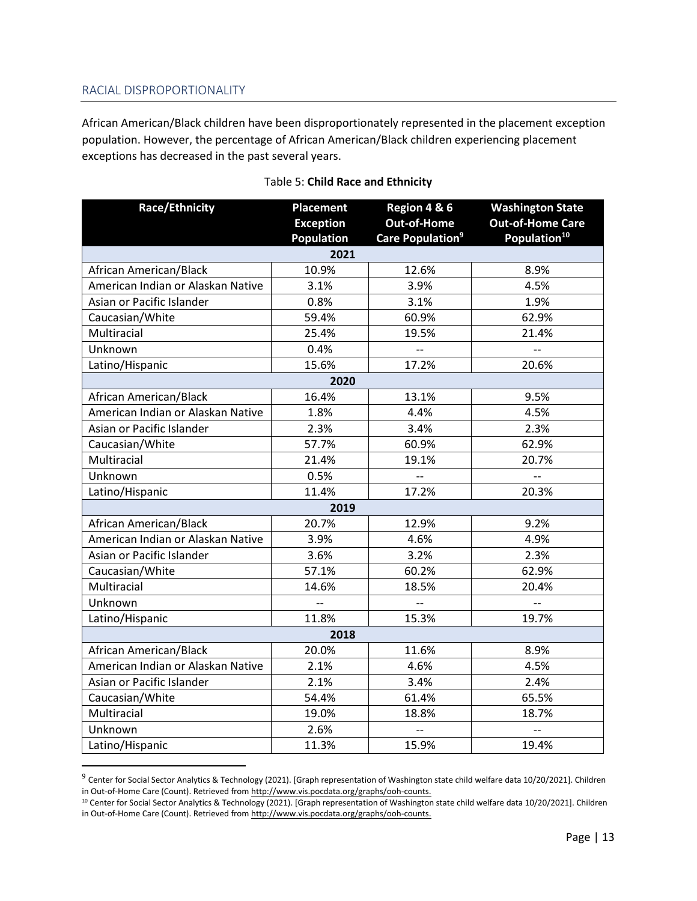## RACIAL DISPROPORTIONALITY

African American/Black children have been disproportionately represented in the placement exception population. However, the percentage of African American/Black children experiencing placement exceptions has decreased in the past several years.

Table 5: **Child Race and Ethnicity**

| Race/Ethnicity | Placement Exception Population | Region 4 & 6 Out-of-Home Care Population[9] | Washington State Out-of-Home Care Population[10] |
|---|---|---|---|
| **2021** | | | |
| African American/Black | 10.9% | 12.6% | 8.9% |
| American Indian or Alaskan Native | 3.1% | 3.9% | 4.5% |
| Asian or Pacific Islander | 0.8% | 3.1% | 1.9% |
| Caucasian/White | 59.4% | 60.9% | 62.9% |
| Multiracial | 25.4% | 19.5% | 21.4% |
| Unknown | 0.4% | -- | -- |
| Latino/Hispanic | 15.6% | 17.2% | 20.6% |
| **2020** | | | |
| African American/Black | 16.4% | 13.1% | 9.5% |
| American Indian or Alaskan Native | 1.8% | 4.4% | 4.5% |
| Asian or Pacific Islander | 2.3% | 3.4% | 2.3% |
| Caucasian/White | 57.7% | 60.9% | 62.9% |
| Multiracial | 21.4% | 19.1% | 20.7% |
| Unknown | 0.5% | -- | -- |
| Latino/Hispanic | 11.4% | 17.2% | 20.3% |
| **2019** | | | |
| African American/Black | 20.7% | 12.9% | 9.2% |
| American Indian or Alaskan Native | 3.9% | 4.6% | 4.9% |
| Asian or Pacific Islander | 3.6% | 3.2% | 2.3% |
| Caucasian/White | 57.1% | 60.2% | 62.9% |
| Multiracial | 14.6% | 18.5% | 20.4% |
| Unknown | -- | -- | -- |
| Latino/Hispanic | 11.8% | 15.3% | 19.7% |
| **2018** | | | |
| African American/Black | 20.0% | 11.6% | 8.9% |
| American Indian or Alaskan Native | 2.1% | 4.6% | 4.5% |
| Asian or Pacific Islander | 2.1% | 3.4% | 2.4% |
| Caucasian/White | 54.4% | 61.4% | 65.5% |
| Multiracial | 19.0% | 18.8% | 18.7% |
| Unknown | 2.6% | -- | -- |
| Latino/Hispanic | 11.3% | 15.9% | 19.4% |

[9] Center for Social Sector Analytics & Technology (2021). [Graph representation of Washington state child welfare data 10/20/2021]. Children in Out-of-Home Care (Count). Retrieved from http://www.vis.pocdata.org/graphs/ooh-counts.

[10] Center for Social Sector Analytics & Technology (2021). [Graph representation of Washington state child welfare data 10/20/2021]. Children in Out-of-Home Care (Count). Retrieved from http://www.vis.pocdata.org/graphs/ooh-counts.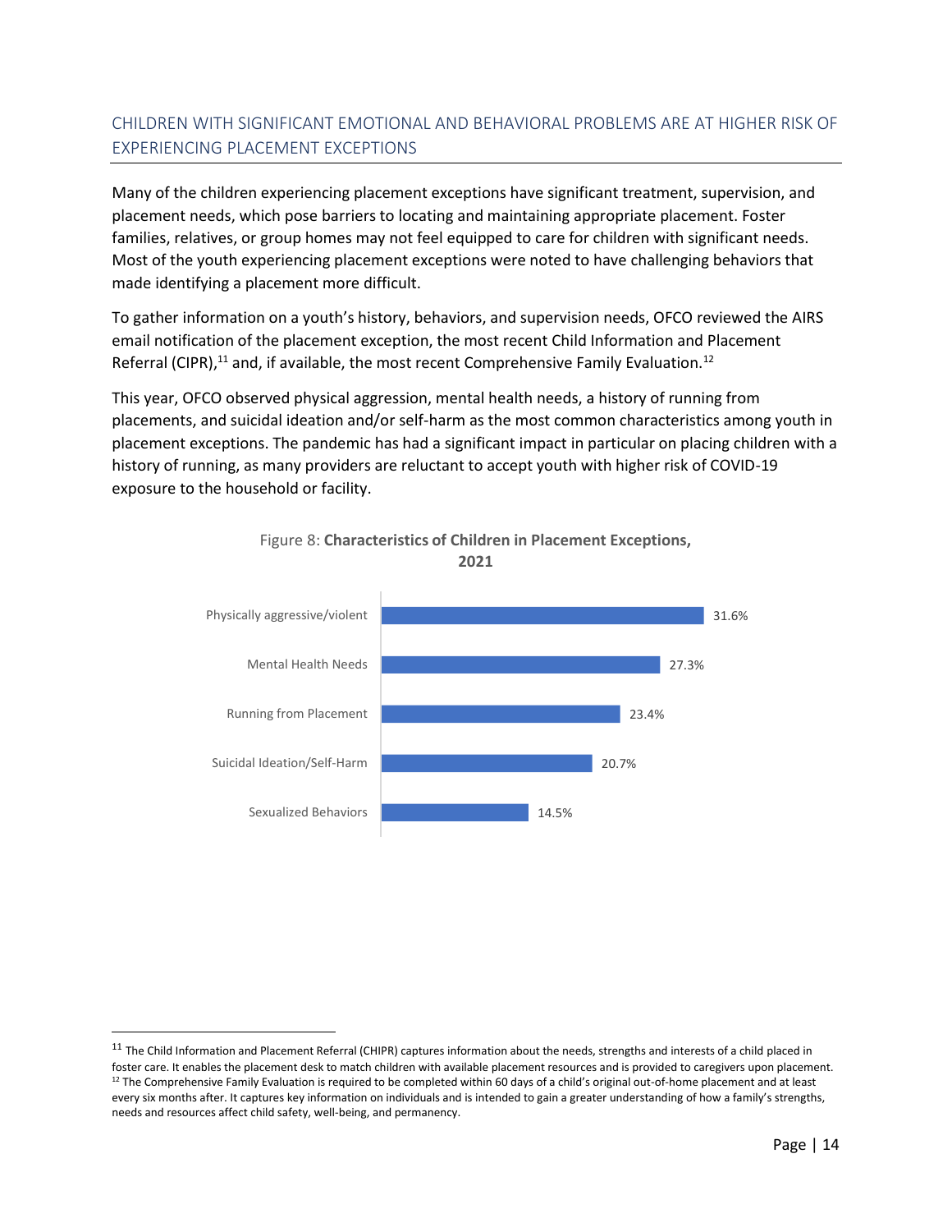## CHILDREN WITH SIGNIFICANT EMOTIONAL AND BEHAVIORAL PROBLEMS ARE AT HIGHER RISK OF EXPERIENCING PLACEMENT EXCEPTIONS

Many of the children experiencing placement exceptions have significant treatment, supervision, and placement needs, which pose barriers to locating and maintaining appropriate placement. Foster families, relatives, or group homes may not feel equipped to care for children with significant needs. Most of the youth experiencing placement exceptions were noted to have challenging behaviors that made identifying a placement more difficult.

To gather information on a youth's history, behaviors, and supervision needs, OFCO reviewed the AIRS email notification of the placement exception, the most recent Child Information and Placement Referral (CIPR),[11] and, if available, the most recent Comprehensive Family Evaluation.[12]

This year, OFCO observed physical aggression, mental health needs, a history of running from placements, and suicidal ideation and/or self-harm as the most common characteristics among youth in placement exceptions. The pandemic has had a significant impact in particular on placing children with a history of running, as many providers are reluctant to accept youth with higher risk of COVID-19 exposure to the household or facility.

Figure 8: **Characteristics of Children in Placement Exceptions, 2021**

| Characteristic | Percent |
| --- | --- |
| Physically aggressive/violent | 31.6% |
| Mental Health Needs | 27.3% |
| Running from Placement | 23.4% |
| Suicidal Ideation/Self-Harm | 20.7% |
| Sexualized Behaviors | 14.5% |

[11] The Child Information and Placement Referral (CHIPR) captures information about the needs, strengths and interests of a child placed in foster care. It enables the placement desk to match children with available placement resources and is provided to caregivers upon placement.

[12] The Comprehensive Family Evaluation is required to be completed within 60 days of a child's original out-of-home placement and at least every six months after. It captures key information on individuals and is intended to gain a greater understanding of how a family's strengths, needs and resources affect child safety, well-being, and permanency.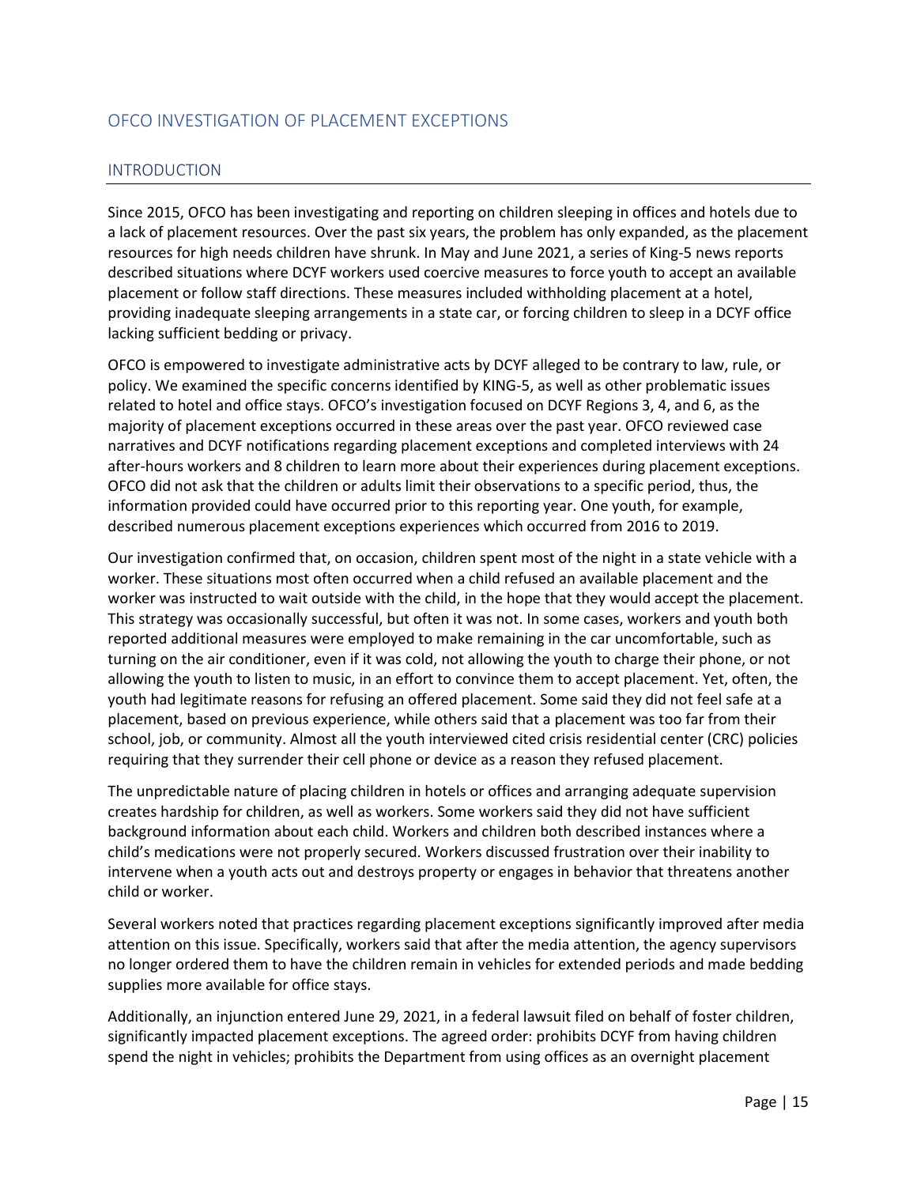## OFCO INVESTIGATION OF PLACEMENT EXCEPTIONS

### INTRODUCTION

Since 2015, OFCO has been investigating and reporting on children sleeping in offices and hotels due to a lack of placement resources. Over the past six years, the problem has only expanded, as the placement resources for high needs children have shrunk. In May and June 2021, a series of King-5 news reports described situations where DCYF workers used coercive measures to force youth to accept an available placement or follow staff directions. These measures included withholding placement at a hotel, providing inadequate sleeping arrangements in a state car, or forcing children to sleep in a DCYF office lacking sufficient bedding or privacy.

OFCO is empowered to investigate administrative acts by DCYF alleged to be contrary to law, rule, or policy. We examined the specific concerns identified by KING-5, as well as other problematic issues related to hotel and office stays. OFCO's investigation focused on DCYF Regions 3, 4, and 6, as the majority of placement exceptions occurred in these areas over the past year. OFCO reviewed case narratives and DCYF notifications regarding placement exceptions and completed interviews with 24 after-hours workers and 8 children to learn more about their experiences during placement exceptions. OFCO did not ask that the children or adults limit their observations to a specific period, thus, the information provided could have occurred prior to this reporting year. One youth, for example, described numerous placement exceptions experiences which occurred from 2016 to 2019.

Our investigation confirmed that, on occasion, children spent most of the night in a state vehicle with a worker. These situations most often occurred when a child refused an available placement and the worker was instructed to wait outside with the child, in the hope that they would accept the placement. This strategy was occasionally successful, but often it was not. In some cases, workers and youth both reported additional measures were employed to make remaining in the car uncomfortable, such as turning on the air conditioner, even if it was cold, not allowing the youth to charge their phone, or not allowing the youth to listen to music, in an effort to convince them to accept placement. Yet, often, the youth had legitimate reasons for refusing an offered placement. Some said they did not feel safe at a placement, based on previous experience, while others said that a placement was too far from their school, job, or community. Almost all the youth interviewed cited crisis residential center (CRC) policies requiring that they surrender their cell phone or device as a reason they refused placement.

The unpredictable nature of placing children in hotels or offices and arranging adequate supervision creates hardship for children, as well as workers. Some workers said they did not have sufficient background information about each child. Workers and children both described instances where a child's medications were not properly secured. Workers discussed frustration over their inability to intervene when a youth acts out and destroys property or engages in behavior that threatens another child or worker.

Several workers noted that practices regarding placement exceptions significantly improved after media attention on this issue. Specifically, workers said that after the media attention, the agency supervisors no longer ordered them to have the children remain in vehicles for extended periods and made bedding supplies more available for office stays.

Additionally, an injunction entered June 29, 2021, in a federal lawsuit filed on behalf of foster children, significantly impacted placement exceptions. The agreed order: prohibits DCYF from having children spend the night in vehicles; prohibits the Department from using offices as an overnight placement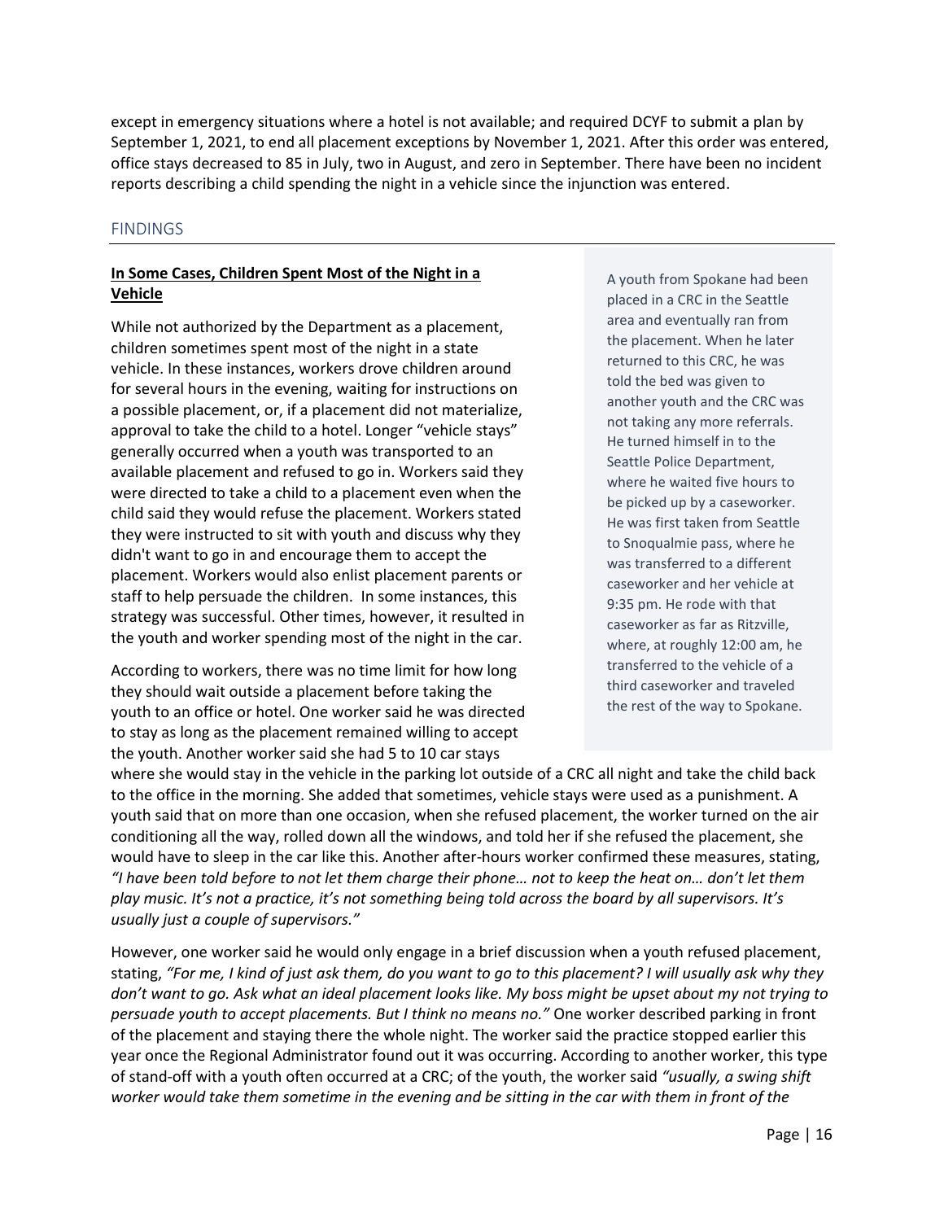except in emergency situations where a hotel is not available; and required DCYF to submit a plan by September 1, 2021, to end all placement exceptions by November 1, 2021. After this order was entered, office stays decreased to 85 in July, two in August, and zero in September. There have been no incident reports describing a child spending the night in a vehicle since the injunction was entered.

## FINDINGS

**In Some Cases, Children Spent Most of the Night in a Vehicle**

While not authorized by the Department as a placement, children sometimes spent most of the night in a state vehicle. In these instances, workers drove children around for several hours in the evening, waiting for instructions on a possible placement, or, if a placement did not materialize, approval to take the child to a hotel. Longer "vehicle stays" generally occurred when a youth was transported to an available placement and refused to go in. Workers said they were directed to take a child to a placement even when the child said they would refuse the placement. Workers stated they were instructed to sit with youth and discuss why they didn't want to go in and encourage them to accept the placement. Workers would also enlist placement parents or staff to help persuade the children. In some instances, this strategy was successful. Other times, however, it resulted in the youth and worker spending most of the night in the car.

> A youth from Spokane had been placed in a CRC in the Seattle area and eventually ran from the placement. When he later returned to this CRC, he was told the bed was given to another youth and the CRC was not taking any more referrals. He turned himself in to the Seattle Police Department, where he waited five hours to be picked up by a caseworker. He was first taken from Seattle to Snoqualmie pass, where he was transferred to a different caseworker and her vehicle at 9:35 pm. He rode with that caseworker as far as Ritzville, where, at roughly 12:00 am, he transferred to the vehicle of a third caseworker and traveled the rest of the way to Spokane.

According to workers, there was no time limit for how long they should wait outside a placement before taking the youth to an office or hotel. One worker said he was directed to stay as long as the placement remained willing to accept the youth. Another worker said she had 5 to 10 car stays where she would stay in the vehicle in the parking lot outside of a CRC all night and take the child back to the office in the morning. She added that sometimes, vehicle stays were used as a punishment. A youth said that on more than one occasion, when she refused placement, the worker turned on the air conditioning all the way, rolled down all the windows, and told her if she refused the placement, she would have to sleep in the car like this. Another after-hours worker confirmed these measures, stating, *"I have been told before to not let them charge their phone… not to keep the heat on… don't let them play music. It's not a practice, it's not something being told across the board by all supervisors. It's usually just a couple of supervisors."*

However, one worker said he would only engage in a brief discussion when a youth refused placement, stating, *"For me, I kind of just ask them, do you want to go to this placement? I will usually ask why they don't want to go. Ask what an ideal placement looks like. My boss might be upset about my not trying to persuade youth to accept placements. But I think no means no."* One worker described parking in front of the placement and staying there the whole night. The worker said the practice stopped earlier this year once the Regional Administrator found out it was occurring. According to another worker, this type of stand-off with a youth often occurred at a CRC; of the youth, the worker said *"usually, a swing shift worker would take them sometime in the evening and be sitting in the car with them in front of the*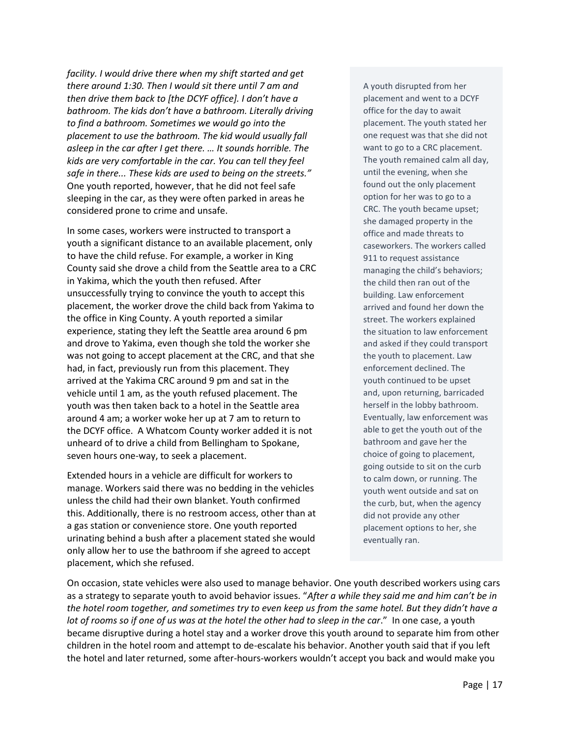*facility. I would drive there when my shift started and get there around 1:30. Then I would sit there until 7 am and then drive them back to [the DCYF office]. I don't have a bathroom. The kids don't have a bathroom. Literally driving to find a bathroom. Sometimes we would go into the placement to use the bathroom. The kid would usually fall asleep in the car after I get there. … It sounds horrible. The kids are very comfortable in the car. You can tell they feel safe in there... These kids are used to being on the streets."* One youth reported, however, that he did not feel safe sleeping in the car, as they were often parked in areas he considered prone to crime and unsafe.

In some cases, workers were instructed to transport a youth a significant distance to an available placement, only to have the child refuse. For example, a worker in King County said she drove a child from the Seattle area to a CRC in Yakima, which the youth then refused. After unsuccessfully trying to convince the youth to accept this placement, the worker drove the child back from Yakima to the office in King County. A youth reported a similar experience, stating they left the Seattle area around 6 pm and drove to Yakima, even though she told the worker she was not going to accept placement at the CRC, and that she had, in fact, previously run from this placement. They arrived at the Yakima CRC around 9 pm and sat in the vehicle until 1 am, as the youth refused placement. The youth was then taken back to a hotel in the Seattle area around 4 am; a worker woke her up at 7 am to return to the DCYF office. A Whatcom County worker added it is not unheard of to drive a child from Bellingham to Spokane, seven hours one-way, to seek a placement.

Extended hours in a vehicle are difficult for workers to manage. Workers said there was no bedding in the vehicles unless the child had their own blanket. Youth confirmed this. Additionally, there is no restroom access, other than at a gas station or convenience store. One youth reported urinating behind a bush after a placement stated she would only allow her to use the bathroom if she agreed to accept placement, which she refused.

> A youth disrupted from her placement and went to a DCYF office for the day to await placement. The youth stated her one request was that she did not want to go to a CRC placement. The youth remained calm all day, until the evening, when she found out the only placement option for her was to go to a CRC. The youth became upset; she damaged property in the office and made threats to caseworkers. The workers called 911 to request assistance managing the child's behaviors; the child then ran out of the building. Law enforcement arrived and found her down the street. The workers explained the situation to law enforcement and asked if they could transport the youth to placement. Law enforcement declined. The youth continued to be upset and, upon returning, barricaded herself in the lobby bathroom. Eventually, law enforcement was able to get the youth out of the bathroom and gave her the choice of going to placement, going outside to sit on the curb to calm down, or running. The youth went outside and sat on the curb, but, when the agency did not provide any other placement options to her, she eventually ran.

On occasion, state vehicles were also used to manage behavior. One youth described workers using cars as a strategy to separate youth to avoid behavior issues. "*After a while they said me and him can't be in the hotel room together, and sometimes try to even keep us from the same hotel. But they didn't have a lot of rooms so if one of us was at the hotel the other had to sleep in the car*." In one case, a youth became disruptive during a hotel stay and a worker drove this youth around to separate him from other children in the hotel room and attempt to de-escalate his behavior. Another youth said that if you left the hotel and later returned, some after-hours-workers wouldn't accept you back and would make you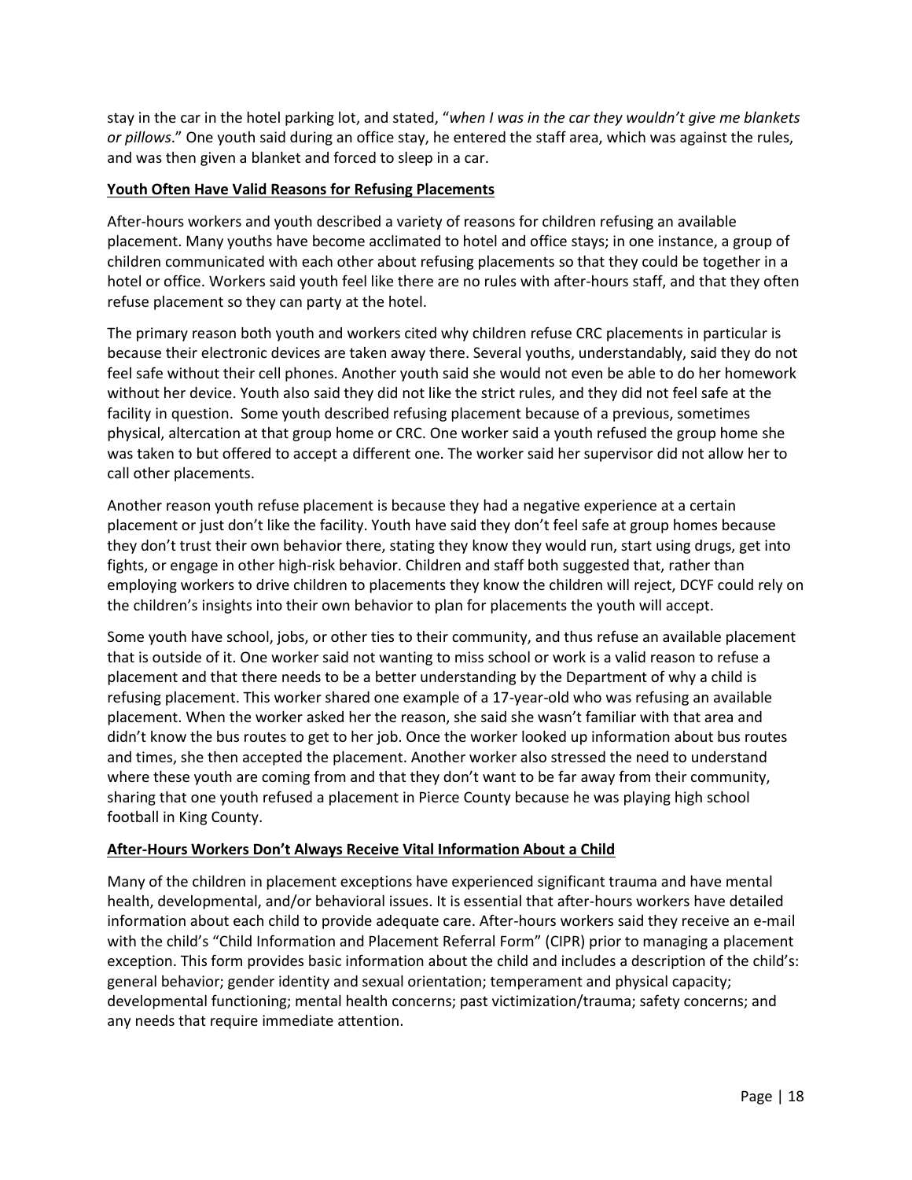stay in the car in the hotel parking lot, and stated, "*when I was in the car they wouldn't give me blankets or pillows*." One youth said during an office stay, he entered the staff area, which was against the rules, and was then given a blanket and forced to sleep in a car.

**Youth Often Have Valid Reasons for Refusing Placements**

After-hours workers and youth described a variety of reasons for children refusing an available placement. Many youths have become acclimated to hotel and office stays; in one instance, a group of children communicated with each other about refusing placements so that they could be together in a hotel or office. Workers said youth feel like there are no rules with after-hours staff, and that they often refuse placement so they can party at the hotel.

The primary reason both youth and workers cited why children refuse CRC placements in particular is because their electronic devices are taken away there. Several youths, understandably, said they do not feel safe without their cell phones. Another youth said she would not even be able to do her homework without her device. Youth also said they did not like the strict rules, and they did not feel safe at the facility in question. Some youth described refusing placement because of a previous, sometimes physical, altercation at that group home or CRC. One worker said a youth refused the group home she was taken to but offered to accept a different one. The worker said her supervisor did not allow her to call other placements.

Another reason youth refuse placement is because they had a negative experience at a certain placement or just don't like the facility. Youth have said they don't feel safe at group homes because they don't trust their own behavior there, stating they know they would run, start using drugs, get into fights, or engage in other high-risk behavior. Children and staff both suggested that, rather than employing workers to drive children to placements they know the children will reject, DCYF could rely on the children's insights into their own behavior to plan for placements the youth will accept.

Some youth have school, jobs, or other ties to their community, and thus refuse an available placement that is outside of it. One worker said not wanting to miss school or work is a valid reason to refuse a placement and that there needs to be a better understanding by the Department of why a child is refusing placement. This worker shared one example of a 17-year-old who was refusing an available placement. When the worker asked her the reason, she said she wasn't familiar with that area and didn't know the bus routes to get to her job. Once the worker looked up information about bus routes and times, she then accepted the placement. Another worker also stressed the need to understand where these youth are coming from and that they don't want to be far away from their community, sharing that one youth refused a placement in Pierce County because he was playing high school football in King County.

**After-Hours Workers Don't Always Receive Vital Information About a Child**

Many of the children in placement exceptions have experienced significant trauma and have mental health, developmental, and/or behavioral issues. It is essential that after-hours workers have detailed information about each child to provide adequate care. After-hours workers said they receive an e-mail with the child's "Child Information and Placement Referral Form" (CIPR) prior to managing a placement exception. This form provides basic information about the child and includes a description of the child's: general behavior; gender identity and sexual orientation; temperament and physical capacity; developmental functioning; mental health concerns; past victimization/trauma; safety concerns; and any needs that require immediate attention.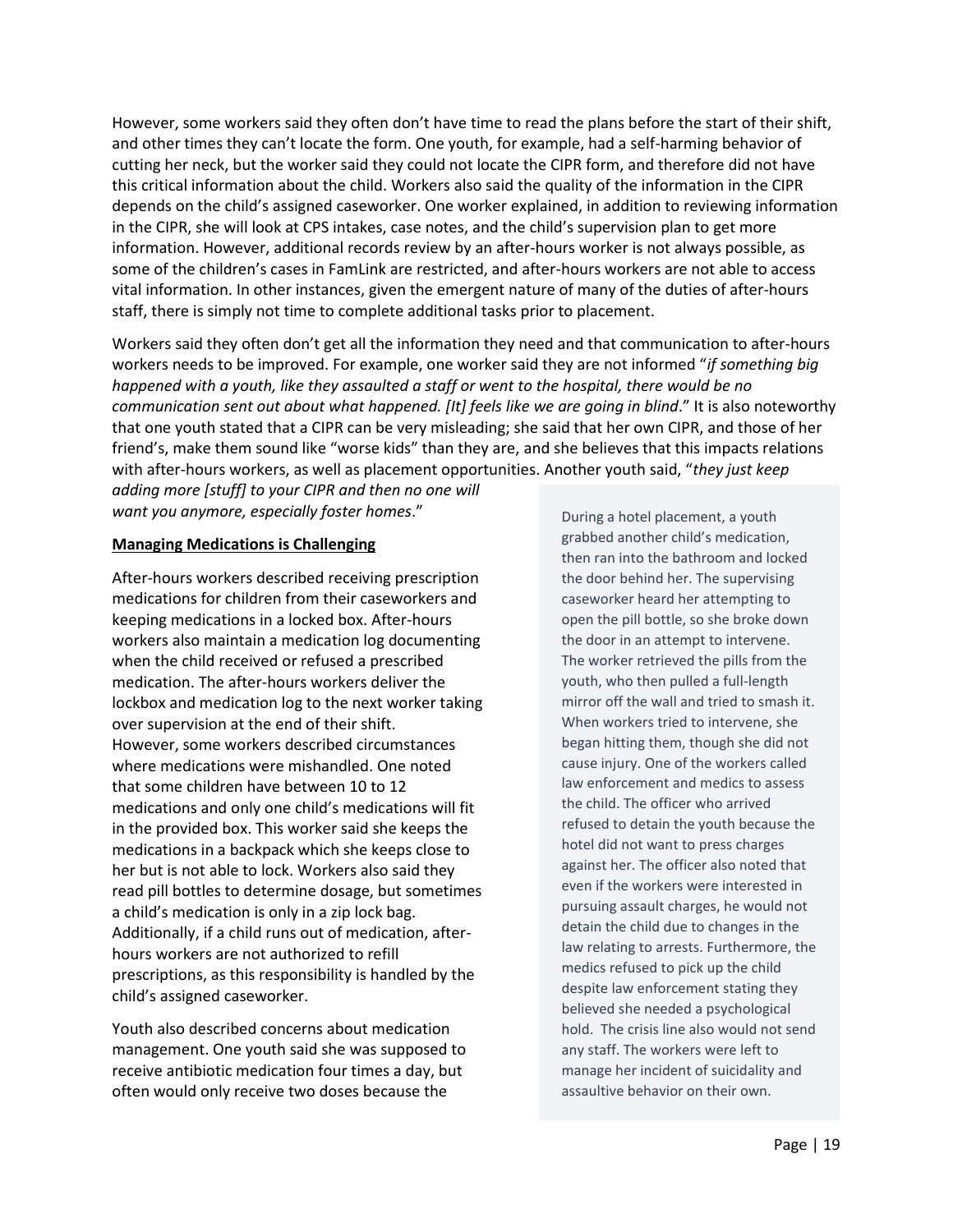However, some workers said they often don't have time to read the plans before the start of their shift, and other times they can't locate the form. One youth, for example, had a self-harming behavior of cutting her neck, but the worker said they could not locate the CIPR form, and therefore did not have this critical information about the child. Workers also said the quality of the information in the CIPR depends on the child's assigned caseworker. One worker explained, in addition to reviewing information in the CIPR, she will look at CPS intakes, case notes, and the child's supervision plan to get more information. However, additional records review by an after-hours worker is not always possible, as some of the children's cases in FamLink are restricted, and after-hours workers are not able to access vital information. In other instances, given the emergent nature of many of the duties of after-hours staff, there is simply not time to complete additional tasks prior to placement.

Workers said they often don't get all the information they need and that communication to after-hours workers needs to be improved. For example, one worker said they are not informed "*if something big happened with a youth, like they assaulted a staff or went to the hospital, there would be no communication sent out about what happened. [It] feels like we are going in blind*." It is also noteworthy that one youth stated that a CIPR can be very misleading; she said that her own CIPR, and those of her friend's, make them sound like "worse kids" than they are, and she believes that this impacts relations with after-hours workers, as well as placement opportunities. Another youth said, "*they just keep adding more [stuff] to your CIPR and then no one will want you anymore, especially foster homes*."

**Managing Medications is Challenging**

After-hours workers described receiving prescription medications for children from their caseworkers and keeping medications in a locked box. After-hours workers also maintain a medication log documenting when the child received or refused a prescribed medication. The after-hours workers deliver the lockbox and medication log to the next worker taking over supervision at the end of their shift.
However, some workers described circumstances where medications were mishandled. One noted that some children have between 10 to 12 medications and only one child's medications will fit in the provided box. This worker said she keeps the medications in a backpack which she keeps close to her but is not able to lock. Workers also said they read pill bottles to determine dosage, but sometimes a child's medication is only in a zip lock bag. Additionally, if a child runs out of medication, after-hours workers are not authorized to refill prescriptions, as this responsibility is handled by the child's assigned caseworker.

Youth also described concerns about medication management. One youth said she was supposed to receive antibiotic medication four times a day, but often would only receive two doses because the

> During a hotel placement, a youth grabbed another child's medication, then ran into the bathroom and locked the door behind her. The supervising caseworker heard her attempting to open the pill bottle, so she broke down the door in an attempt to intervene. The worker retrieved the pills from the youth, who then pulled a full-length mirror off the wall and tried to smash it. When workers tried to intervene, she began hitting them, though she did not cause injury. One of the workers called law enforcement and medics to assess the child. The officer who arrived refused to detain the youth because the hotel did not want to press charges against her. The officer also noted that even if the workers were interested in pursuing assault charges, he would not detain the child due to changes in the law relating to arrests. Furthermore, the medics refused to pick up the child despite law enforcement stating they believed she needed a psychological hold. The crisis line also would not send any staff. The workers were left to manage her incident of suicidality and assaultive behavior on their own.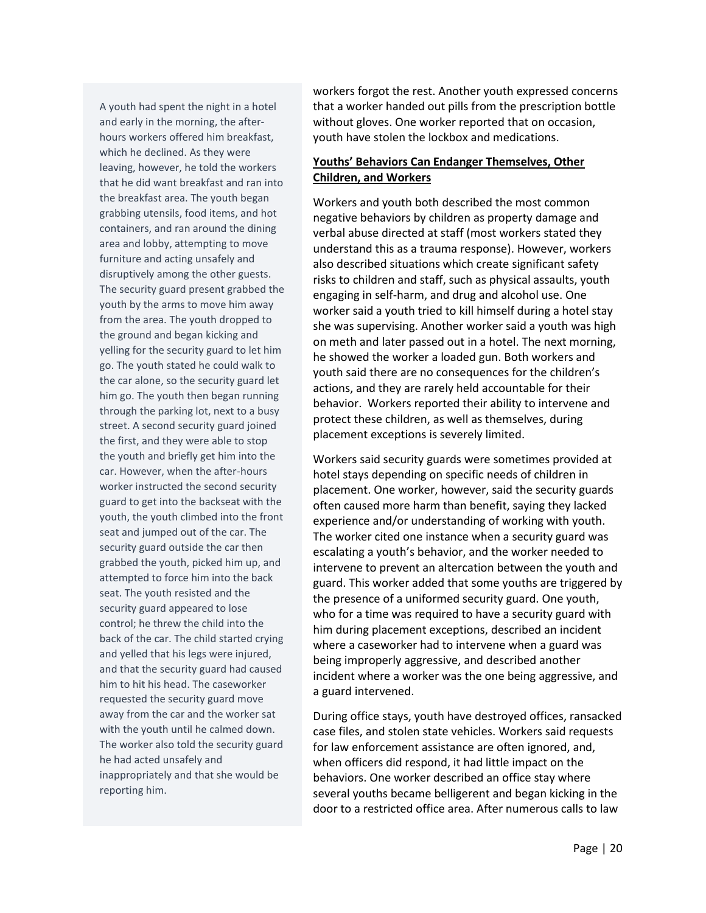A youth had spent the night in a hotel and early in the morning, the after-hours workers offered him breakfast, which he declined. As they were leaving, however, he told the workers that he did want breakfast and ran into the breakfast area. The youth began grabbing utensils, food items, and hot containers, and ran around the dining area and lobby, attempting to move furniture and acting unsafely and disruptively among the other guests. The security guard present grabbed the youth by the arms to move him away from the area. The youth dropped to the ground and began kicking and yelling for the security guard to let him go. The youth stated he could walk to the car alone, so the security guard let him go. The youth then began running through the parking lot, next to a busy street. A second security guard joined the first, and they were able to stop the youth and briefly get him into the car. However, when the after-hours worker instructed the second security guard to get into the backseat with the youth, the youth climbed into the front seat and jumped out of the car. The security guard outside the car then grabbed the youth, picked him up, and attempted to force him into the back seat. The youth resisted and the security guard appeared to lose control; he threw the child into the back of the car. The child started crying and yelled that his legs were injured, and that the security guard had caused him to hit his head. The caseworker requested the security guard move away from the car and the worker sat with the youth until he calmed down. The worker also told the security guard he had acted unsafely and inappropriately and that she would be reporting him.

workers forgot the rest. Another youth expressed concerns that a worker handed out pills from the prescription bottle without gloves. One worker reported that on occasion, youth have stolen the lockbox and medications.

**Youths' Behaviors Can Endanger Themselves, Other Children, and Workers**

Workers and youth both described the most common negative behaviors by children as property damage and verbal abuse directed at staff (most workers stated they understand this as a trauma response). However, workers also described situations which create significant safety risks to children and staff, such as physical assaults, youth engaging in self-harm, and drug and alcohol use. One worker said a youth tried to kill himself during a hotel stay she was supervising. Another worker said a youth was high on meth and later passed out in a hotel. The next morning, he showed the worker a loaded gun. Both workers and youth said there are no consequences for the children's actions, and they are rarely held accountable for their behavior. Workers reported their ability to intervene and protect these children, as well as themselves, during placement exceptions is severely limited.

Workers said security guards were sometimes provided at hotel stays depending on specific needs of children in placement. One worker, however, said the security guards often caused more harm than benefit, saying they lacked experience and/or understanding of working with youth. The worker cited one instance when a security guard was escalating a youth's behavior, and the worker needed to intervene to prevent an altercation between the youth and guard. This worker added that some youths are triggered by the presence of a uniformed security guard. One youth, who for a time was required to have a security guard with him during placement exceptions, described an incident where a caseworker had to intervene when a guard was being improperly aggressive, and described another incident where a worker was the one being aggressive, and a guard intervened.

During office stays, youth have destroyed offices, ransacked case files, and stolen state vehicles. Workers said requests for law enforcement assistance are often ignored, and, when officers did respond, it had little impact on the behaviors. One worker described an office stay where several youths became belligerent and began kicking in the door to a restricted office area. After numerous calls to law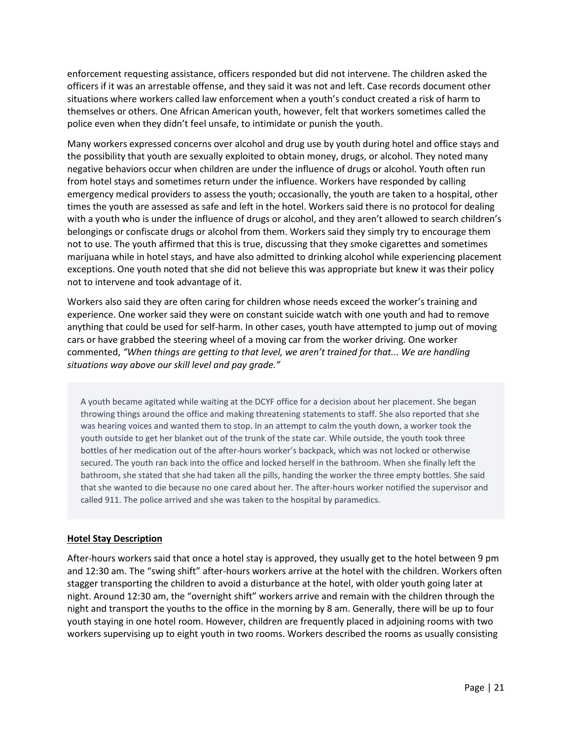enforcement requesting assistance, officers responded but did not intervene. The children asked the officers if it was an arrestable offense, and they said it was not and left. Case records document other situations where workers called law enforcement when a youth's conduct created a risk of harm to themselves or others. One African American youth, however, felt that workers sometimes called the police even when they didn't feel unsafe, to intimidate or punish the youth.

Many workers expressed concerns over alcohol and drug use by youth during hotel and office stays and the possibility that youth are sexually exploited to obtain money, drugs, or alcohol. They noted many negative behaviors occur when children are under the influence of drugs or alcohol. Youth often run from hotel stays and sometimes return under the influence. Workers have responded by calling emergency medical providers to assess the youth; occasionally, the youth are taken to a hospital, other times the youth are assessed as safe and left in the hotel. Workers said there is no protocol for dealing with a youth who is under the influence of drugs or alcohol, and they aren't allowed to search children's belongings or confiscate drugs or alcohol from them. Workers said they simply try to encourage them not to use. The youth affirmed that this is true, discussing that they smoke cigarettes and sometimes marijuana while in hotel stays, and have also admitted to drinking alcohol while experiencing placement exceptions. One youth noted that she did not believe this was appropriate but knew it was their policy not to intervene and took advantage of it.

Workers also said they are often caring for children whose needs exceed the worker's training and experience. One worker said they were on constant suicide watch with one youth and had to remove anything that could be used for self-harm. In other cases, youth have attempted to jump out of moving cars or have grabbed the steering wheel of a moving car from the worker driving. One worker commented, *"When things are getting to that level, we aren't trained for that... We are handling situations way above our skill level and pay grade."*

> A youth became agitated while waiting at the DCYF office for a decision about her placement. She began throwing things around the office and making threatening statements to staff. She also reported that she was hearing voices and wanted them to stop. In an attempt to calm the youth down, a worker took the youth outside to get her blanket out of the trunk of the state car. While outside, the youth took three bottles of her medication out of the after-hours worker's backpack, which was not locked or otherwise secured. The youth ran back into the office and locked herself in the bathroom. When she finally left the bathroom, she stated that she had taken all the pills, handing the worker the three empty bottles. She said that she wanted to die because no one cared about her. The after-hours worker notified the supervisor and called 911. The police arrived and she was taken to the hospital by paramedics.

**Hotel Stay Description**

After-hours workers said that once a hotel stay is approved, they usually get to the hotel between 9 pm and 12:30 am. The "swing shift" after-hours workers arrive at the hotel with the children. Workers often stagger transporting the children to avoid a disturbance at the hotel, with older youth going later at night. Around 12:30 am, the "overnight shift" workers arrive and remain with the children through the night and transport the youths to the office in the morning by 8 am. Generally, there will be up to four youth staying in one hotel room. However, children are frequently placed in adjoining rooms with two workers supervising up to eight youth in two rooms. Workers described the rooms as usually consisting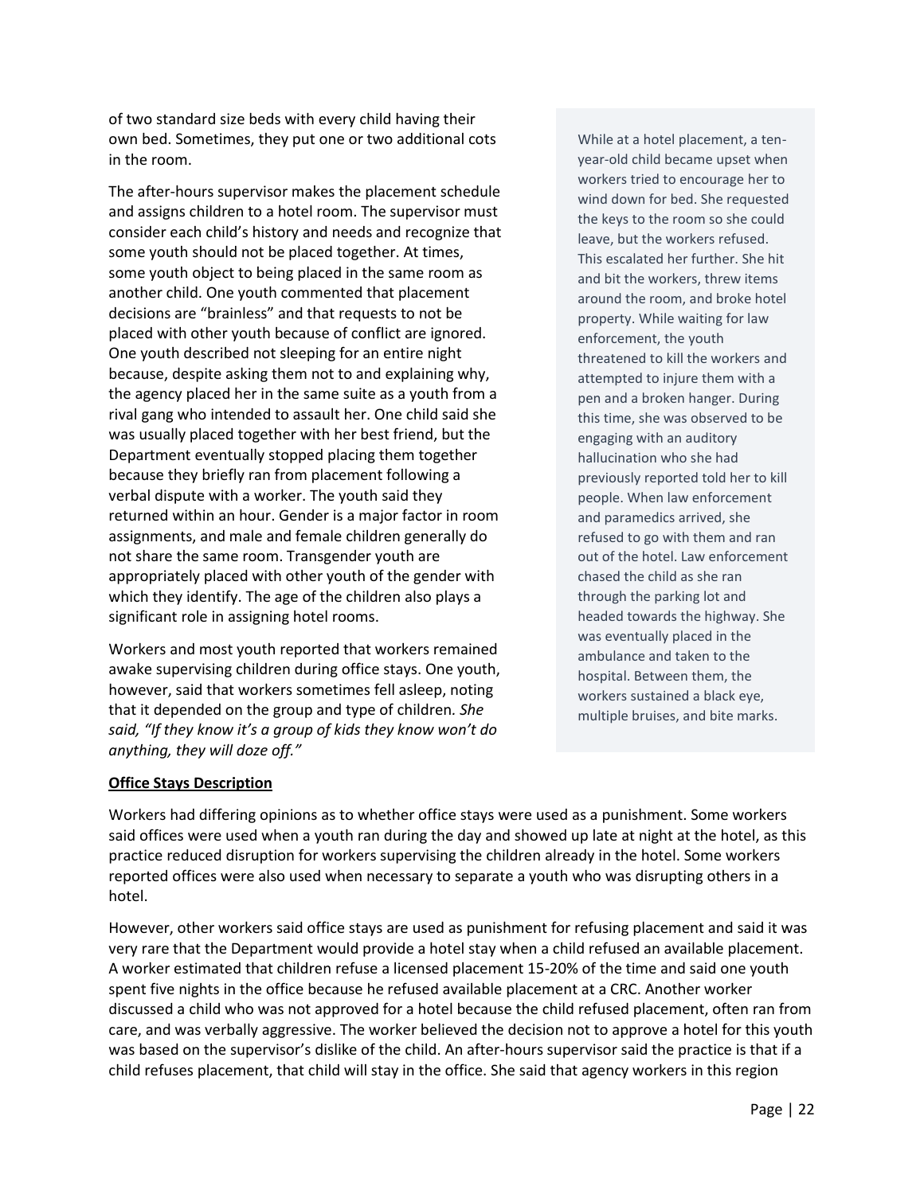of two standard size beds with every child having their own bed. Sometimes, they put one or two additional cots in the room.

The after-hours supervisor makes the placement schedule and assigns children to a hotel room. The supervisor must consider each child's history and needs and recognize that some youth should not be placed together. At times, some youth object to being placed in the same room as another child. One youth commented that placement decisions are "brainless" and that requests to not be placed with other youth because of conflict are ignored. One youth described not sleeping for an entire night because, despite asking them not to and explaining why, the agency placed her in the same suite as a youth from a rival gang who intended to assault her. One child said she was usually placed together with her best friend, but the Department eventually stopped placing them together because they briefly ran from placement following a verbal dispute with a worker. The youth said they returned within an hour. Gender is a major factor in room assignments, and male and female children generally do not share the same room. Transgender youth are appropriately placed with other youth of the gender with which they identify. The age of the children also plays a significant role in assigning hotel rooms.

Workers and most youth reported that workers remained awake supervising children during office stays. One youth, however, said that workers sometimes fell asleep, noting that it depended on the group and type of children. *She said, "If they know it's a group of kids they know won't do anything, they will doze off."*

> While at a hotel placement, a ten-year-old child became upset when workers tried to encourage her to wind down for bed. She requested the keys to the room so she could leave, but the workers refused. This escalated her further. She hit and bit the workers, threw items around the room, and broke hotel property. While waiting for law enforcement, the youth threatened to kill the workers and attempted to injure them with a pen and a broken hanger. During this time, she was observed to be engaging with an auditory hallucination who she had previously reported told her to kill people. When law enforcement and paramedics arrived, she refused to go with them and ran out of the hotel. Law enforcement chased the child as she ran through the parking lot and headed towards the highway. She was eventually placed in the ambulance and taken to the hospital. Between them, the workers sustained a black eye, multiple bruises, and bite marks.

**Office Stays Description**

Workers had differing opinions as to whether office stays were used as a punishment. Some workers said offices were used when a youth ran during the day and showed up late at night at the hotel, as this practice reduced disruption for workers supervising the children already in the hotel. Some workers reported offices were also used when necessary to separate a youth who was disrupting others in a hotel.

However, other workers said office stays are used as punishment for refusing placement and said it was very rare that the Department would provide a hotel stay when a child refused an available placement. A worker estimated that children refuse a licensed placement 15-20% of the time and said one youth spent five nights in the office because he refused available placement at a CRC. Another worker discussed a child who was not approved for a hotel because the child refused placement, often ran from care, and was verbally aggressive. The worker believed the decision not to approve a hotel for this youth was based on the supervisor's dislike of the child. An after-hours supervisor said the practice is that if a child refuses placement, that child will stay in the office. She said that agency workers in this region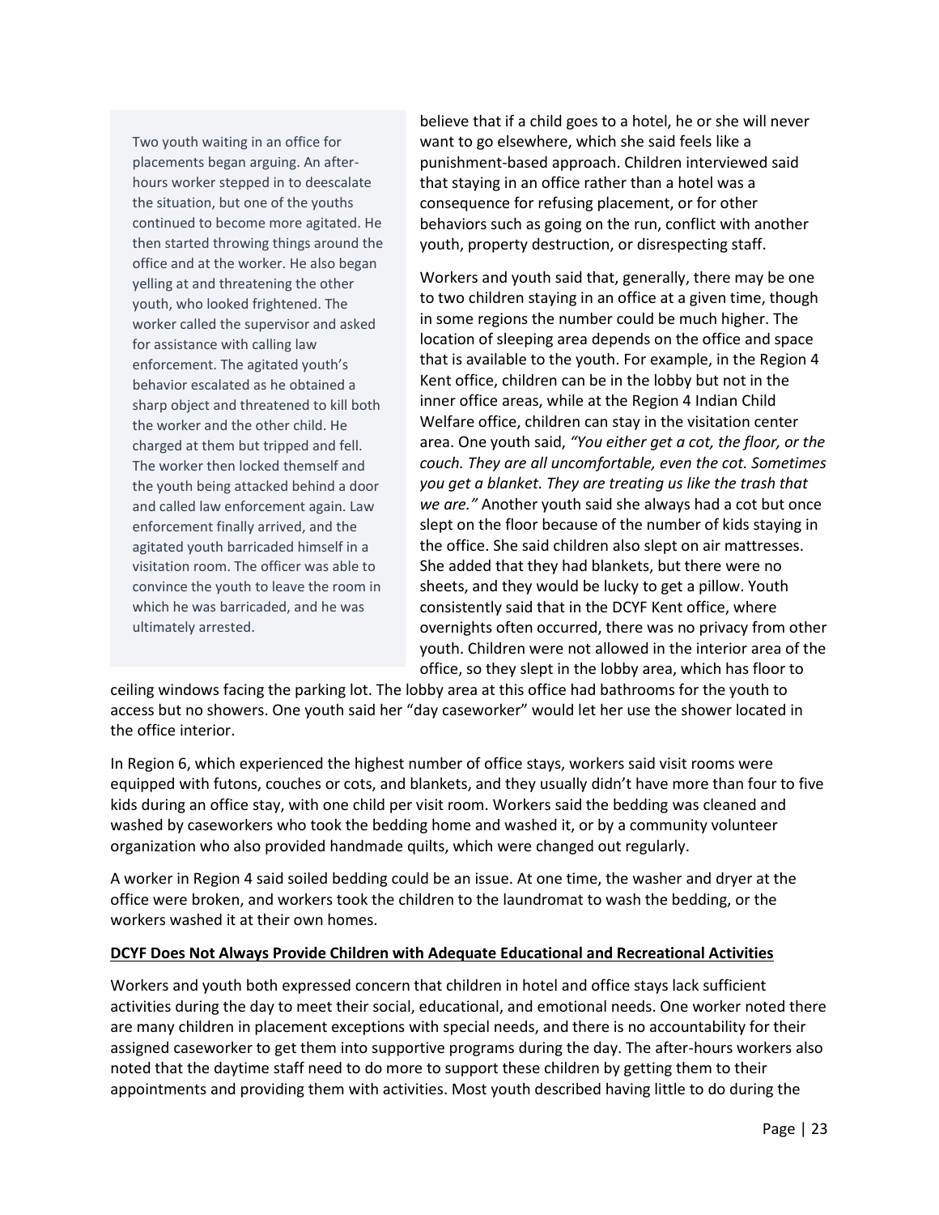> Two youth waiting in an office for placements began arguing. An after-hours worker stepped in to deescalate the situation, but one of the youths continued to become more agitated. He then started throwing things around the office and at the worker. He also began yelling at and threatening the other youth, who looked frightened. The worker called the supervisor and asked for assistance with calling law enforcement. The agitated youth's behavior escalated as he obtained a sharp object and threatened to kill both the worker and the other child. He charged at them but tripped and fell. The worker then locked themself and the youth being attacked behind a door and called law enforcement again. Law enforcement finally arrived, and the agitated youth barricaded himself in a visitation room. The officer was able to convince the youth to leave the room in which he was barricaded, and he was ultimately arrested.

believe that if a child goes to a hotel, he or she will never want to go elsewhere, which she said feels like a punishment-based approach. Children interviewed said that staying in an office rather than a hotel was a consequence for refusing placement, or for other behaviors such as going on the run, conflict with another youth, property destruction, or disrespecting staff.

Workers and youth said that, generally, there may be one to two children staying in an office at a given time, though in some regions the number could be much higher. The location of sleeping area depends on the office and space that is available to the youth. For example, in the Region 4 Kent office, children can be in the lobby but not in the inner office areas, while at the Region 4 Indian Child Welfare office, children can stay in the visitation center area. One youth said, *"You either get a cot, the floor, or the couch. They are all uncomfortable, even the cot. Sometimes you get a blanket. They are treating us like the trash that we are."* Another youth said she always had a cot but once slept on the floor because of the number of kids staying in the office. She said children also slept on air mattresses. She added that they had blankets, but there were no sheets, and they would be lucky to get a pillow. Youth consistently said that in the DCYF Kent office, where overnights often occurred, there was no privacy from other youth. Children were not allowed in the interior area of the office, so they slept in the lobby area, which has floor to ceiling windows facing the parking lot. The lobby area at this office had bathrooms for the youth to access but no showers. One youth said her "day caseworker" would let her use the shower located in the office interior.

In Region 6, which experienced the highest number of office stays, workers said visit rooms were equipped with futons, couches or cots, and blankets, and they usually didn't have more than four to five kids during an office stay, with one child per visit room. Workers said the bedding was cleaned and washed by caseworkers who took the bedding home and washed it, or by a community volunteer organization who also provided handmade quilts, which were changed out regularly.

A worker in Region 4 said soiled bedding could be an issue. At one time, the washer and dryer at the office were broken, and workers took the children to the laundromat to wash the bedding, or the workers washed it at their own homes.

**DCYF Does Not Always Provide Children with Adequate Educational and Recreational Activities**

Workers and youth both expressed concern that children in hotel and office stays lack sufficient activities during the day to meet their social, educational, and emotional needs. One worker noted there are many children in placement exceptions with special needs, and there is no accountability for their assigned caseworker to get them into supportive programs during the day. The after-hours workers also noted that the daytime staff need to do more to support these children by getting them to their appointments and providing them with activities. Most youth described having little to do during the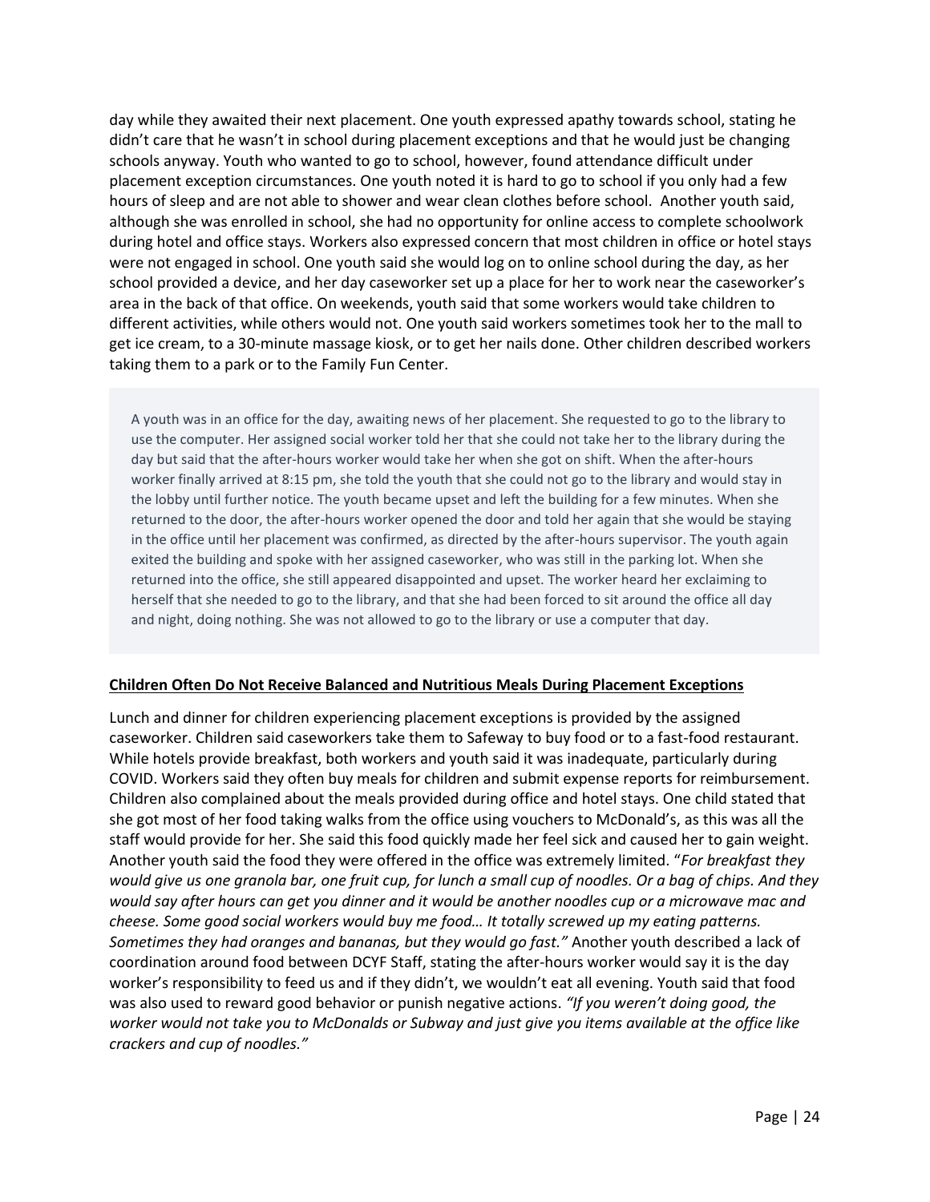day while they awaited their next placement. One youth expressed apathy towards school, stating he didn't care that he wasn't in school during placement exceptions and that he would just be changing schools anyway. Youth who wanted to go to school, however, found attendance difficult under placement exception circumstances. One youth noted it is hard to go to school if you only had a few hours of sleep and are not able to shower and wear clean clothes before school. Another youth said, although she was enrolled in school, she had no opportunity for online access to complete schoolwork during hotel and office stays. Workers also expressed concern that most children in office or hotel stays were not engaged in school. One youth said she would log on to online school during the day, as her school provided a device, and her day caseworker set up a place for her to work near the caseworker's area in the back of that office. On weekends, youth said that some workers would take children to different activities, while others would not. One youth said workers sometimes took her to the mall to get ice cream, to a 30-minute massage kiosk, or to get her nails done. Other children described workers taking them to a park or to the Family Fun Center.

> A youth was in an office for the day, awaiting news of her placement. She requested to go to the library to use the computer. Her assigned social worker told her that she could not take her to the library during the day but said that the after-hours worker would take her when she got on shift. When the after-hours worker finally arrived at 8:15 pm, she told the youth that she could not go to the library and would stay in the lobby until further notice. The youth became upset and left the building for a few minutes. When she returned to the door, the after-hours worker opened the door and told her again that she would be staying in the office until her placement was confirmed, as directed by the after-hours supervisor. The youth again exited the building and spoke with her assigned caseworker, who was still in the parking lot. When she returned into the office, she still appeared disappointed and upset. The worker heard her exclaiming to herself that she needed to go to the library, and that she had been forced to sit around the office all day and night, doing nothing. She was not allowed to go to the library or use a computer that day.

**<u>Children Often Do Not Receive Balanced and Nutritious Meals During Placement Exceptions</u>**

Lunch and dinner for children experiencing placement exceptions is provided by the assigned caseworker. Children said caseworkers take them to Safeway to buy food or to a fast-food restaurant. While hotels provide breakfast, both workers and youth said it was inadequate, particularly during COVID. Workers said they often buy meals for children and submit expense reports for reimbursement. Children also complained about the meals provided during office and hotel stays. One child stated that she got most of her food taking walks from the office using vouchers to McDonald's, as this was all the staff would provide for her. She said this food quickly made her feel sick and caused her to gain weight. Another youth said the food they were offered in the office was extremely limited. "*For breakfast they would give us one granola bar, one fruit cup, for lunch a small cup of noodles. Or a bag of chips. And they would say after hours can get you dinner and it would be another noodles cup or a microwave mac and cheese. Some good social workers would buy me food… It totally screwed up my eating patterns. Sometimes they had oranges and bananas, but they would go fast."* Another youth described a lack of coordination around food between DCYF Staff, stating the after-hours worker would say it is the day worker's responsibility to feed us and if they didn't, we wouldn't eat all evening. Youth said that food was also used to reward good behavior or punish negative actions. *"If you weren't doing good, the worker would not take you to McDonalds or Subway and just give you items available at the office like crackers and cup of noodles."*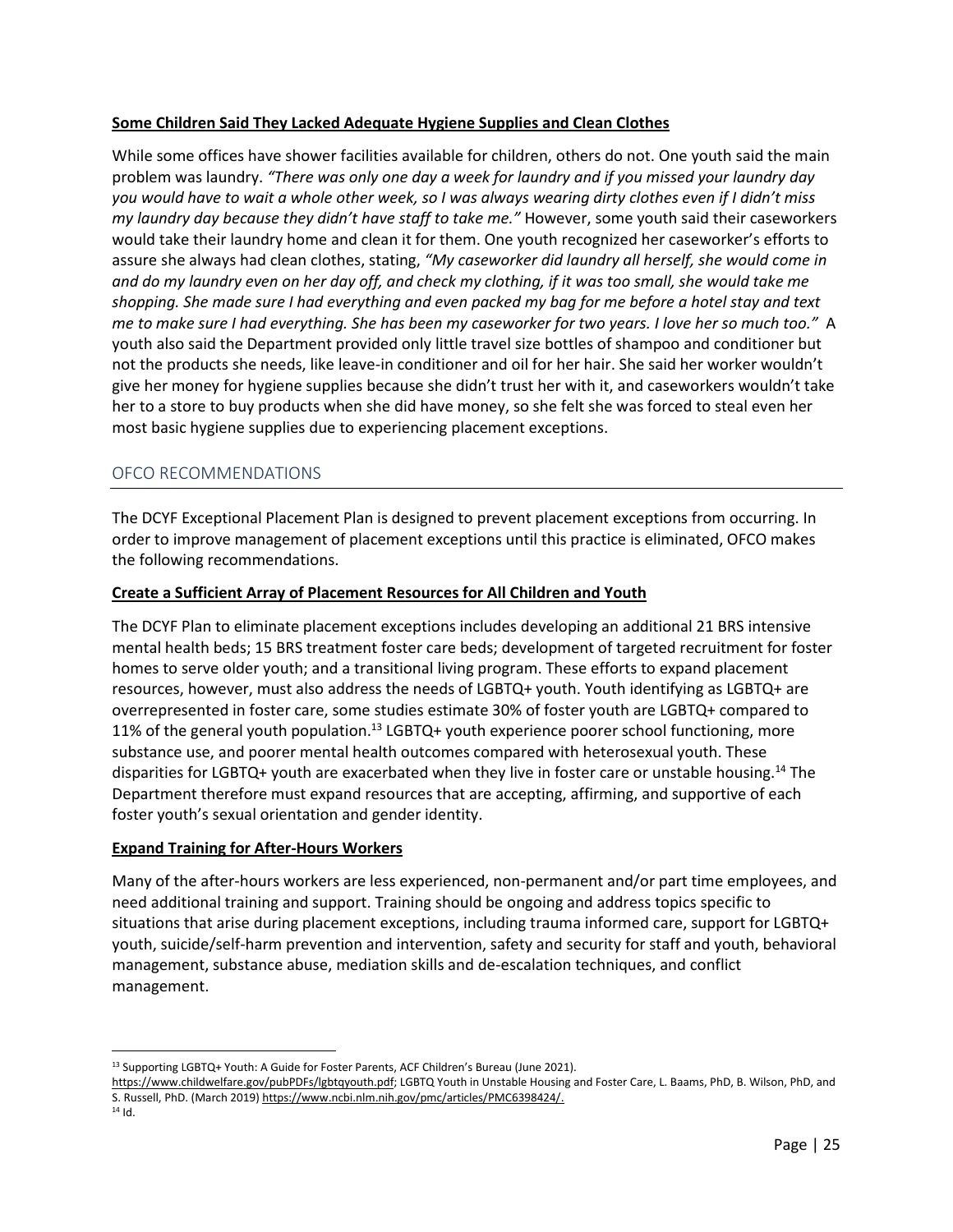**Some Children Said They Lacked Adequate Hygiene Supplies and Clean Clothes**

While some offices have shower facilities available for children, others do not. One youth said the main problem was laundry. *"There was only one day a week for laundry and if you missed your laundry day you would have to wait a whole other week, so I was always wearing dirty clothes even if I didn't miss my laundry day because they didn't have staff to take me."* However, some youth said their caseworkers would take their laundry home and clean it for them. One youth recognized her caseworker's efforts to assure she always had clean clothes, stating, *"My caseworker did laundry all herself, she would come in and do my laundry even on her day off, and check my clothing, if it was too small, she would take me shopping. She made sure I had everything and even packed my bag for me before a hotel stay and text me to make sure I had everything. She has been my caseworker for two years. I love her so much too."* A youth also said the Department provided only little travel size bottles of shampoo and conditioner but not the products she needs, like leave-in conditioner and oil for her hair. She said her worker wouldn't give her money for hygiene supplies because she didn't trust her with it, and caseworkers wouldn't take her to a store to buy products when she did have money, so she felt she was forced to steal even her most basic hygiene supplies due to experiencing placement exceptions.

## OFCO RECOMMENDATIONS

The DCYF Exceptional Placement Plan is designed to prevent placement exceptions from occurring. In order to improve management of placement exceptions until this practice is eliminated, OFCO makes the following recommendations.

**Create a Sufficient Array of Placement Resources for All Children and Youth**

The DCYF Plan to eliminate placement exceptions includes developing an additional 21 BRS intensive mental health beds; 15 BRS treatment foster care beds; development of targeted recruitment for foster homes to serve older youth; and a transitional living program. These efforts to expand placement resources, however, must also address the needs of LGBTQ+ youth. Youth identifying as LGBTQ+ are overrepresented in foster care, some studies estimate 30% of foster youth are LGBTQ+ compared to 11% of the general youth population.[13] LGBTQ+ youth experience poorer school functioning, more substance use, and poorer mental health outcomes compared with heterosexual youth. These disparities for LGBTQ+ youth are exacerbated when they live in foster care or unstable housing.[14] The Department therefore must expand resources that are accepting, affirming, and supportive of each foster youth's sexual orientation and gender identity.

**Expand Training for After-Hours Workers**

Many of the after-hours workers are less experienced, non-permanent and/or part time employees, and need additional training and support. Training should be ongoing and address topics specific to situations that arise during placement exceptions, including trauma informed care, support for LGBTQ+ youth, suicide/self-harm prevention and intervention, safety and security for staff and youth, behavioral management, substance abuse, mediation skills and de-escalation techniques, and conflict management.

---

[13] Supporting LGBTQ+ Youth: A Guide for Foster Parents, ACF Children's Bureau (June 2021). https://www.childwelfare.gov/pubPDFs/lgbtqyouth.pdf; LGBTQ Youth in Unstable Housing and Foster Care, L. Baams, PhD, B. Wilson, PhD, and S. Russell, PhD. (March 2019) https://www.ncbi.nlm.nih.gov/pmc/articles/PMC6398424/.

[14] Id.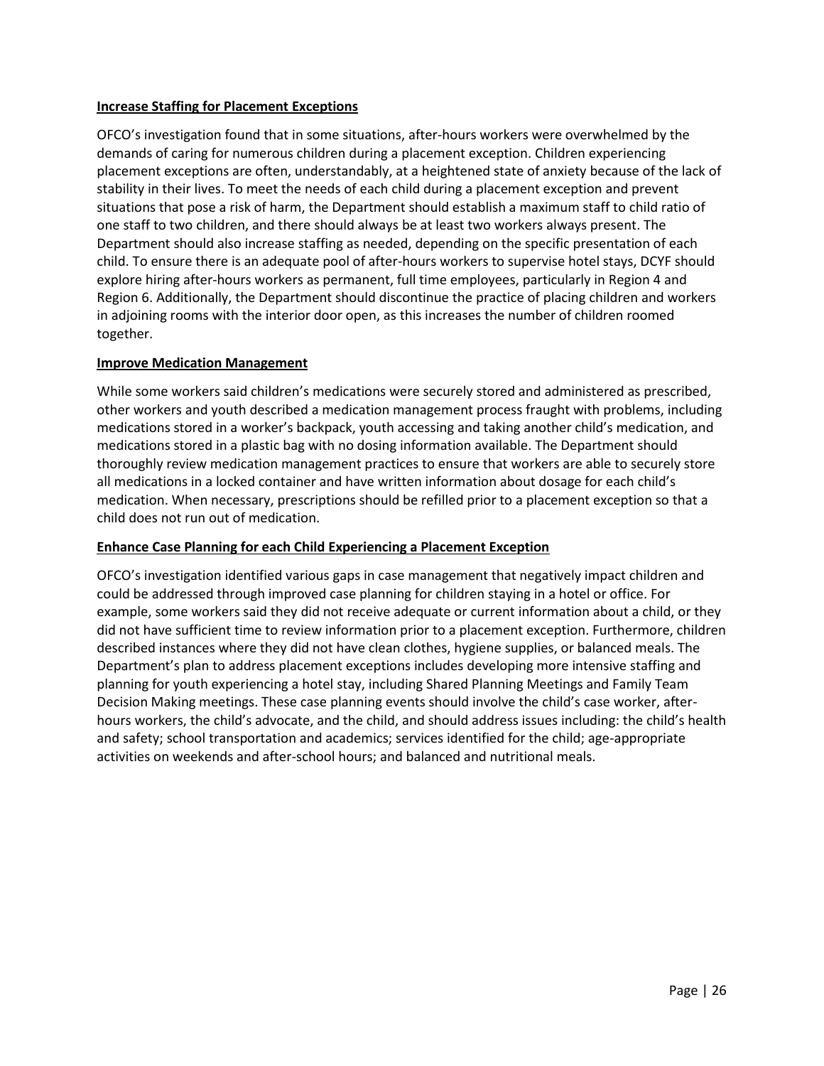**Increase Staffing for Placement Exceptions**

OFCO's investigation found that in some situations, after-hours workers were overwhelmed by the demands of caring for numerous children during a placement exception. Children experiencing placement exceptions are often, understandably, at a heightened state of anxiety because of the lack of stability in their lives. To meet the needs of each child during a placement exception and prevent situations that pose a risk of harm, the Department should establish a maximum staff to child ratio of one staff to two children, and there should always be at least two workers always present. The Department should also increase staffing as needed, depending on the specific presentation of each child. To ensure there is an adequate pool of after-hours workers to supervise hotel stays, DCYF should explore hiring after-hours workers as permanent, full time employees, particularly in Region 4 and Region 6. Additionally, the Department should discontinue the practice of placing children and workers in adjoining rooms with the interior door open, as this increases the number of children roomed together.

**Improve Medication Management**

While some workers said children's medications were securely stored and administered as prescribed, other workers and youth described a medication management process fraught with problems, including medications stored in a worker's backpack, youth accessing and taking another child's medication, and medications stored in a plastic bag with no dosing information available. The Department should thoroughly review medication management practices to ensure that workers are able to securely store all medications in a locked container and have written information about dosage for each child's medication. When necessary, prescriptions should be refilled prior to a placement exception so that a child does not run out of medication.

**Enhance Case Planning for each Child Experiencing a Placement Exception**

OFCO's investigation identified various gaps in case management that negatively impact children and could be addressed through improved case planning for children staying in a hotel or office. For example, some workers said they did not receive adequate or current information about a child, or they did not have sufficient time to review information prior to a placement exception. Furthermore, children described instances where they did not have clean clothes, hygiene supplies, or balanced meals. The Department's plan to address placement exceptions includes developing more intensive staffing and planning for youth experiencing a hotel stay, including Shared Planning Meetings and Family Team Decision Making meetings. These case planning events should involve the child's case worker, after-hours workers, the child's advocate, and the child, and should address issues including: the child's health and safety; school transportation and academics; services identified for the child; age-appropriate activities on weekends and after-school hours; and balanced and nutritional meals.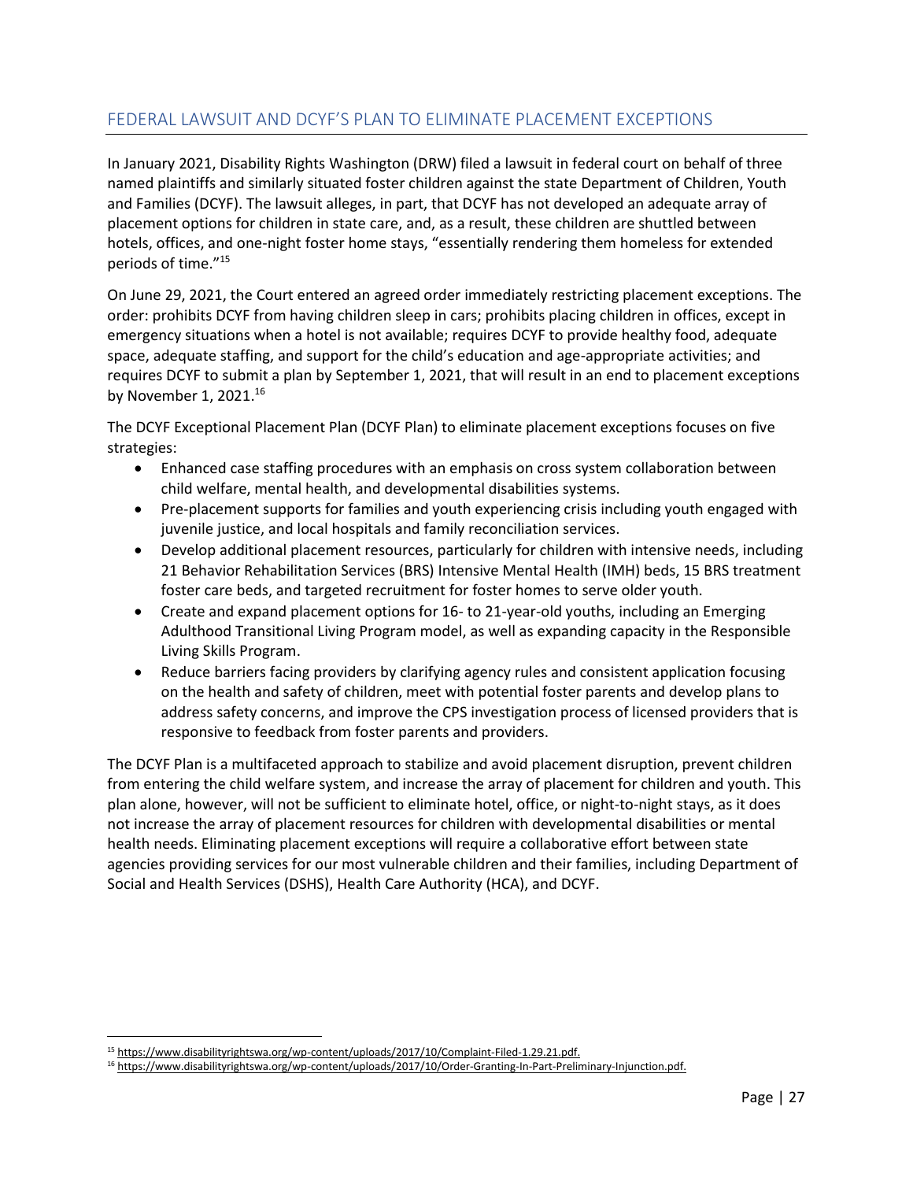## FEDERAL LAWSUIT AND DCYF'S PLAN TO ELIMINATE PLACEMENT EXCEPTIONS

In January 2021, Disability Rights Washington (DRW) filed a lawsuit in federal court on behalf of three named plaintiffs and similarly situated foster children against the state Department of Children, Youth and Families (DCYF). The lawsuit alleges, in part, that DCYF has not developed an adequate array of placement options for children in state care, and, as a result, these children are shuttled between hotels, offices, and one-night foster home stays, "essentially rendering them homeless for extended periods of time."[15]

On June 29, 2021, the Court entered an agreed order immediately restricting placement exceptions. The order: prohibits DCYF from having children sleep in cars; prohibits placing children in offices, except in emergency situations when a hotel is not available; requires DCYF to provide healthy food, adequate space, adequate staffing, and support for the child's education and age-appropriate activities; and requires DCYF to submit a plan by September 1, 2021, that will result in an end to placement exceptions by November 1, 2021.[16]

The DCYF Exceptional Placement Plan (DCYF Plan) to eliminate placement exceptions focuses on five strategies:

- Enhanced case staffing procedures with an emphasis on cross system collaboration between child welfare, mental health, and developmental disabilities systems.
- Pre-placement supports for families and youth experiencing crisis including youth engaged with juvenile justice, and local hospitals and family reconciliation services.
- Develop additional placement resources, particularly for children with intensive needs, including 21 Behavior Rehabilitation Services (BRS) Intensive Mental Health (IMH) beds, 15 BRS treatment foster care beds, and targeted recruitment for foster homes to serve older youth.
- Create and expand placement options for 16- to 21-year-old youths, including an Emerging Adulthood Transitional Living Program model, as well as expanding capacity in the Responsible Living Skills Program.
- Reduce barriers facing providers by clarifying agency rules and consistent application focusing on the health and safety of children, meet with potential foster parents and develop plans to address safety concerns, and improve the CPS investigation process of licensed providers that is responsive to feedback from foster parents and providers.

The DCYF Plan is a multifaceted approach to stabilize and avoid placement disruption, prevent children from entering the child welfare system, and increase the array of placement for children and youth. This plan alone, however, will not be sufficient to eliminate hotel, office, or night-to-night stays, as it does not increase the array of placement resources for children with developmental disabilities or mental health needs. Eliminating placement exceptions will require a collaborative effort between state agencies providing services for our most vulnerable children and their families, including Department of Social and Health Services (DSHS), Health Care Authority (HCA), and DCYF.

---

[15] https://www.disabilityrightswa.org/wp-content/uploads/2017/10/Complaint-Filed-1.29.21.pdf.

[16] https://www.disabilityrightswa.org/wp-content/uploads/2017/10/Order-Granting-In-Part-Preliminary-Injunction.pdf.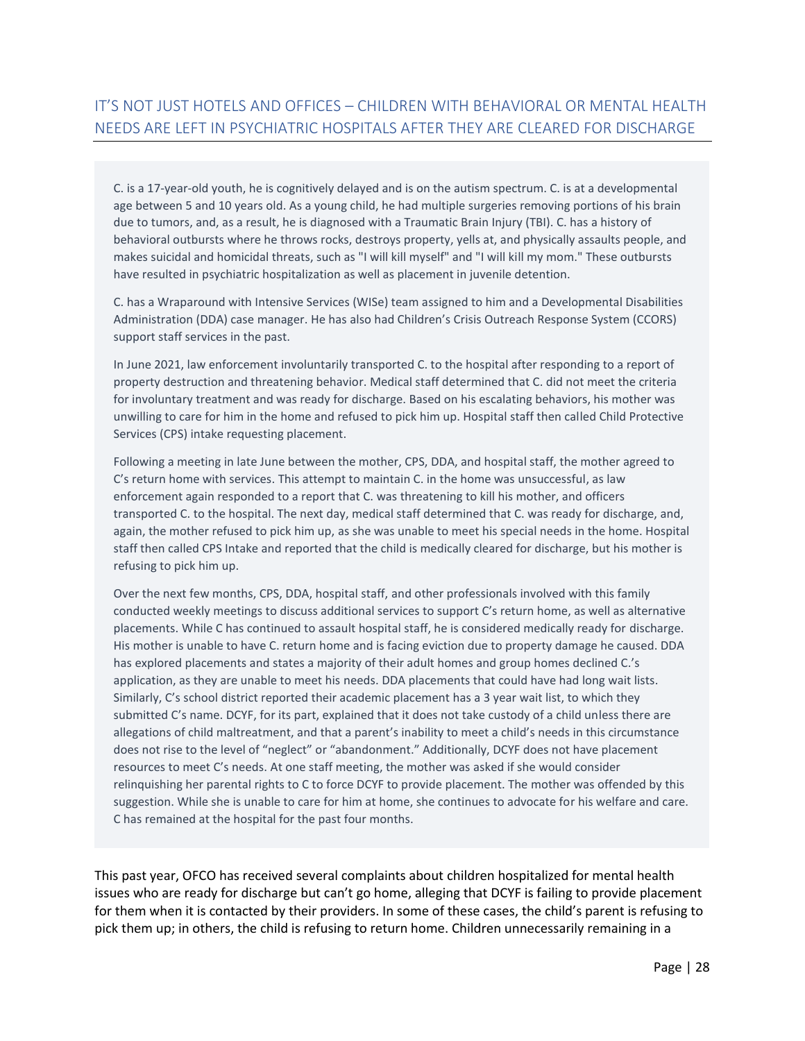## IT'S NOT JUST HOTELS AND OFFICES – CHILDREN WITH BEHAVIORAL OR MENTAL HEALTH NEEDS ARE LEFT IN PSYCHIATRIC HOSPITALS AFTER THEY ARE CLEARED FOR DISCHARGE

C. is a 17-year-old youth, he is cognitively delayed and is on the autism spectrum. C. is at a developmental age between 5 and 10 years old. As a young child, he had multiple surgeries removing portions of his brain due to tumors, and, as a result, he is diagnosed with a Traumatic Brain Injury (TBI). C. has a history of behavioral outbursts where he throws rocks, destroys property, yells at, and physically assaults people, and makes suicidal and homicidal threats, such as "I will kill myself" and "I will kill my mom." These outbursts have resulted in psychiatric hospitalization as well as placement in juvenile detention.

C. has a Wraparound with Intensive Services (WISe) team assigned to him and a Developmental Disabilities Administration (DDA) case manager. He has also had Children's Crisis Outreach Response System (CCORS) support staff services in the past.

In June 2021, law enforcement involuntarily transported C. to the hospital after responding to a report of property destruction and threatening behavior. Medical staff determined that C. did not meet the criteria for involuntary treatment and was ready for discharge. Based on his escalating behaviors, his mother was unwilling to care for him in the home and refused to pick him up. Hospital staff then called Child Protective Services (CPS) intake requesting placement.

Following a meeting in late June between the mother, CPS, DDA, and hospital staff, the mother agreed to C's return home with services. This attempt to maintain C. in the home was unsuccessful, as law enforcement again responded to a report that C. was threatening to kill his mother, and officers transported C. to the hospital. The next day, medical staff determined that C. was ready for discharge, and, again, the mother refused to pick him up, as she was unable to meet his special needs in the home. Hospital staff then called CPS Intake and reported that the child is medically cleared for discharge, but his mother is refusing to pick him up.

Over the next few months, CPS, DDA, hospital staff, and other professionals involved with this family conducted weekly meetings to discuss additional services to support C's return home, as well as alternative placements. While C has continued to assault hospital staff, he is considered medically ready for discharge. His mother is unable to have C. return home and is facing eviction due to property damage he caused. DDA has explored placements and states a majority of their adult homes and group homes declined C.'s application, as they are unable to meet his needs. DDA placements that could have had long wait lists. Similarly, C's school district reported their academic placement has a 3 year wait list, to which they submitted C's name. DCYF, for its part, explained that it does not take custody of a child unless there are allegations of child maltreatment, and that a parent's inability to meet a child's needs in this circumstance does not rise to the level of "neglect" or "abandonment." Additionally, DCYF does not have placement resources to meet C's needs. At one staff meeting, the mother was asked if she would consider relinquishing her parental rights to C to force DCYF to provide placement. The mother was offended by this suggestion. While she is unable to care for him at home, she continues to advocate for his welfare and care. C has remained at the hospital for the past four months.

This past year, OFCO has received several complaints about children hospitalized for mental health issues who are ready for discharge but can't go home, alleging that DCYF is failing to provide placement for them when it is contacted by their providers. In some of these cases, the child's parent is refusing to pick them up; in others, the child is refusing to return home. Children unnecessarily remaining in a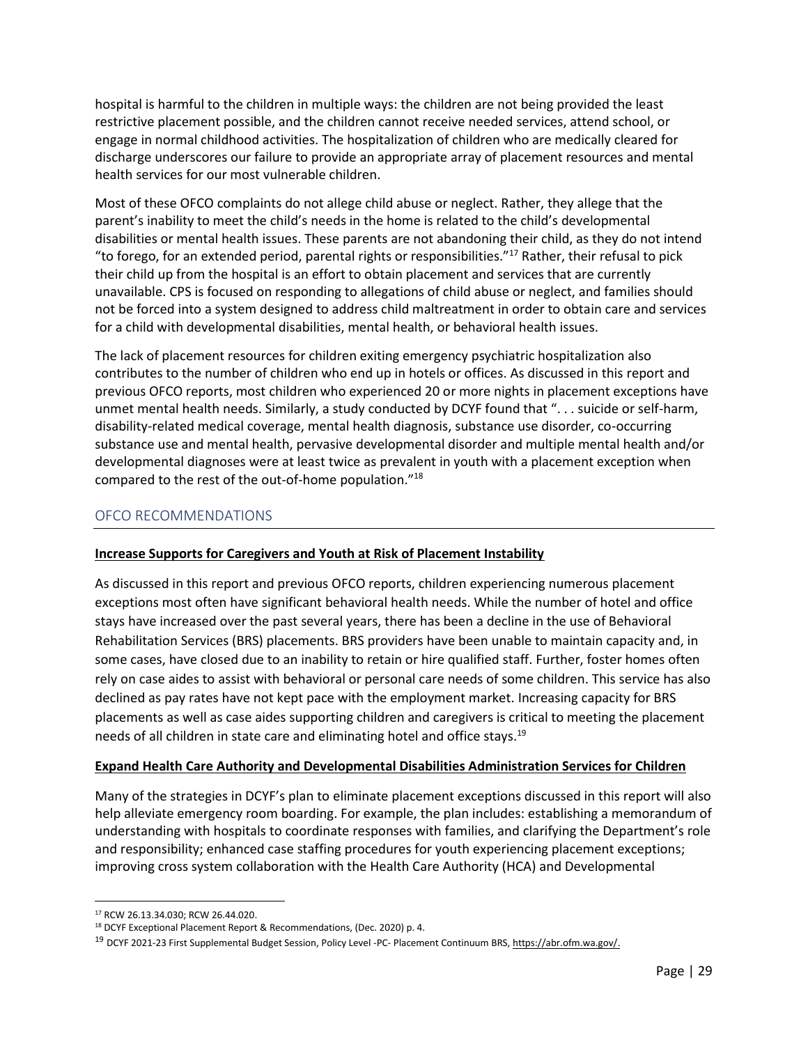hospital is harmful to the children in multiple ways: the children are not being provided the least restrictive placement possible, and the children cannot receive needed services, attend school, or engage in normal childhood activities. The hospitalization of children who are medically cleared for discharge underscores our failure to provide an appropriate array of placement resources and mental health services for our most vulnerable children.

Most of these OFCO complaints do not allege child abuse or neglect. Rather, they allege that the parent's inability to meet the child's needs in the home is related to the child's developmental disabilities or mental health issues. These parents are not abandoning their child, as they do not intend "to forego, for an extended period, parental rights or responsibilities."[17] Rather, their refusal to pick their child up from the hospital is an effort to obtain placement and services that are currently unavailable. CPS is focused on responding to allegations of child abuse or neglect, and families should not be forced into a system designed to address child maltreatment in order to obtain care and services for a child with developmental disabilities, mental health, or behavioral health issues.

The lack of placement resources for children exiting emergency psychiatric hospitalization also contributes to the number of children who end up in hotels or offices. As discussed in this report and previous OFCO reports, most children who experienced 20 or more nights in placement exceptions have unmet mental health needs. Similarly, a study conducted by DCYF found that ". . . suicide or self-harm, disability-related medical coverage, mental health diagnosis, substance use disorder, co-occurring substance use and mental health, pervasive developmental disorder and multiple mental health and/or developmental diagnoses were at least twice as prevalent in youth with a placement exception when compared to the rest of the out-of-home population."[18]

## OFCO RECOMMENDATIONS

**Increase Supports for Caregivers and Youth at Risk of Placement Instability**

As discussed in this report and previous OFCO reports, children experiencing numerous placement exceptions most often have significant behavioral health needs. While the number of hotel and office stays have increased over the past several years, there has been a decline in the use of Behavioral Rehabilitation Services (BRS) placements. BRS providers have been unable to maintain capacity and, in some cases, have closed due to an inability to retain or hire qualified staff. Further, foster homes often rely on case aides to assist with behavioral or personal care needs of some children. This service has also declined as pay rates have not kept pace with the employment market. Increasing capacity for BRS placements as well as case aides supporting children and caregivers is critical to meeting the placement needs of all children in state care and eliminating hotel and office stays.[19]

**Expand Health Care Authority and Developmental Disabilities Administration Services for Children**

Many of the strategies in DCYF's plan to eliminate placement exceptions discussed in this report will also help alleviate emergency room boarding. For example, the plan includes: establishing a memorandum of understanding with hospitals to coordinate responses with families, and clarifying the Department's role and responsibility; enhanced case staffing procedures for youth experiencing placement exceptions; improving cross system collaboration with the Health Care Authority (HCA) and Developmental

---

[17] RCW 26.13.34.030; RCW 26.44.020.

[18] DCYF Exceptional Placement Report & Recommendations, (Dec. 2020) p. 4.

[19] DCYF 2021-23 First Supplemental Budget Session, Policy Level -PC- Placement Continuum BRS, https://abr.ofm.wa.gov/.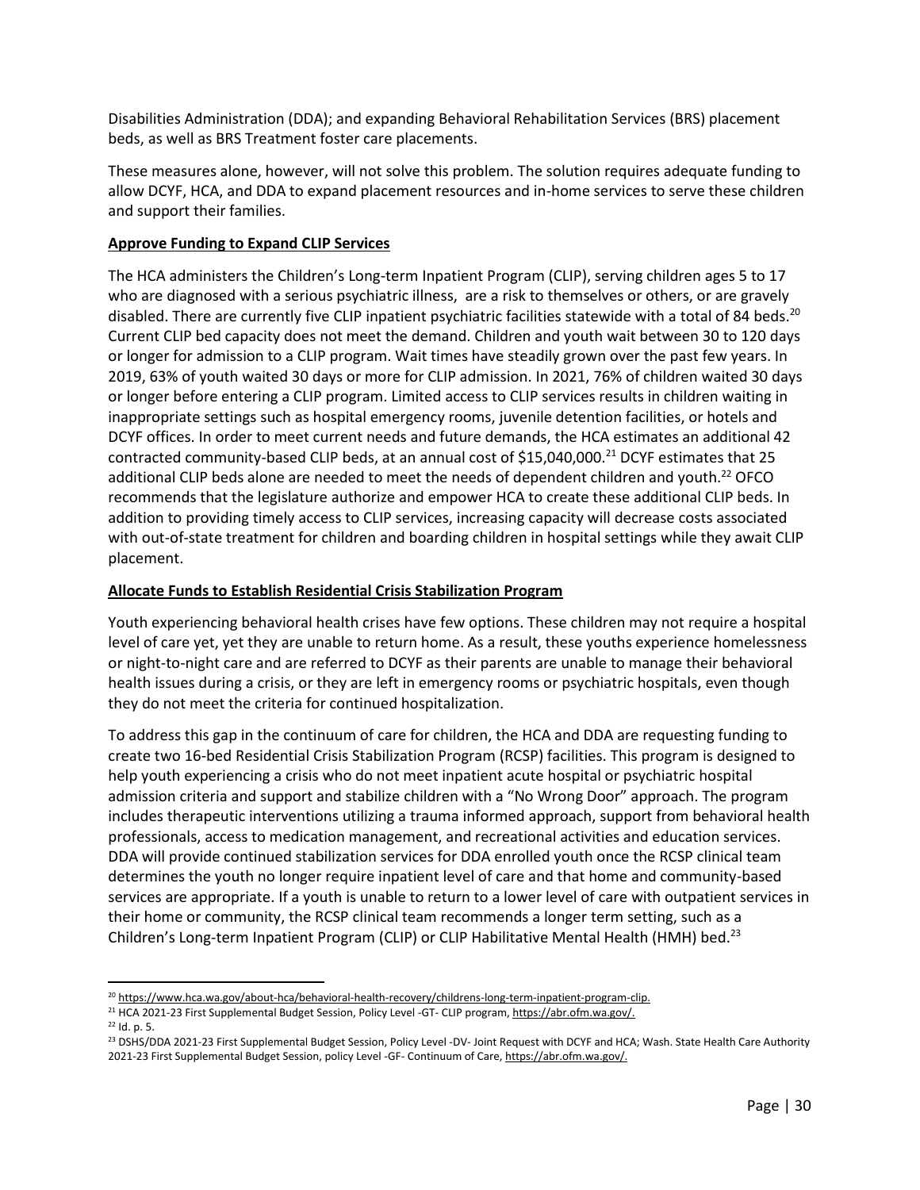Disabilities Administration (DDA); and expanding Behavioral Rehabilitation Services (BRS) placement beds, as well as BRS Treatment foster care placements.

These measures alone, however, will not solve this problem. The solution requires adequate funding to allow DCYF, HCA, and DDA to expand placement resources and in-home services to serve these children and support their families.

**Approve Funding to Expand CLIP Services**

The HCA administers the Children's Long-term Inpatient Program (CLIP), serving children ages 5 to 17 who are diagnosed with a serious psychiatric illness, are a risk to themselves or others, or are gravely disabled. There are currently five CLIP inpatient psychiatric facilities statewide with a total of 84 beds.[20] Current CLIP bed capacity does not meet the demand. Children and youth wait between 30 to 120 days or longer for admission to a CLIP program. Wait times have steadily grown over the past few years. In 2019, 63% of youth waited 30 days or more for CLIP admission. In 2021, 76% of children waited 30 days or longer before entering a CLIP program. Limited access to CLIP services results in children waiting in inappropriate settings such as hospital emergency rooms, juvenile detention facilities, or hotels and DCYF offices. In order to meet current needs and future demands, the HCA estimates an additional 42 contracted community-based CLIP beds, at an annual cost of $15,040,000.[21] DCYF estimates that 25 additional CLIP beds alone are needed to meet the needs of dependent children and youth.[22] OFCO recommends that the legislature authorize and empower HCA to create these additional CLIP beds. In addition to providing timely access to CLIP services, increasing capacity will decrease costs associated with out-of-state treatment for children and boarding children in hospital settings while they await CLIP placement.

**Allocate Funds to Establish Residential Crisis Stabilization Program**

Youth experiencing behavioral health crises have few options. These children may not require a hospital level of care yet, yet they are unable to return home. As a result, these youths experience homelessness or night-to-night care and are referred to DCYF as their parents are unable to manage their behavioral health issues during a crisis, or they are left in emergency rooms or psychiatric hospitals, even though they do not meet the criteria for continued hospitalization.

To address this gap in the continuum of care for children, the HCA and DDA are requesting funding to create two 16-bed Residential Crisis Stabilization Program (RCSP) facilities. This program is designed to help youth experiencing a crisis who do not meet inpatient acute hospital or psychiatric hospital admission criteria and support and stabilize children with a "No Wrong Door" approach. The program includes therapeutic interventions utilizing a trauma informed approach, support from behavioral health professionals, access to medication management, and recreational activities and education services. DDA will provide continued stabilization services for DDA enrolled youth once the RCSP clinical team determines the youth no longer require inpatient level of care and that home and community-based services are appropriate. If a youth is unable to return to a lower level of care with outpatient services in their home or community, the RCSP clinical team recommends a longer term setting, such as a Children's Long-term Inpatient Program (CLIP) or CLIP Habilitative Mental Health (HMH) bed.[23]

---

[20] https://www.hca.wa.gov/about-hca/behavioral-health-recovery/childrens-long-term-inpatient-program-clip.

[21] HCA 2021-23 First Supplemental Budget Session, Policy Level -GT- CLIP program, https://abr.ofm.wa.gov/.

[22] Id. p. 5.

[23] DSHS/DDA 2021-23 First Supplemental Budget Session, Policy Level -DV- Joint Request with DCYF and HCA; Wash. State Health Care Authority 2021-23 First Supplemental Budget Session, policy Level -GF- Continuum of Care, https://abr.ofm.wa.gov/.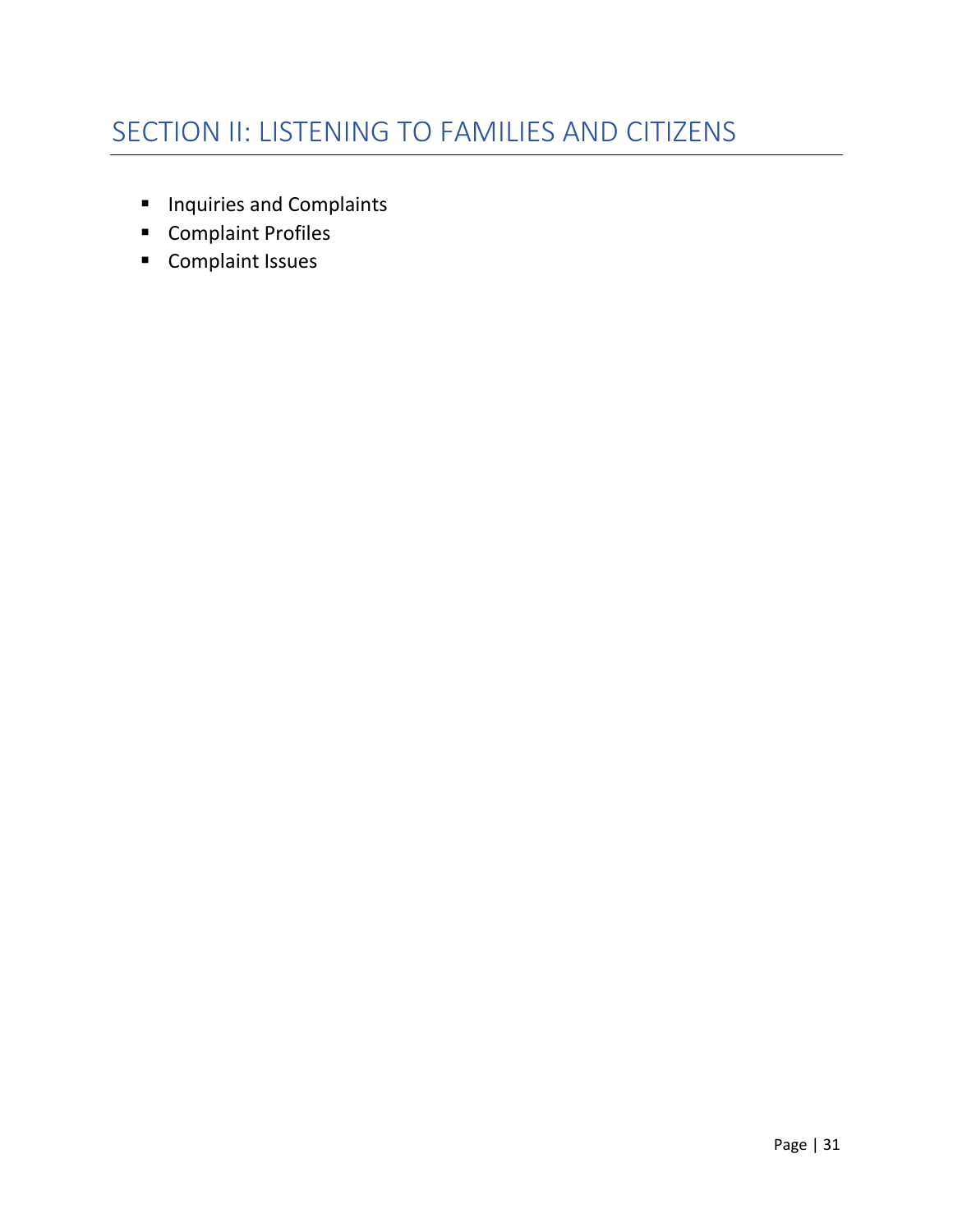# SECTION II: LISTENING TO FAMILIES AND CITIZENS

- Inquiries and Complaints
- Complaint Profiles
- Complaint Issues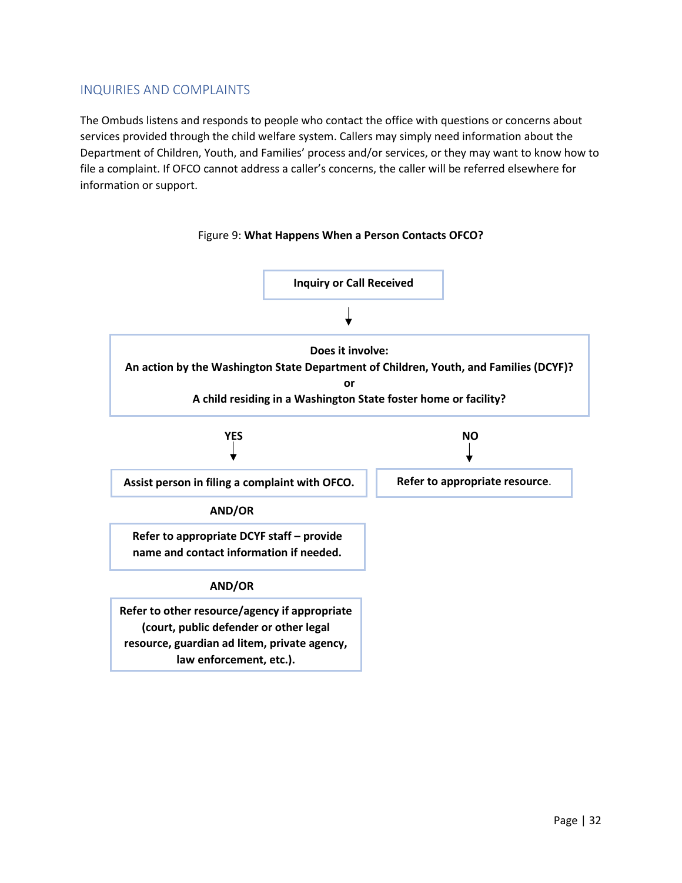## INQUIRIES AND COMPLAINTS

The Ombuds listens and responds to people who contact the office with questions or concerns about services provided through the child welfare system. Callers may simply need information about the Department of Children, Youth, and Families' process and/or services, or they may want to know how to file a complaint. If OFCO cannot address a caller's concerns, the caller will be referred elsewhere for information or support.

Figure 9: **What Happens When a Person Contacts OFCO?**

**Inquiry or Call Received**

↓

**Does it involve:**
**An action by the Washington State Department of Children, Youth, and Families (DCYF)?**
**or**
**A child residing in a Washington State foster home or facility?**

**YES** ↓

- **Assist person in filing a complaint with OFCO.**

  **AND/OR**

- **Refer to appropriate DCYF staff – provide name and contact information if needed.**

  **AND/OR**

- **Refer to other resource/agency if appropriate (court, public defender or other legal resource, guardian ad litem, private agency, law enforcement, etc.).**

**NO** ↓

- **Refer to appropriate resource.**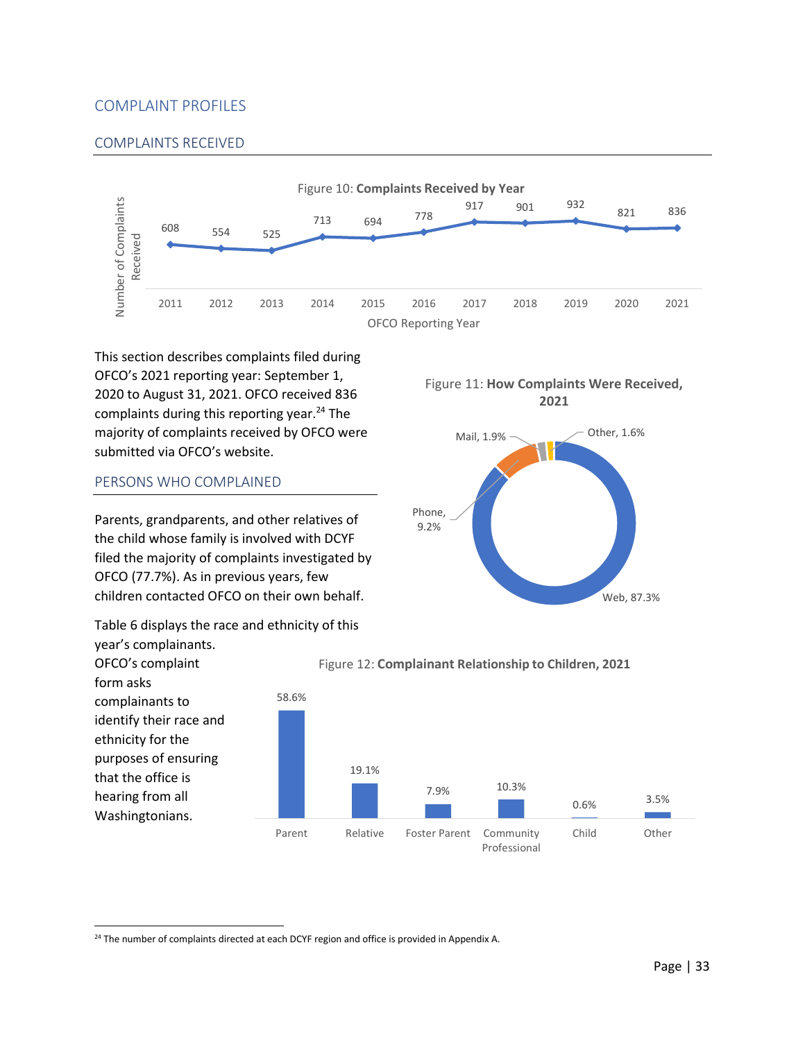## COMPLAINT PROFILES

### COMPLAINTS RECEIVED

Figure 10: **Complaints Received by Year**

| OFCO Reporting Year | 2011 | 2012 | 2013 | 2014 | 2015 | 2016 | 2017 | 2018 | 2019 | 2020 | 2021 |
|---|---|---|---|---|---|---|---|---|---|---|---|
| Number of Complaints Received | 608 | 554 | 525 | 713 | 694 | 778 | 917 | 901 | 932 | 821 | 836 |

This section describes complaints filed during OFCO's 2021 reporting year: September 1, 2020 to August 31, 2021. OFCO received 836 complaints during this reporting year.[24] The majority of complaints received by OFCO were submitted via OFCO's website.

Figure 11: **How Complaints Were Received, 2021**

| Method | Percent |
|---|---|
| Web | 87.3% |
| Phone | 9.2% |
| Mail | 1.9% |
| Other | 1.6% |

### PERSONS WHO COMPLAINED

Parents, grandparents, and other relatives of the child whose family is involved with DCYF filed the majority of complaints investigated by OFCO (77.7%). As in previous years, few children contacted OFCO on their own behalf.

Table 6 displays the race and ethnicity of this year's complainants. OFCO's complaint form asks complainants to identify their race and ethnicity for the purposes of ensuring that the office is hearing from all Washingtonians.

Figure 12: **Complainant Relationship to Children, 2021**

| Parent | Relative | Foster Parent | Community Professional | Child | Other |
|---|---|---|---|---|---|
| 58.6% | 19.1% | 7.9% | 10.3% | 0.6% | 3.5% |

[24] The number of complaints directed at each DCYF region and office is provided in Appendix A.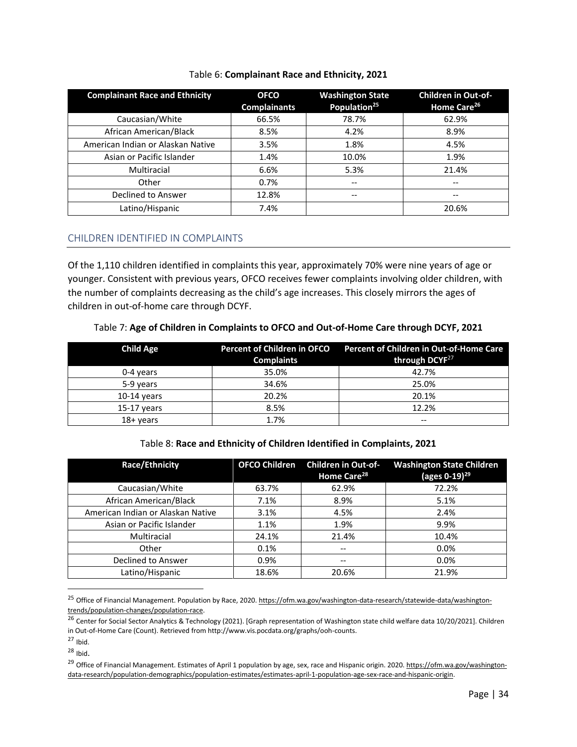Table 6: **Complainant Race and Ethnicity, 2021**

| Complainant Race and Ethnicity | OFCO Complainants | Washington State Population[25] | Children in Out-of-Home Care[26] |
|---|---|---|---|
| Caucasian/White | 66.5% | 78.7% | 62.9% |
| African American/Black | 8.5% | 4.2% | 8.9% |
| American Indian or Alaskan Native | 3.5% | 1.8% | 4.5% |
| Asian or Pacific Islander | 1.4% | 10.0% | 1.9% |
| Multiracial | 6.6% | 5.3% | 21.4% |
| Other | 0.7% | -- | -- |
| Declined to Answer | 12.8% | -- | -- |
| Latino/Hispanic | 7.4% | | 20.6% |

## CHILDREN IDENTIFIED IN COMPLAINTS

Of the 1,110 children identified in complaints this year, approximately 70% were nine years of age or younger. Consistent with previous years, OFCO receives fewer complaints involving older children, with the number of complaints decreasing as the child's age increases. This closely mirrors the ages of children in out-of-home care through DCYF.

Table 7: **Age of Children in Complaints to OFCO and Out-of-Home Care through DCYF, 2021**

| Child Age | Percent of Children in OFCO Complaints | Percent of Children in Out-of-Home Care through DCYF[27] |
|---|---|---|
| 0-4 years | 35.0% | 42.7% |
| 5-9 years | 34.6% | 25.0% |
| 10-14 years | 20.2% | 20.1% |
| 15-17 years | 8.5% | 12.2% |
| 18+ years | 1.7% | -- |

Table 8: **Race and Ethnicity of Children Identified in Complaints, 2021**

| Race/Ethnicity | OFCO Children | Children in Out-of-Home Care[28] | Washington State Children (ages 0-19)[29] |
|---|---|---|---|
| Caucasian/White | 63.7% | 62.9% | 72.2% |
| African American/Black | 7.1% | 8.9% | 5.1% |
| American Indian or Alaskan Native | 3.1% | 4.5% | 2.4% |
| Asian or Pacific Islander | 1.1% | 1.9% | 9.9% |
| Multiracial | 24.1% | 21.4% | 10.4% |
| Other | 0.1% | -- | 0.0% |
| Declined to Answer | 0.9% | -- | 0.0% |
| Latino/Hispanic | 18.6% | 20.6% | 21.9% |

[25] Office of Financial Management. Population by Race, 2020. https://ofm.wa.gov/washington-data-research/statewide-data/washington-trends/population-changes/population-race.

[26] Center for Social Sector Analytics & Technology (2021). [Graph representation of Washington state child welfare data 10/20/2021]. Children in Out-of-Home Care (Count). Retrieved from http://www.vis.pocdata.org/graphs/ooh-counts.

[27] Ibid.

[28] Ibid.

[29] Office of Financial Management. Estimates of April 1 population by age, sex, race and Hispanic origin. 2020. https://ofm.wa.gov/washington-data-research/population-demographics/population-estimates/estimates-april-1-population-age-sex-race-and-hispanic-origin.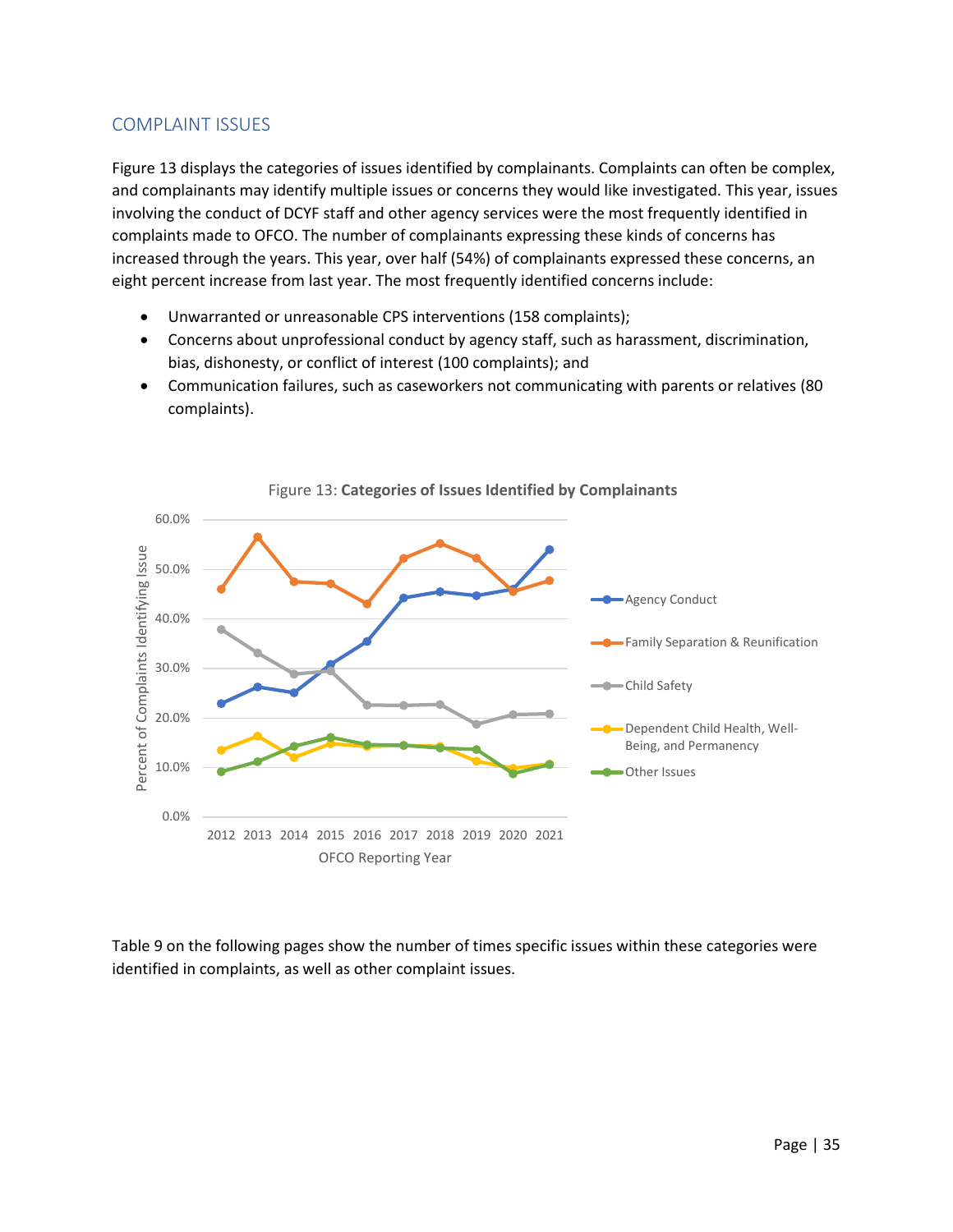## COMPLAINT ISSUES

Figure 13 displays the categories of issues identified by complainants. Complaints can often be complex, and complainants may identify multiple issues or concerns they would like investigated. This year, issues involving the conduct of DCYF staff and other agency services were the most frequently identified in complaints made to OFCO. The number of complainants expressing these kinds of concerns has increased through the years. This year, over half (54%) of complainants expressed these concerns, an eight percent increase from last year. The most frequently identified concerns include:

- Unwarranted or unreasonable CPS interventions (158 complaints);
- Concerns about unprofessional conduct by agency staff, such as harassment, discrimination, bias, dishonesty, or conflict of interest (100 complaints); and
- Communication failures, such as caseworkers not communicating with parents or relatives (80 complaints).

Figure 13: **Categories of Issues Identified by Complainants**

Table 9 on the following pages show the number of times specific issues within these categories were identified in complaints, as well as other complaint issues.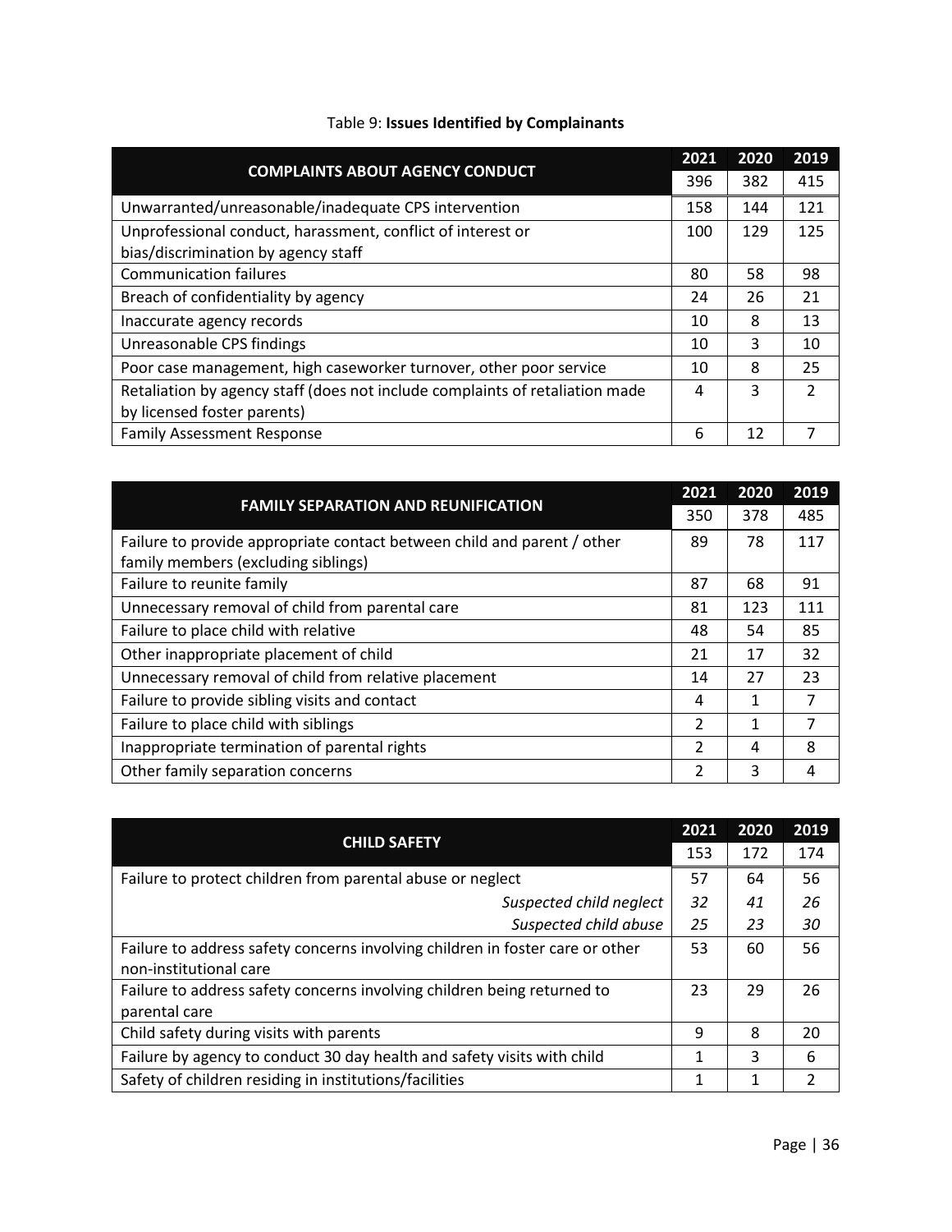Table 9: **Issues Identified by Complainants**

| COMPLAINTS ABOUT AGENCY CONDUCT | 2021 | 2020 | 2019 |
|---|---|---|---|
| | 396 | 382 | 415 |
| Unwarranted/unreasonable/inadequate CPS intervention | 158 | 144 | 121 |
| Unprofessional conduct, harassment, conflict of interest or bias/discrimination by agency staff | 100 | 129 | 125 |
| Communication failures | 80 | 58 | 98 |
| Breach of confidentiality by agency | 24 | 26 | 21 |
| Inaccurate agency records | 10 | 8 | 13 |
| Unreasonable CPS findings | 10 | 3 | 10 |
| Poor case management, high caseworker turnover, other poor service | 10 | 8 | 25 |
| Retaliation by agency staff (does not include complaints of retaliation made by licensed foster parents) | 4 | 3 | 2 |
| Family Assessment Response | 6 | 12 | 7 |

| FAMILY SEPARATION AND REUNIFICATION | 2021 | 2020 | 2019 |
|---|---|---|---|
| | 350 | 378 | 485 |
| Failure to provide appropriate contact between child and parent / other family members (excluding siblings) | 89 | 78 | 117 |
| Failure to reunite family | 87 | 68 | 91 |
| Unnecessary removal of child from parental care | 81 | 123 | 111 |
| Failure to place child with relative | 48 | 54 | 85 |
| Other inappropriate placement of child | 21 | 17 | 32 |
| Unnecessary removal of child from relative placement | 14 | 27 | 23 |
| Failure to provide sibling visits and contact | 4 | 1 | 7 |
| Failure to place child with siblings | 2 | 1 | 7 |
| Inappropriate termination of parental rights | 2 | 4 | 8 |
| Other family separation concerns | 2 | 3 | 4 |

| CHILD SAFETY | 2021 | 2020 | 2019 |
|---|---|---|---|
| | 153 | 172 | 174 |
| Failure to protect children from parental abuse or neglect | 57 | 64 | 56 |
| *Suspected child neglect* | *32* | *41* | *26* |
| *Suspected child abuse* | *25* | *23* | *30* |
| Failure to address safety concerns involving children in foster care or other non-institutional care | 53 | 60 | 56 |
| Failure to address safety concerns involving children being returned to parental care | 23 | 29 | 26 |
| Child safety during visits with parents | 9 | 8 | 20 |
| Failure by agency to conduct 30 day health and safety visits with child | 1 | 3 | 6 |
| Safety of children residing in institutions/facilities | 1 | 1 | 2 |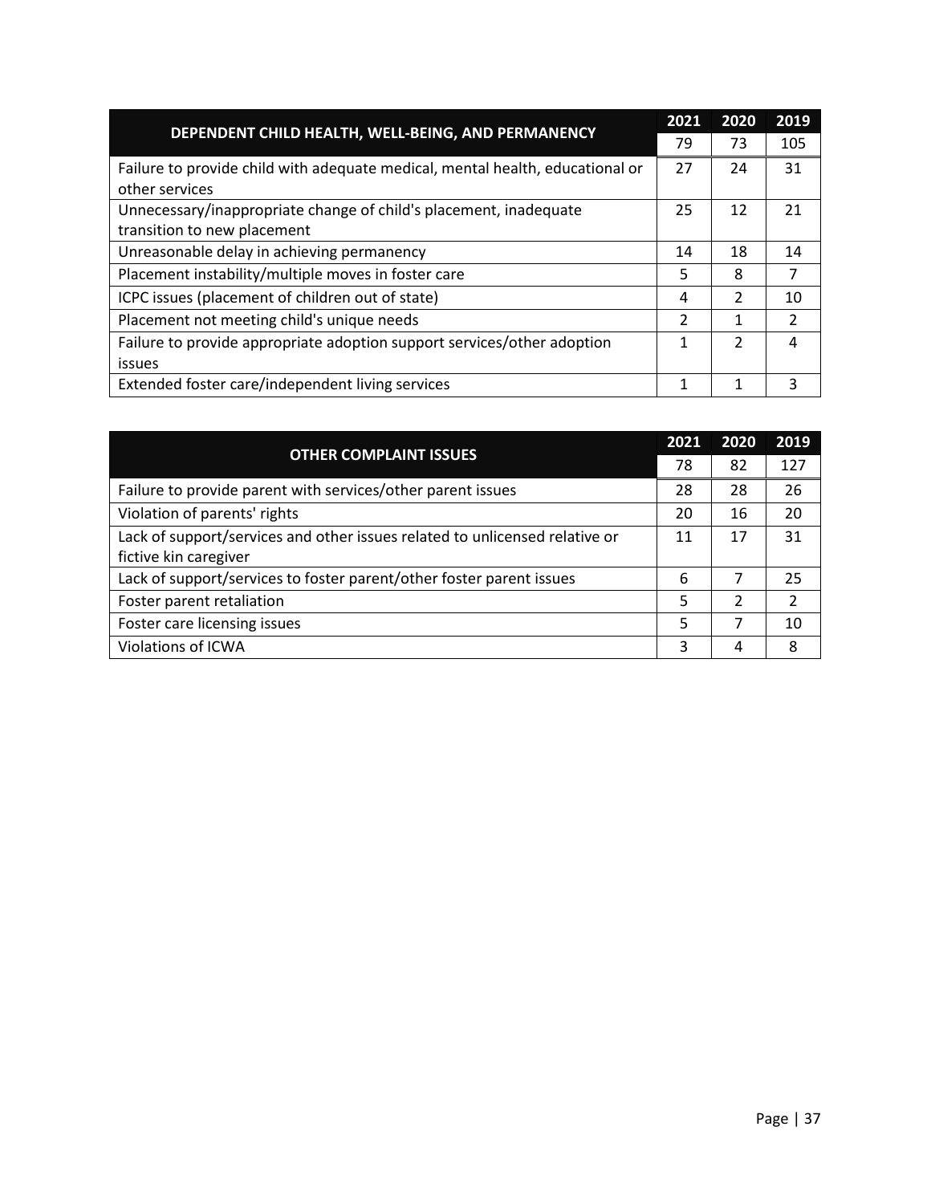| DEPENDENT CHILD HEALTH, WELL-BEING, AND PERMANENCY | 2021 | 2020 | 2019 |
|---|---|---|---|
| | 79 | 73 | 105 |
| Failure to provide child with adequate medical, mental health, educational or other services | 27 | 24 | 31 |
| Unnecessary/inappropriate change of child's placement, inadequate transition to new placement | 25 | 12 | 21 |
| Unreasonable delay in achieving permanency | 14 | 18 | 14 |
| Placement instability/multiple moves in foster care | 5 | 8 | 7 |
| ICPC issues (placement of children out of state) | 4 | 2 | 10 |
| Placement not meeting child's unique needs | 2 | 1 | 2 |
| Failure to provide appropriate adoption support services/other adoption issues | 1 | 2 | 4 |
| Extended foster care/independent living services | 1 | 1 | 3 |

| OTHER COMPLAINT ISSUES | 2021 | 2020 | 2019 |
|---|---|---|---|
| | 78 | 82 | 127 |
| Failure to provide parent with services/other parent issues | 28 | 28 | 26 |
| Violation of parents' rights | 20 | 16 | 20 |
| Lack of support/services and other issues related to unlicensed relative or fictive kin caregiver | 11 | 17 | 31 |
| Lack of support/services to foster parent/other foster parent issues | 6 | 7 | 25 |
| Foster parent retaliation | 5 | 2 | 2 |
| Foster care licensing issues | 5 | 7 | 10 |
| Violations of ICWA | 3 | 4 | 8 |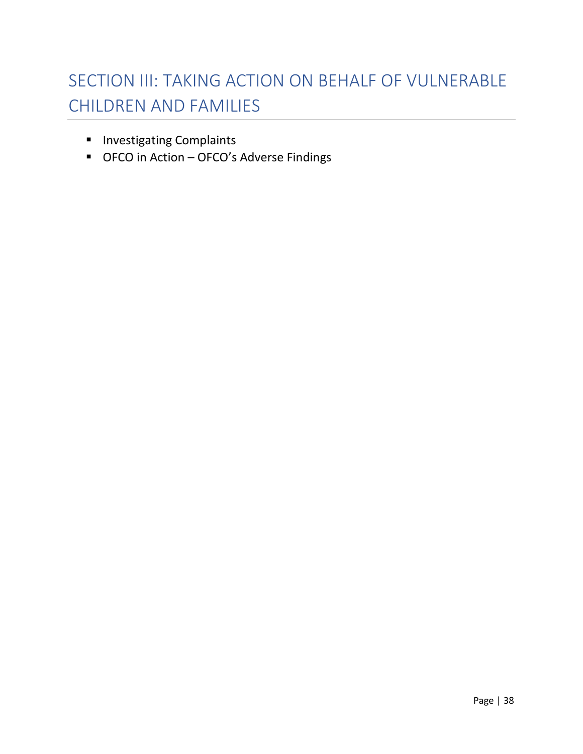# SECTION III: TAKING ACTION ON BEHALF OF VULNERABLE CHILDREN AND FAMILIES

- Investigating Complaints
- OFCO in Action – OFCO's Adverse Findings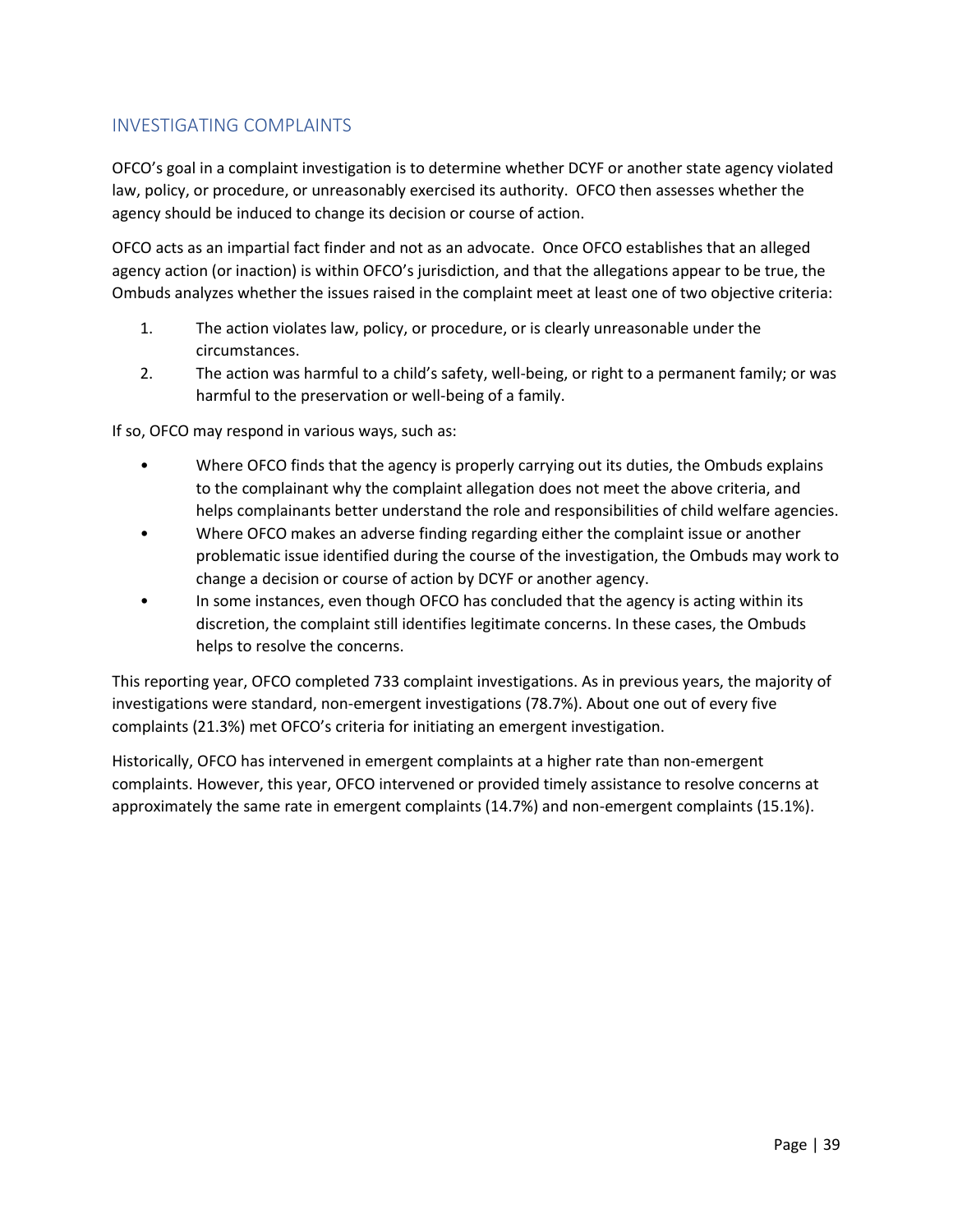## INVESTIGATING COMPLAINTS

OFCO's goal in a complaint investigation is to determine whether DCYF or another state agency violated law, policy, or procedure, or unreasonably exercised its authority. OFCO then assesses whether the agency should be induced to change its decision or course of action.

OFCO acts as an impartial fact finder and not as an advocate. Once OFCO establishes that an alleged agency action (or inaction) is within OFCO's jurisdiction, and that the allegations appear to be true, the Ombuds analyzes whether the issues raised in the complaint meet at least one of two objective criteria:

1. The action violates law, policy, or procedure, or is clearly unreasonable under the circumstances.
2. The action was harmful to a child's safety, well-being, or right to a permanent family; or was harmful to the preservation or well-being of a family.

If so, OFCO may respond in various ways, such as:

- Where OFCO finds that the agency is properly carrying out its duties, the Ombuds explains to the complainant why the complaint allegation does not meet the above criteria, and helps complainants better understand the role and responsibilities of child welfare agencies.
- Where OFCO makes an adverse finding regarding either the complaint issue or another problematic issue identified during the course of the investigation, the Ombuds may work to change a decision or course of action by DCYF or another agency.
- In some instances, even though OFCO has concluded that the agency is acting within its discretion, the complaint still identifies legitimate concerns. In these cases, the Ombuds helps to resolve the concerns.

This reporting year, OFCO completed 733 complaint investigations. As in previous years, the majority of investigations were standard, non-emergent investigations (78.7%). About one out of every five complaints (21.3%) met OFCO's criteria for initiating an emergent investigation.

Historically, OFCO has intervened in emergent complaints at a higher rate than non-emergent complaints. However, this year, OFCO intervened or provided timely assistance to resolve concerns at approximately the same rate in emergent complaints (14.7%) and non-emergent complaints (15.1%).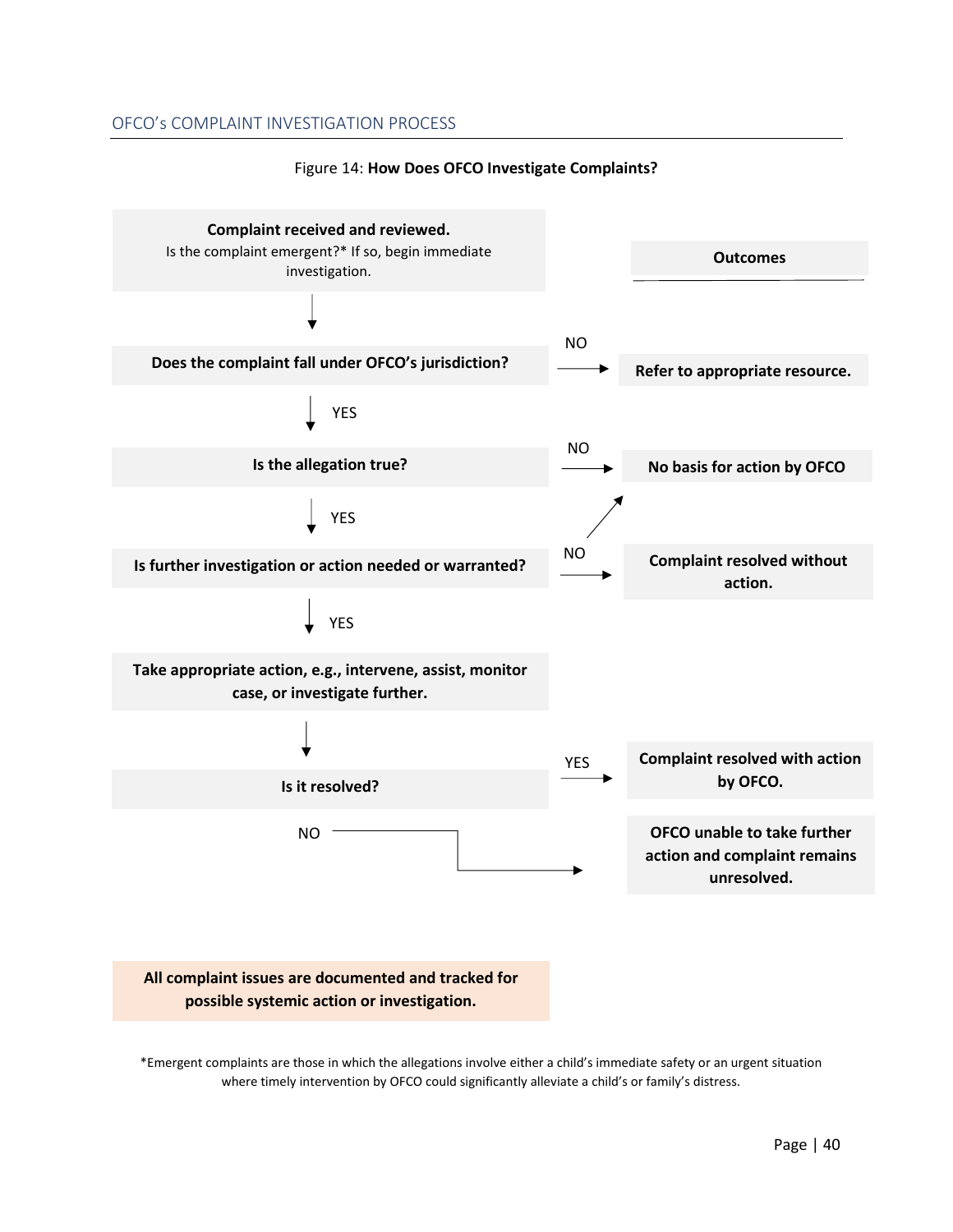## OFCO's COMPLAINT INVESTIGATION PROCESS

Figure 14: **How Does OFCO Investigate Complaints?**

**Complaint received and reviewed.**
Is the complaint emergent?* If so, begin immediate investigation.

↓

**Does the complaint fall under OFCO's jurisdiction?** — NO → **Refer to appropriate resource.**

↓ YES

**Is the allegation true?** — NO → **No basis for action by OFCO**

↓ YES

**Is further investigation or action needed or warranted?** — NO → **Complaint resolved without action.** / **No basis for action by OFCO**

↓ YES

**Take appropriate action, e.g., intervene, assist, monitor case, or investigate further.**

↓

**Is it resolved?** — YES → **Complaint resolved with action by OFCO.**

NO → **OFCO unable to take further action and complaint remains unresolved.**

**All complaint issues are documented and tracked for possible systemic action or investigation.**

**Outcomes:**

- **Refer to appropriate resource.**
- **No basis for action by OFCO**
- **Complaint resolved without action.**
- **Complaint resolved with action by OFCO.**
- **OFCO unable to take further action and complaint remains unresolved.**

*Emergent complaints are those in which the allegations involve either a child's immediate safety or an urgent situation where timely intervention by OFCO could significantly alleviate a child's or family's distress.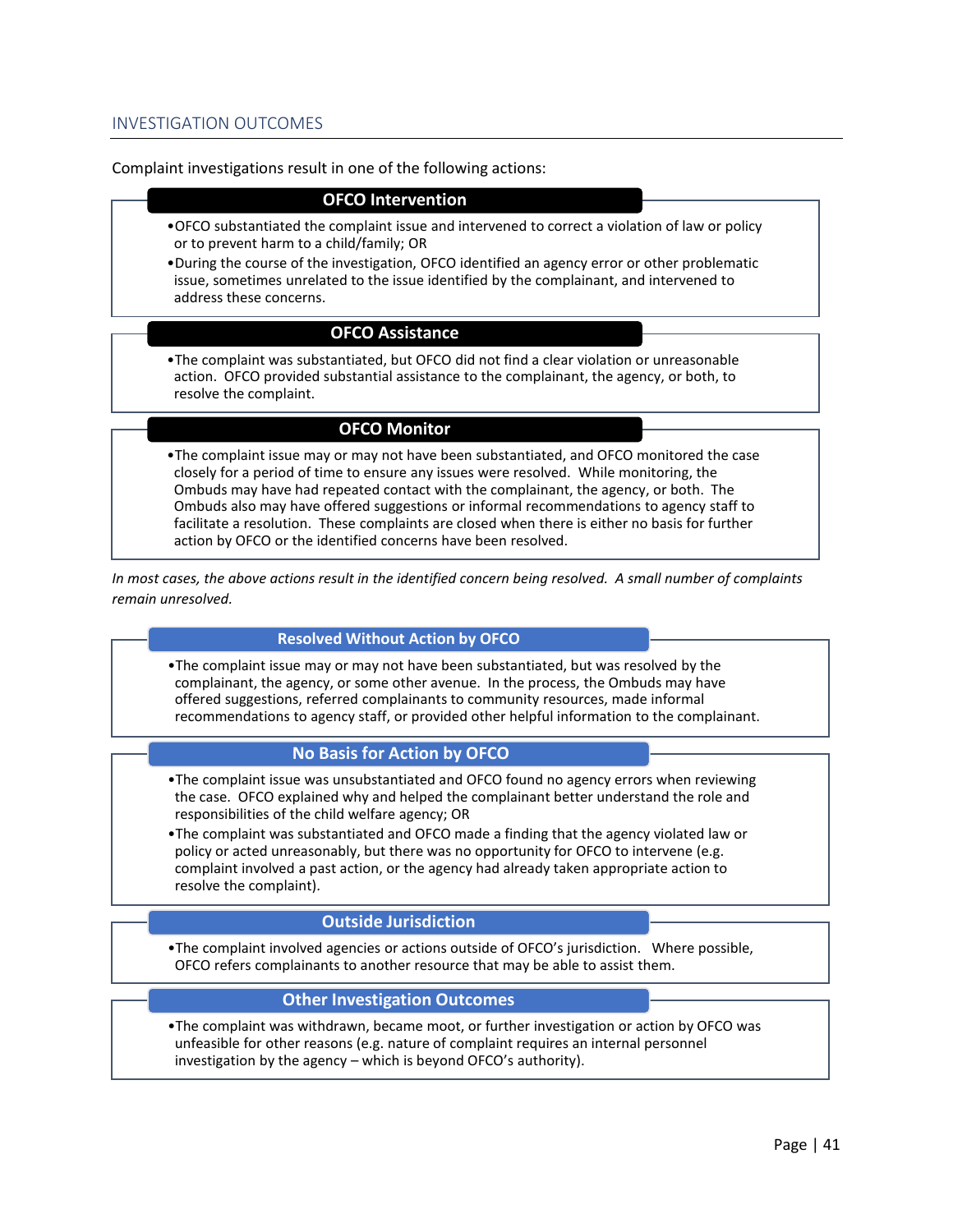## INVESTIGATION OUTCOMES

Complaint investigations result in one of the following actions:

### OFCO Intervention

- OFCO substantiated the complaint issue and intervened to correct a violation of law or policy or to prevent harm to a child/family; OR
- During the course of the investigation, OFCO identified an agency error or other problematic issue, sometimes unrelated to the issue identified by the complainant, and intervened to address these concerns.

### OFCO Assistance

- The complaint was substantiated, but OFCO did not find a clear violation or unreasonable action. OFCO provided substantial assistance to the complainant, the agency, or both, to resolve the complaint.

### OFCO Monitor

- The complaint issue may or may not have been substantiated, and OFCO monitored the case closely for a period of time to ensure any issues were resolved. While monitoring, the Ombuds may have had repeated contact with the complainant, the agency, or both. The Ombuds also may have offered suggestions or informal recommendations to agency staff to facilitate a resolution. These complaints are closed when there is either no basis for further action by OFCO or the identified concerns have been resolved.

*In most cases, the above actions result in the identified concern being resolved. A small number of complaints remain unresolved.*

### Resolved Without Action by OFCO

- The complaint issue may or may not have been substantiated, but was resolved by the complainant, the agency, or some other avenue. In the process, the Ombuds may have offered suggestions, referred complainants to community resources, made informal recommendations to agency staff, or provided other helpful information to the complainant.

### No Basis for Action by OFCO

- The complaint issue was unsubstantiated and OFCO found no agency errors when reviewing the case. OFCO explained why and helped the complainant better understand the role and responsibilities of the child welfare agency; OR
- The complaint was substantiated and OFCO made a finding that the agency violated law or policy or acted unreasonably, but there was no opportunity for OFCO to intervene (e.g. complaint involved a past action, or the agency had already taken appropriate action to resolve the complaint).

### Outside Jurisdiction

- The complaint involved agencies or actions outside of OFCO's jurisdiction. Where possible, OFCO refers complainants to another resource that may be able to assist them.

### Other Investigation Outcomes

- The complaint was withdrawn, became moot, or further investigation or action by OFCO was unfeasible for other reasons (e.g. nature of complaint requires an internal personnel investigation by the agency – which is beyond OFCO's authority).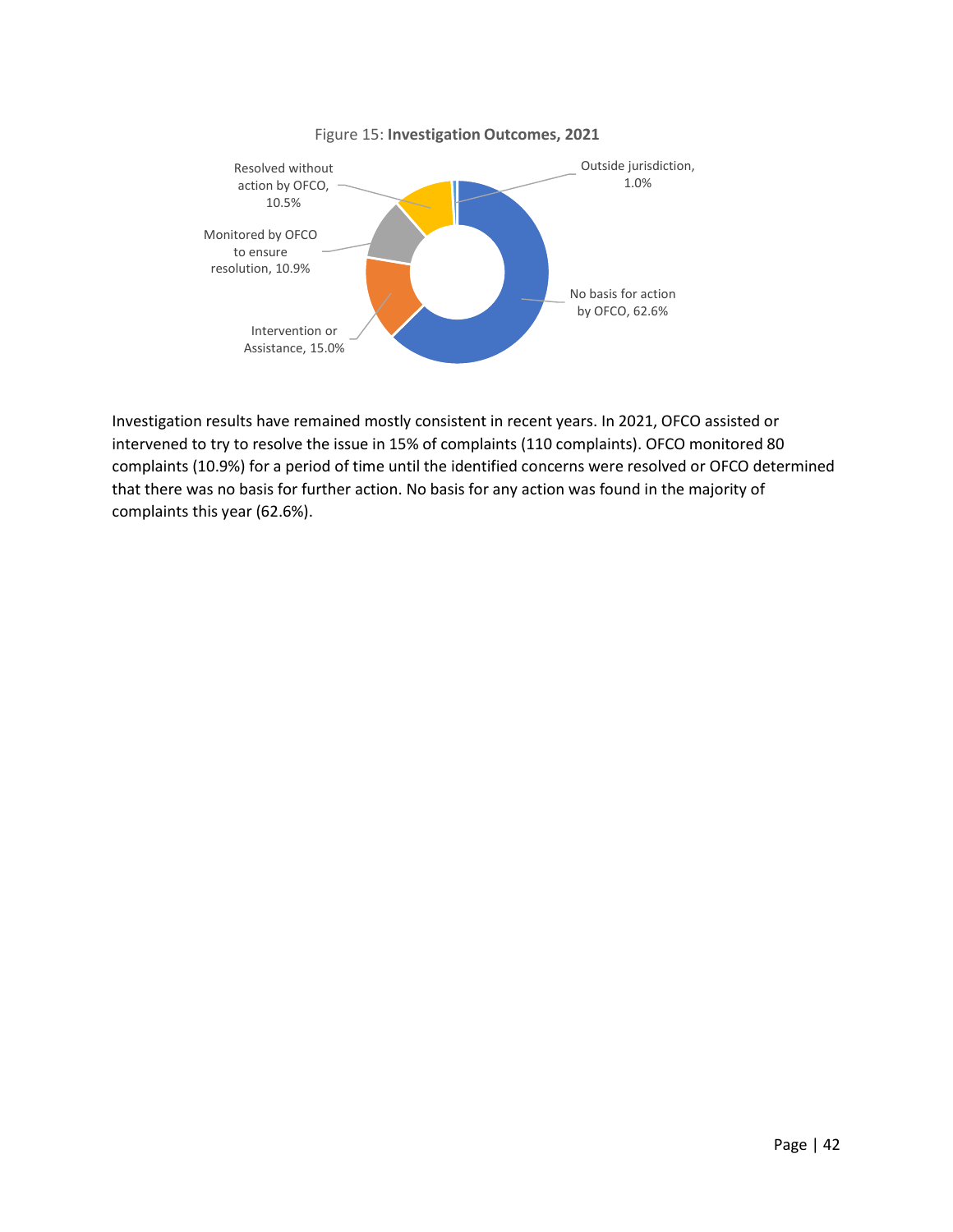Figure 15: **Investigation Outcomes, 2021**

- No basis for action by OFCO, 62.6%
- Intervention or Assistance, 15.0%
- Monitored by OFCO to ensure resolution, 10.9%
- Resolved without action by OFCO, 10.5%
- Outside jurisdiction, 1.0%

Investigation results have remained mostly consistent in recent years. In 2021, OFCO assisted or intervened to try to resolve the issue in 15% of complaints (110 complaints). OFCO monitored 80 complaints (10.9%) for a period of time until the identified concerns were resolved or OFCO determined that there was no basis for further action. No basis for any action was found in the majority of complaints this year (62.6%).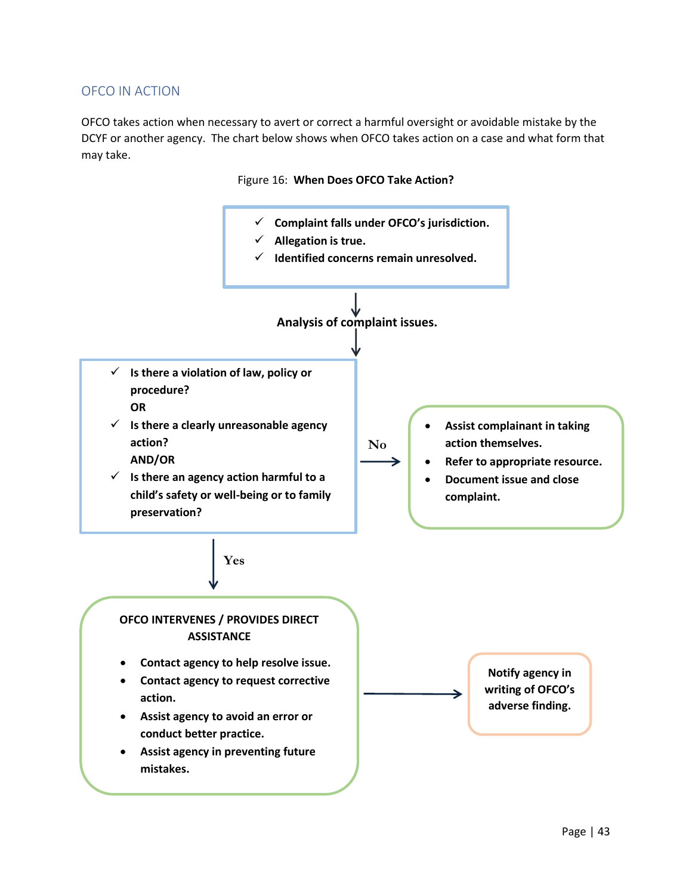## OFCO IN ACTION

OFCO takes action when necessary to avert or correct a harmful oversight or avoidable mistake by the DCYF or another agency. The chart below shows when OFCO takes action on a case and what form that may take.

Figure 16: **When Does OFCO Take Action?**

- ✓ **Complaint falls under OFCO's jurisdiction.**
- ✓ **Allegation is true.**
- ✓ **Identified concerns remain unresolved.**

↓

**Analysis of complaint issues.**

↓

- ✓ **Is there a violation of law, policy or procedure?**
  **OR**
- ✓ **Is there a clearly unreasonable agency action?**
  **AND/OR**
- ✓ **Is there an agency action harmful to a child's safety or well-being or to family preservation?**

**No** →

- **Assist complainant in taking action themselves.**
- **Refer to appropriate resource.**
- **Document issue and close complaint.**

**Yes** ↓

**OFCO INTERVENES / PROVIDES DIRECT ASSISTANCE**

- **Contact agency to help resolve issue.**
- **Contact agency to request corrective action.**
- **Assist agency to avoid an error or conduct better practice.**
- **Assist agency in preventing future mistakes.**

→

**Notify agency in writing of OFCO's adverse finding.**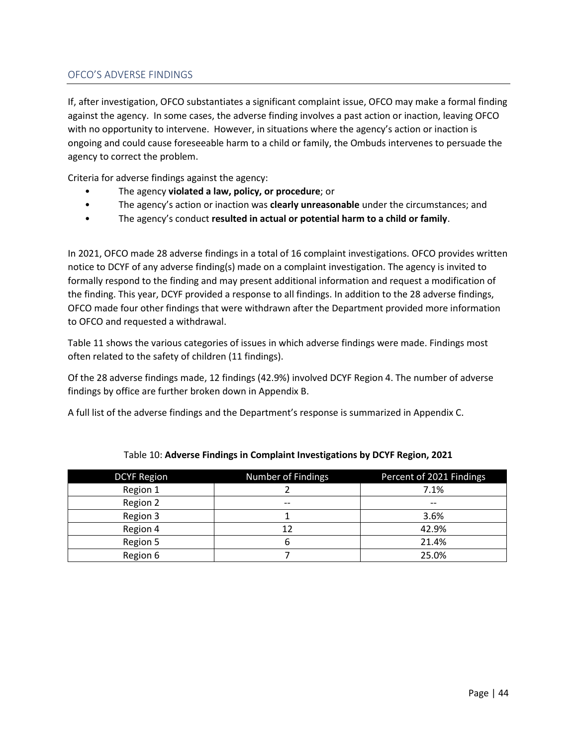## OFCO'S ADVERSE FINDINGS

If, after investigation, OFCO substantiates a significant complaint issue, OFCO may make a formal finding against the agency. In some cases, the adverse finding involves a past action or inaction, leaving OFCO with no opportunity to intervene. However, in situations where the agency's action or inaction is ongoing and could cause foreseeable harm to a child or family, the Ombuds intervenes to persuade the agency to correct the problem.

Criteria for adverse findings against the agency:

- The agency **violated a law, policy, or procedure**; or
- The agency's action or inaction was **clearly unreasonable** under the circumstances; and
- The agency's conduct **resulted in actual or potential harm to a child or family**.

In 2021, OFCO made 28 adverse findings in a total of 16 complaint investigations. OFCO provides written notice to DCYF of any adverse finding(s) made on a complaint investigation. The agency is invited to formally respond to the finding and may present additional information and request a modification of the finding. This year, DCYF provided a response to all findings. In addition to the 28 adverse findings, OFCO made four other findings that were withdrawn after the Department provided more information to OFCO and requested a withdrawal.

Table 11 shows the various categories of issues in which adverse findings were made. Findings most often related to the safety of children (11 findings).

Of the 28 adverse findings made, 12 findings (42.9%) involved DCYF Region 4. The number of adverse findings by office are further broken down in Appendix B.

A full list of the adverse findings and the Department's response is summarized in Appendix C.

Table 10: **Adverse Findings in Complaint Investigations by DCYF Region, 2021**

| DCYF Region | Number of Findings | Percent of 2021 Findings |
|---|---|---|
| Region 1 | 2 | 7.1% |
| Region 2 | -- | -- |
| Region 3 | 1 | 3.6% |
| Region 4 | 12 | 42.9% |
| Region 5 | 6 | 21.4% |
| Region 6 | 7 | 25.0% |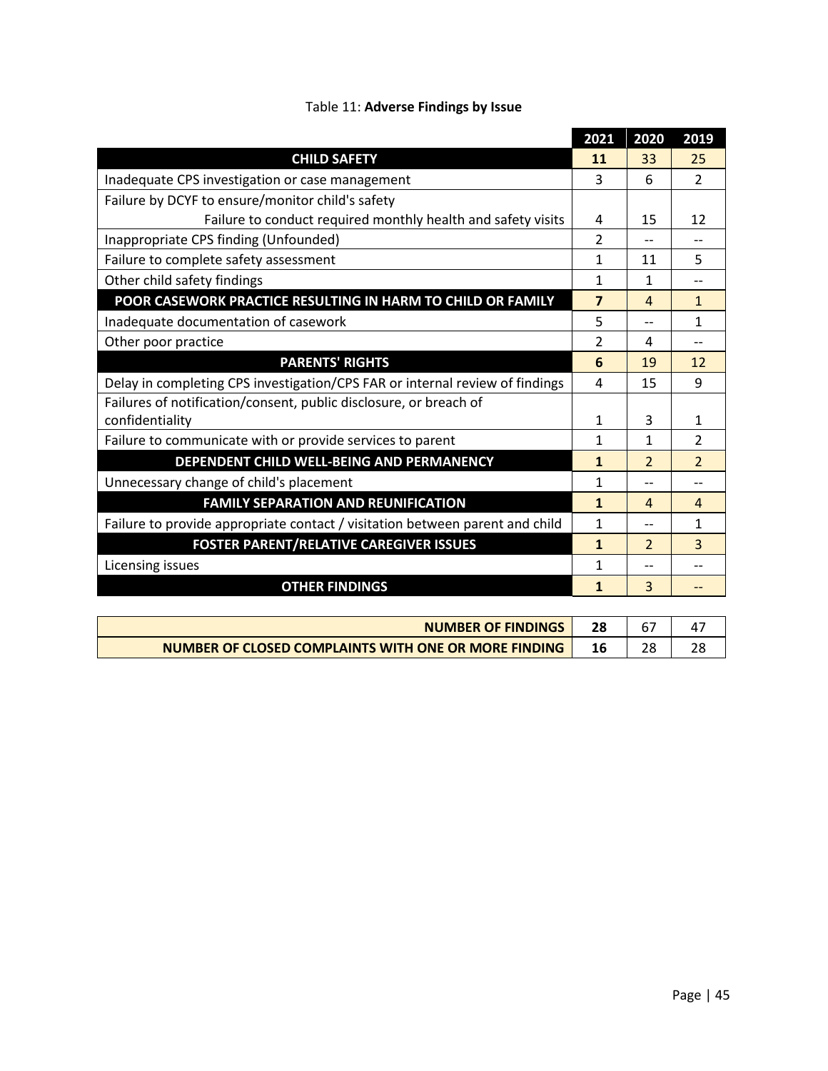Table 11: **Adverse Findings by Issue**

| | 2021 | 2020 | 2019 |
|---|---|---|---|
| **CHILD SAFETY** | **11** | 33 | 25 |
| Inadequate CPS investigation or case management | 3 | 6 | 2 |
| Failure by DCYF to ensure/monitor child's safety | | | |
| Failure to conduct required monthly health and safety visits | 4 | 15 | 12 |
| Inappropriate CPS finding (Unfounded) | 2 | -- | -- |
| Failure to complete safety assessment | 1 | 11 | 5 |
| Other child safety findings | 1 | 1 | -- |
| **POOR CASEWORK PRACTICE RESULTING IN HARM TO CHILD OR FAMILY** | **7** | 4 | 1 |
| Inadequate documentation of casework | 5 | -- | 1 |
| Other poor practice | 2 | 4 | -- |
| **PARENTS' RIGHTS** | **6** | 19 | 12 |
| Delay in completing CPS investigation/CPS FAR or internal review of findings | 4 | 15 | 9 |
| Failures of notification/consent, public disclosure, or breach of confidentiality | 1 | 3 | 1 |
| Failure to communicate with or provide services to parent | 1 | 1 | 2 |
| **DEPENDENT CHILD WELL-BEING AND PERMANENCY** | **1** | 2 | 2 |
| Unnecessary change of child's placement | 1 | -- | -- |
| **FAMILY SEPARATION AND REUNIFICATION** | **1** | 4 | 4 |
| Failure to provide appropriate contact / visitation between parent and child | 1 | -- | 1 |
| **FOSTER PARENT/RELATIVE CAREGIVER ISSUES** | **1** | 2 | 3 |
| Licensing issues | 1 | -- | -- |
| **OTHER FINDINGS** | **1** | 3 | -- |
| **NUMBER OF FINDINGS** | **28** | 67 | 47 |
| **NUMBER OF CLOSED COMPLAINTS WITH ONE OR MORE FINDING** | **16** | 28 | 28 |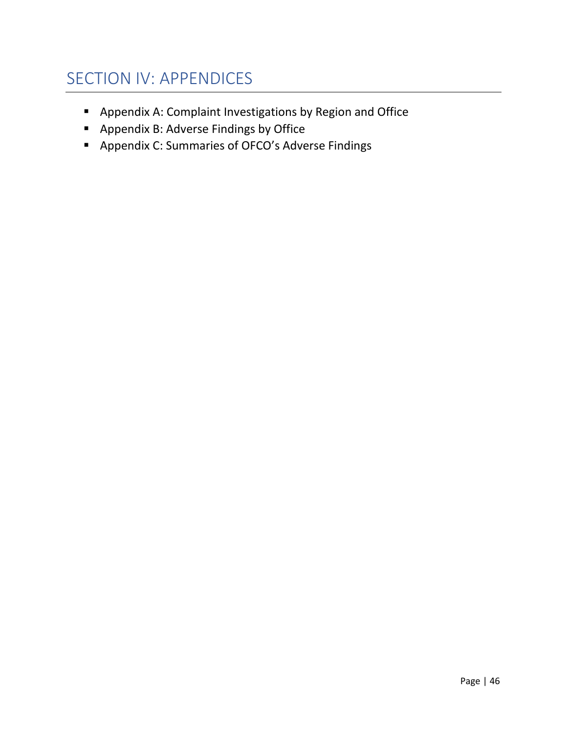# SECTION IV: APPENDICES

- Appendix A: Complaint Investigations by Region and Office
- Appendix B: Adverse Findings by Office
- Appendix C: Summaries of OFCO's Adverse Findings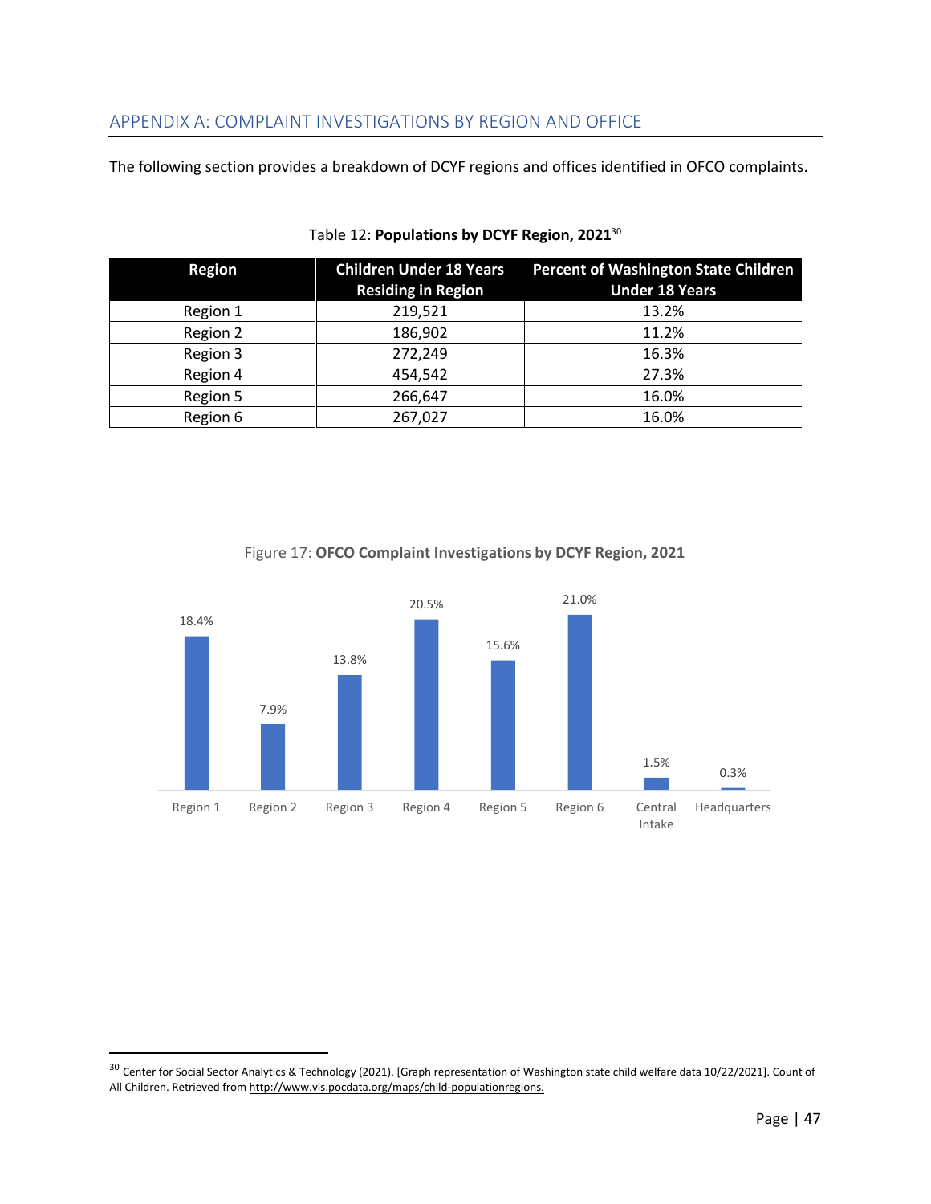## APPENDIX A: COMPLAINT INVESTIGATIONS BY REGION AND OFFICE

The following section provides a breakdown of DCYF regions and offices identified in OFCO complaints.

Table 12: **Populations by DCYF Region, 2021**[30]

| Region | Children Under 18 Years Residing in Region | Percent of Washington State Children Under 18 Years |
|---|---|---|
| Region 1 | 219,521 | 13.2% |
| Region 2 | 186,902 | 11.2% |
| Region 3 | 272,249 | 16.3% |
| Region 4 | 454,542 | 27.3% |
| Region 5 | 266,647 | 16.0% |
| Region 6 | 267,027 | 16.0% |

Figure 17: **OFCO Complaint Investigations by DCYF Region, 2021**

| Region | Percent |
|---|---|
| Region 1 | 18.4% |
| Region 2 | 7.9% |
| Region 3 | 13.8% |
| Region 4 | 20.5% |
| Region 5 | 15.6% |
| Region 6 | 21.0% |
| Central Intake | 1.5% |
| Headquarters | 0.3% |

[30] Center for Social Sector Analytics & Technology (2021). [Graph representation of Washington state child welfare data 10/22/2021]. Count of All Children. Retrieved from http://www.vis.pocdata.org/maps/child-populationregions.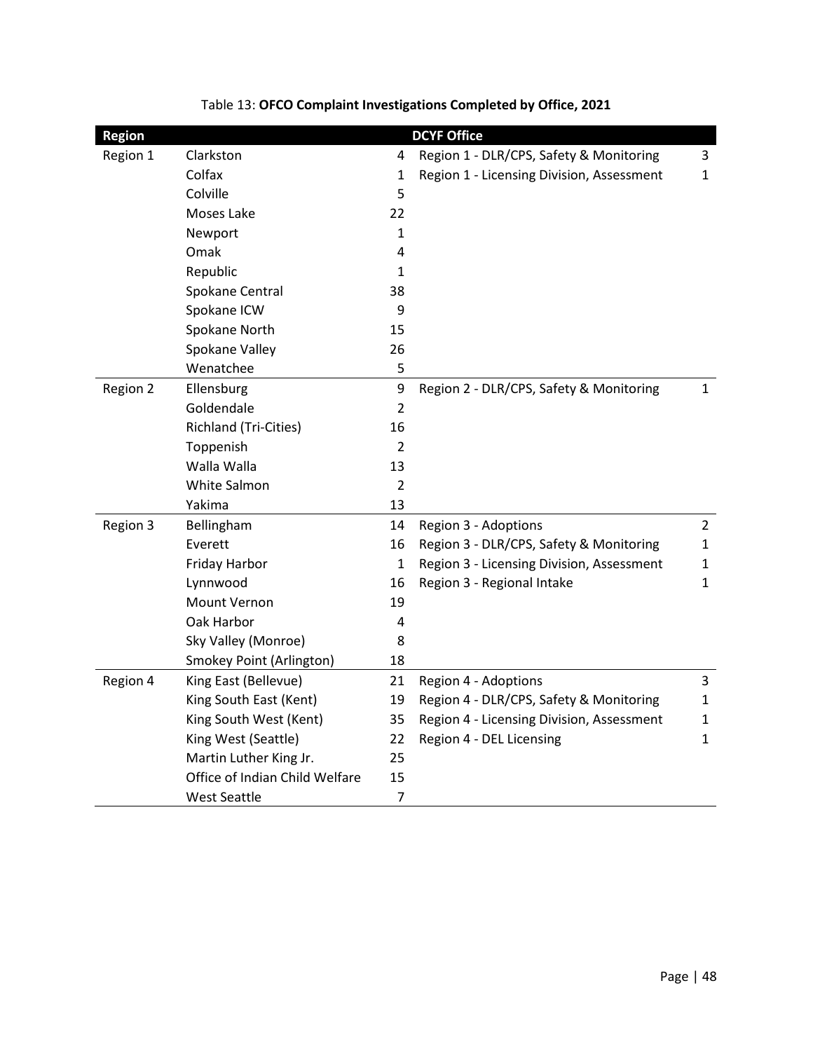Table 13: **OFCO Complaint Investigations Completed by Office, 2021**

| Region | DCYF Office | | | |
|---|---|---|---|---|
| Region 1 | Clarkston | 4 | Region 1 - DLR/CPS, Safety & Monitoring | 3 |
| | Colfax | 1 | Region 1 - Licensing Division, Assessment | 1 |
| | Colville | 5 | | |
| | Moses Lake | 22 | | |
| | Newport | 1 | | |
| | Omak | 4 | | |
| | Republic | 1 | | |
| | Spokane Central | 38 | | |
| | Spokane ICW | 9 | | |
| | Spokane North | 15 | | |
| | Spokane Valley | 26 | | |
| | Wenatchee | 5 | | |
| Region 2 | Ellensburg | 9 | Region 2 - DLR/CPS, Safety & Monitoring | 1 |
| | Goldendale | 2 | | |
| | Richland (Tri-Cities) | 16 | | |
| | Toppenish | 2 | | |
| | Walla Walla | 13 | | |
| | White Salmon | 2 | | |
| | Yakima | 13 | | |
| Region 3 | Bellingham | 14 | Region 3 - Adoptions | 2 |
| | Everett | 16 | Region 3 - DLR/CPS, Safety & Monitoring | 1 |
| | Friday Harbor | 1 | Region 3 - Licensing Division, Assessment | 1 |
| | Lynnwood | 16 | Region 3 - Regional Intake | 1 |
| | Mount Vernon | 19 | | |
| | Oak Harbor | 4 | | |
| | Sky Valley (Monroe) | 8 | | |
| | Smokey Point (Arlington) | 18 | | |
| Region 4 | King East (Bellevue) | 21 | Region 4 - Adoptions | 3 |
| | King South East (Kent) | 19 | Region 4 - DLR/CPS, Safety & Monitoring | 1 |
| | King South West (Kent) | 35 | Region 4 - Licensing Division, Assessment | 1 |
| | King West (Seattle) | 22 | Region 4 - DEL Licensing | 1 |
| | Martin Luther King Jr. | 25 | | |
| | Office of Indian Child Welfare | 15 | | |
| | West Seattle | 7 | | |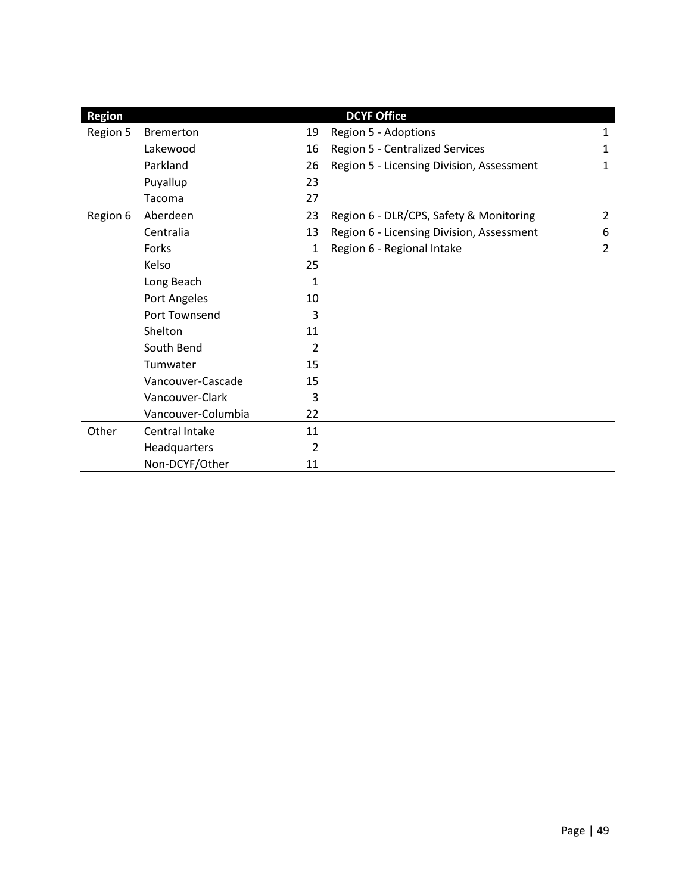| Region | | | DCYF Office | |
|---|---|---|---|---|
| Region 5 | Bremerton | 19 | Region 5 - Adoptions | 1 |
| | Lakewood | 16 | Region 5 - Centralized Services | 1 |
| | Parkland | 26 | Region 5 - Licensing Division, Assessment | 1 |
| | Puyallup | 23 | | |
| | Tacoma | 27 | | |
| Region 6 | Aberdeen | 23 | Region 6 - DLR/CPS, Safety & Monitoring | 2 |
| | Centralia | 13 | Region 6 - Licensing Division, Assessment | 6 |
| | Forks | 1 | Region 6 - Regional Intake | 2 |
| | Kelso | 25 | | |
| | Long Beach | 1 | | |
| | Port Angeles | 10 | | |
| | Port Townsend | 3 | | |
| | Shelton | 11 | | |
| | South Bend | 2 | | |
| | Tumwater | 15 | | |
| | Vancouver-Cascade | 15 | | |
| | Vancouver-Clark | 3 | | |
| | Vancouver-Columbia | 22 | | |
| Other | Central Intake | 11 | | |
| | Headquarters | 2 | | |
| | Non-DCYF/Other | 11 | | |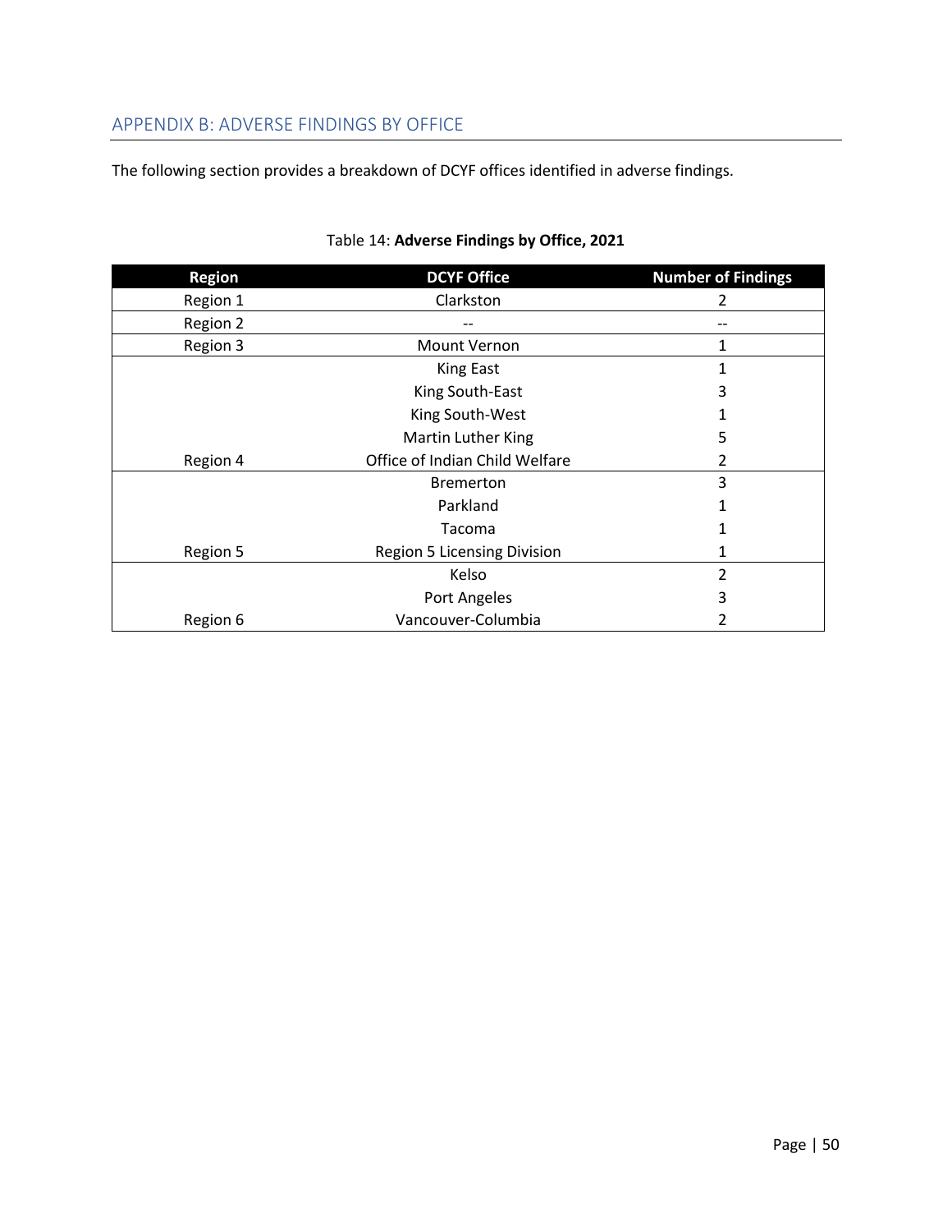## APPENDIX B: ADVERSE FINDINGS BY OFFICE

The following section provides a breakdown of DCYF offices identified in adverse findings.

Table 14: **Adverse Findings by Office, 2021**

| Region | DCYF Office | Number of Findings |
|---|---|---|
| Region 1 | Clarkston | 2 |
| Region 2 | -- | -- |
| Region 3 | Mount Vernon | 1 |
| | King East | 1 |
| | King South-East | 3 |
| | King South-West | 1 |
| | Martin Luther King | 5 |
| Region 4 | Office of Indian Child Welfare | 2 |
| | Bremerton | 3 |
| | Parkland | 1 |
| | Tacoma | 1 |
| Region 5 | Region 5 Licensing Division | 1 |
| | Kelso | 2 |
| | Port Angeles | 3 |
| Region 6 | Vancouver-Columbia | 2 |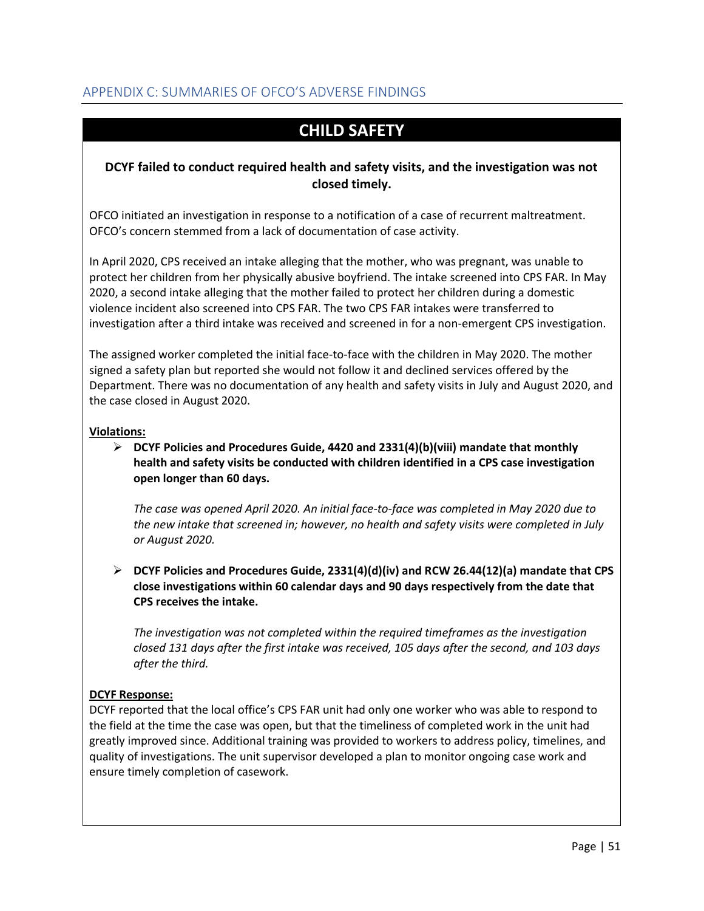## APPENDIX C: SUMMARIES OF OFCO'S ADVERSE FINDINGS

# CHILD SAFETY

### DCYF failed to conduct required health and safety visits, and the investigation was not closed timely.

OFCO initiated an investigation in response to a notification of a case of recurrent maltreatment. OFCO's concern stemmed from a lack of documentation of case activity.

In April 2020, CPS received an intake alleging that the mother, who was pregnant, was unable to protect her children from her physically abusive boyfriend. The intake screened into CPS FAR. In May 2020, a second intake alleging that the mother failed to protect her children during a domestic violence incident also screened into CPS FAR. The two CPS FAR intakes were transferred to investigation after a third intake was received and screened in for a non-emergent CPS investigation.

The assigned worker completed the initial face-to-face with the children in May 2020. The mother signed a safety plan but reported she would not follow it and declined services offered by the Department. There was no documentation of any health and safety visits in July and August 2020, and the case closed in August 2020.

**Violations:**

- **DCYF Policies and Procedures Guide, 4420 and 2331(4)(b)(viii) mandate that monthly health and safety visits be conducted with children identified in a CPS case investigation open longer than 60 days.**

  *The case was opened April 2020. An initial face-to-face was completed in May 2020 due to the new intake that screened in; however, no health and safety visits were completed in July or August 2020.*

- **DCYF Policies and Procedures Guide, 2331(4)(d)(iv) and RCW 26.44(12)(a) mandate that CPS close investigations within 60 calendar days and 90 days respectively from the date that CPS receives the intake.**

  *The investigation was not completed within the required timeframes as the investigation closed 131 days after the first intake was received, 105 days after the second, and 103 days after the third.*

**DCYF Response:**

DCYF reported that the local office's CPS FAR unit had only one worker who was able to respond to the field at the time the case was open, but that the timeliness of completed work in the unit had greatly improved since. Additional training was provided to workers to address policy, timelines, and quality of investigations. The unit supervisor developed a plan to monitor ongoing case work and ensure timely completion of casework.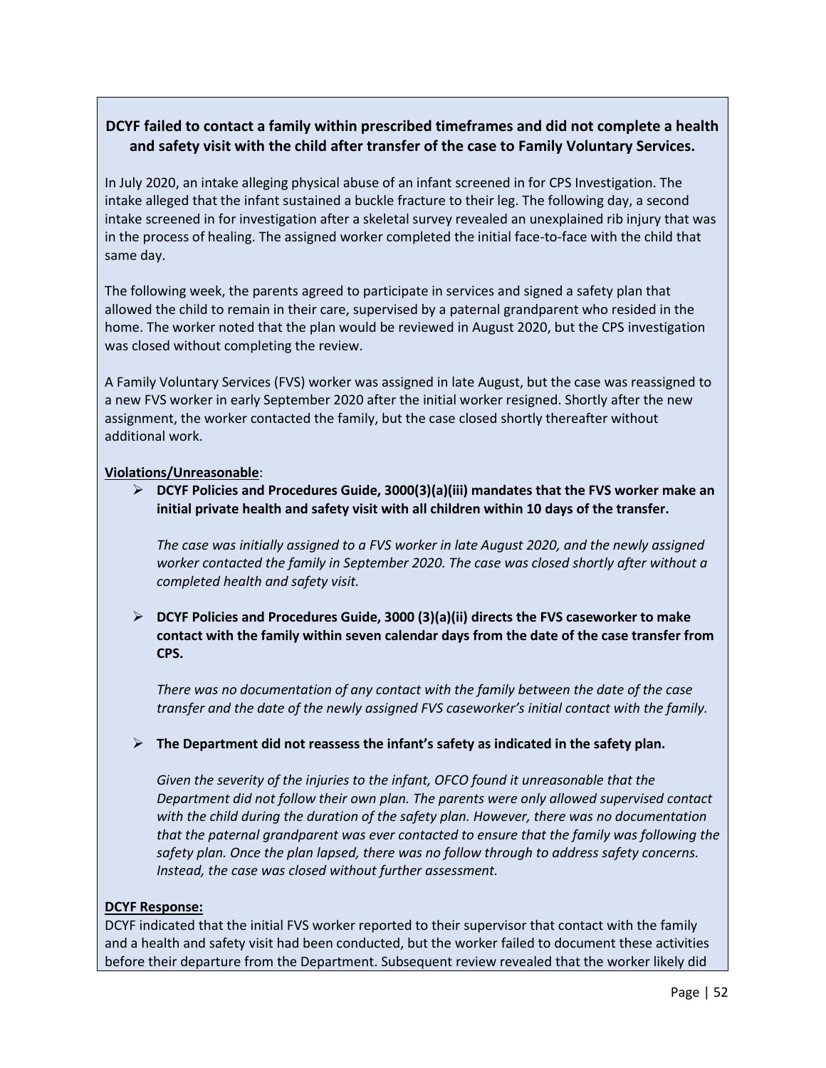**DCYF failed to contact a family within prescribed timeframes and did not complete a health and safety visit with the child after transfer of the case to Family Voluntary Services.**

In July 2020, an intake alleging physical abuse of an infant screened in for CPS Investigation. The intake alleged that the infant sustained a buckle fracture to their leg. The following day, a second intake screened in for investigation after a skeletal survey revealed an unexplained rib injury that was in the process of healing. The assigned worker completed the initial face-to-face with the child that same day.

The following week, the parents agreed to participate in services and signed a safety plan that allowed the child to remain in their care, supervised by a paternal grandparent who resided in the home. The worker noted that the plan would be reviewed in August 2020, but the CPS investigation was closed without completing the review.

A Family Voluntary Services (FVS) worker was assigned in late August, but the case was reassigned to a new FVS worker in early September 2020 after the initial worker resigned. Shortly after the new assignment, the worker contacted the family, but the case closed shortly thereafter without additional work.

**Violations/Unreasonable**:

- **DCYF Policies and Procedures Guide, 3000(3)(a)(iii) mandates that the FVS worker make an initial private health and safety visit with all children within 10 days of the transfer.**

  *The case was initially assigned to a FVS worker in late August 2020, and the newly assigned worker contacted the family in September 2020. The case was closed shortly after without a completed health and safety visit.*

- **DCYF Policies and Procedures Guide, 3000 (3)(a)(ii) directs the FVS caseworker to make contact with the family within seven calendar days from the date of the case transfer from CPS.**

  *There was no documentation of any contact with the family between the date of the case transfer and the date of the newly assigned FVS caseworker's initial contact with the family.*

- **The Department did not reassess the infant's safety as indicated in the safety plan.**

  *Given the severity of the injuries to the infant, OFCO found it unreasonable that the Department did not follow their own plan. The parents were only allowed supervised contact with the child during the duration of the safety plan. However, there was no documentation that the paternal grandparent was ever contacted to ensure that the family was following the safety plan. Once the plan lapsed, there was no follow through to address safety concerns. Instead, the case was closed without further assessment.*

**DCYF Response:**

DCYF indicated that the initial FVS worker reported to their supervisor that contact with the family and a health and safety visit had been conducted, but the worker failed to document these activities before their departure from the Department. Subsequent review revealed that the worker likely did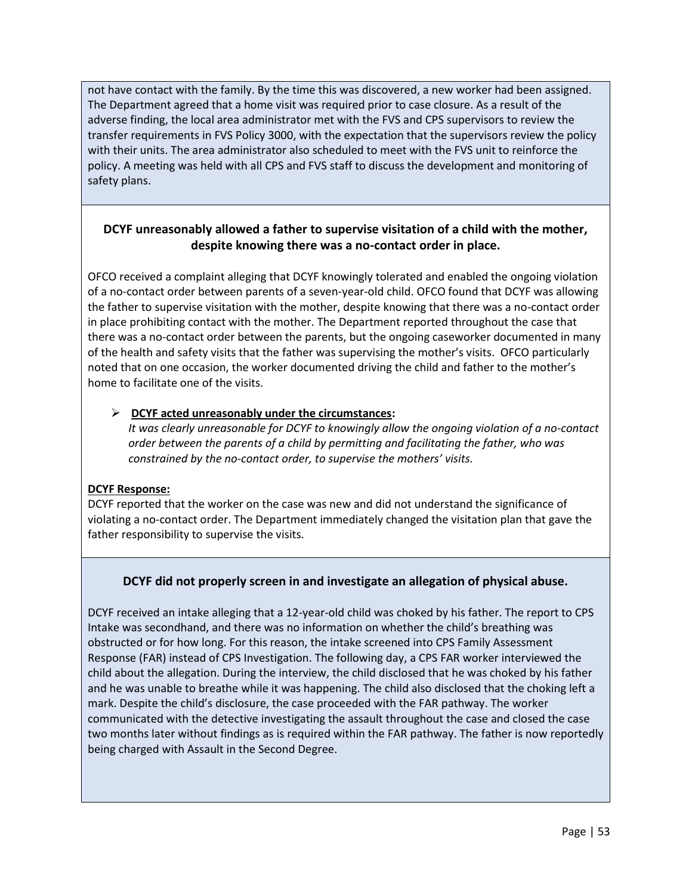not have contact with the family. By the time this was discovered, a new worker had been assigned. The Department agreed that a home visit was required prior to case closure. As a result of the adverse finding, the local area administrator met with the FVS and CPS supervisors to review the transfer requirements in FVS Policy 3000, with the expectation that the supervisors review the policy with their units. The area administrator also scheduled to meet with the FVS unit to reinforce the policy. A meeting was held with all CPS and FVS staff to discuss the development and monitoring of safety plans.

### DCYF unreasonably allowed a father to supervise visitation of a child with the mother, despite knowing there was a no-contact order in place.

OFCO received a complaint alleging that DCYF knowingly tolerated and enabled the ongoing violation of a no-contact order between parents of a seven-year-old child. OFCO found that DCYF was allowing the father to supervise visitation with the mother, despite knowing that there was a no-contact order in place prohibiting contact with the mother. The Department reported throughout the case that there was a no-contact order between the parents, but the ongoing caseworker documented in many of the health and safety visits that the father was supervising the mother's visits. OFCO particularly noted that on one occasion, the worker documented driving the child and father to the mother's home to facilitate one of the visits.

- **DCYF acted unreasonably under the circumstances:**
  *It was clearly unreasonable for DCYF to knowingly allow the ongoing violation of a no-contact order between the parents of a child by permitting and facilitating the father, who was constrained by the no-contact order, to supervise the mothers' visits.*

**DCYF Response:**
DCYF reported that the worker on the case was new and did not understand the significance of violating a no-contact order. The Department immediately changed the visitation plan that gave the father responsibility to supervise the visits.

### DCYF did not properly screen in and investigate an allegation of physical abuse.

DCYF received an intake alleging that a 12-year-old child was choked by his father. The report to CPS Intake was secondhand, and there was no information on whether the child's breathing was obstructed or for how long. For this reason, the intake screened into CPS Family Assessment Response (FAR) instead of CPS Investigation. The following day, a CPS FAR worker interviewed the child about the allegation. During the interview, the child disclosed that he was choked by his father and he was unable to breathe while it was happening. The child also disclosed that the choking left a mark. Despite the child's disclosure, the case proceeded with the FAR pathway. The worker communicated with the detective investigating the assault throughout the case and closed the case two months later without findings as is required within the FAR pathway. The father is now reportedly being charged with Assault in the Second Degree.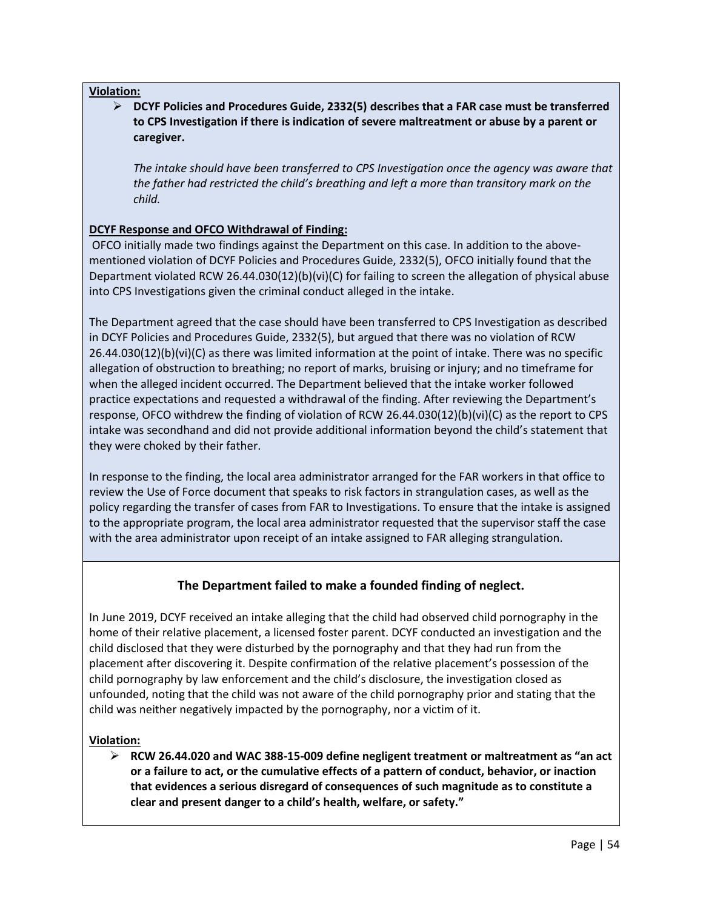**Violation:**

- **DCYF Policies and Procedures Guide, 2332(5) describes that a FAR case must be transferred to CPS Investigation if there is indication of severe maltreatment or abuse by a parent or caregiver.**

  *The intake should have been transferred to CPS Investigation once the agency was aware that the father had restricted the child's breathing and left a more than transitory mark on the child.*

**DCYF Response and OFCO Withdrawal of Finding:**

OFCO initially made two findings against the Department on this case. In addition to the above-mentioned violation of DCYF Policies and Procedures Guide, 2332(5), OFCO initially found that the Department violated RCW 26.44.030(12)(b)(vi)(C) for failing to screen the allegation of physical abuse into CPS Investigations given the criminal conduct alleged in the intake.

The Department agreed that the case should have been transferred to CPS Investigation as described in DCYF Policies and Procedures Guide, 2332(5), but argued that there was no violation of RCW 26.44.030(12)(b)(vi)(C) as there was limited information at the point of intake. There was no specific allegation of obstruction to breathing; no report of marks, bruising or injury; and no timeframe for when the alleged incident occurred. The Department believed that the intake worker followed practice expectations and requested a withdrawal of the finding. After reviewing the Department's response, OFCO withdrew the finding of violation of RCW 26.44.030(12)(b)(vi)(C) as the report to CPS intake was secondhand and did not provide additional information beyond the child's statement that they were choked by their father.

In response to the finding, the local area administrator arranged for the FAR workers in that office to review the Use of Force document that speaks to risk factors in strangulation cases, as well as the policy regarding the transfer of cases from FAR to Investigations. To ensure that the intake is assigned to the appropriate program, the local area administrator requested that the supervisor staff the case with the area administrator upon receipt of an intake assigned to FAR alleging strangulation.

### The Department failed to make a founded finding of neglect.

In June 2019, DCYF received an intake alleging that the child had observed child pornography in the home of their relative placement, a licensed foster parent. DCYF conducted an investigation and the child disclosed that they were disturbed by the pornography and that they had run from the placement after discovering it. Despite confirmation of the relative placement's possession of the child pornography by law enforcement and the child's disclosure, the investigation closed as unfounded, noting that the child was not aware of the child pornography prior and stating that the child was neither negatively impacted by the pornography, nor a victim of it.

**Violation:**

- **RCW 26.44.020 and WAC 388-15-009 define negligent treatment or maltreatment as "an act or a failure to act, or the cumulative effects of a pattern of conduct, behavior, or inaction that evidences a serious disregard of consequences of such magnitude as to constitute a clear and present danger to a child's health, welfare, or safety."**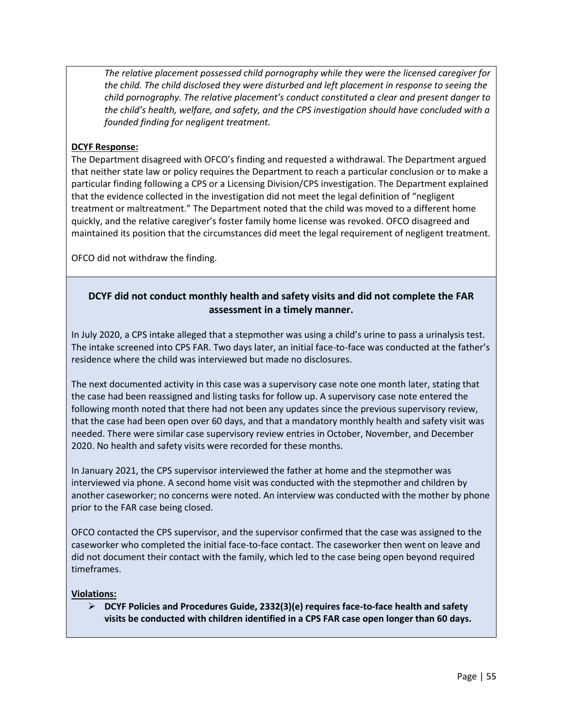*The relative placement possessed child pornography while they were the licensed caregiver for the child. The child disclosed they were disturbed and left placement in response to seeing the child pornography. The relative placement's conduct constituted a clear and present danger to the child's health, welfare, and safety, and the CPS investigation should have concluded with a founded finding for negligent treatment.*

**DCYF Response:**

The Department disagreed with OFCO's finding and requested a withdrawal. The Department argued that neither state law or policy requires the Department to reach a particular conclusion or to make a particular finding following a CPS or a Licensing Division/CPS investigation. The Department explained that the evidence collected in the investigation did not meet the legal definition of "negligent treatment or maltreatment." The Department noted that the child was moved to a different home quickly, and the relative caregiver's foster family home license was revoked. OFCO disagreed and maintained its position that the circumstances did meet the legal requirement of negligent treatment.

OFCO did not withdraw the finding.

### DCYF did not conduct monthly health and safety visits and did not complete the FAR assessment in a timely manner.

In July 2020, a CPS intake alleged that a stepmother was using a child's urine to pass a urinalysis test. The intake screened into CPS FAR. Two days later, an initial face-to-face was conducted at the father's residence where the child was interviewed but made no disclosures.

The next documented activity in this case was a supervisory case note one month later, stating that the case had been reassigned and listing tasks for follow up. A supervisory case note entered the following month noted that there had not been any updates since the previous supervisory review, that the case had been open over 60 days, and that a mandatory monthly health and safety visit was needed. There were similar case supervisory review entries in October, November, and December 2020. No health and safety visits were recorded for these months.

In January 2021, the CPS supervisor interviewed the father at home and the stepmother was interviewed via phone. A second home visit was conducted with the stepmother and children by another caseworker; no concerns were noted. An interview was conducted with the mother by phone prior to the FAR case being closed.

OFCO contacted the CPS supervisor, and the supervisor confirmed that the case was assigned to the caseworker who completed the initial face-to-face contact. The caseworker then went on leave and did not document their contact with the family, which led to the case being open beyond required timeframes.

**Violations:**

- **DCYF Policies and Procedures Guide, 2332(3)(e) requires face-to-face health and safety visits be conducted with children identified in a CPS FAR case open longer than 60 days.**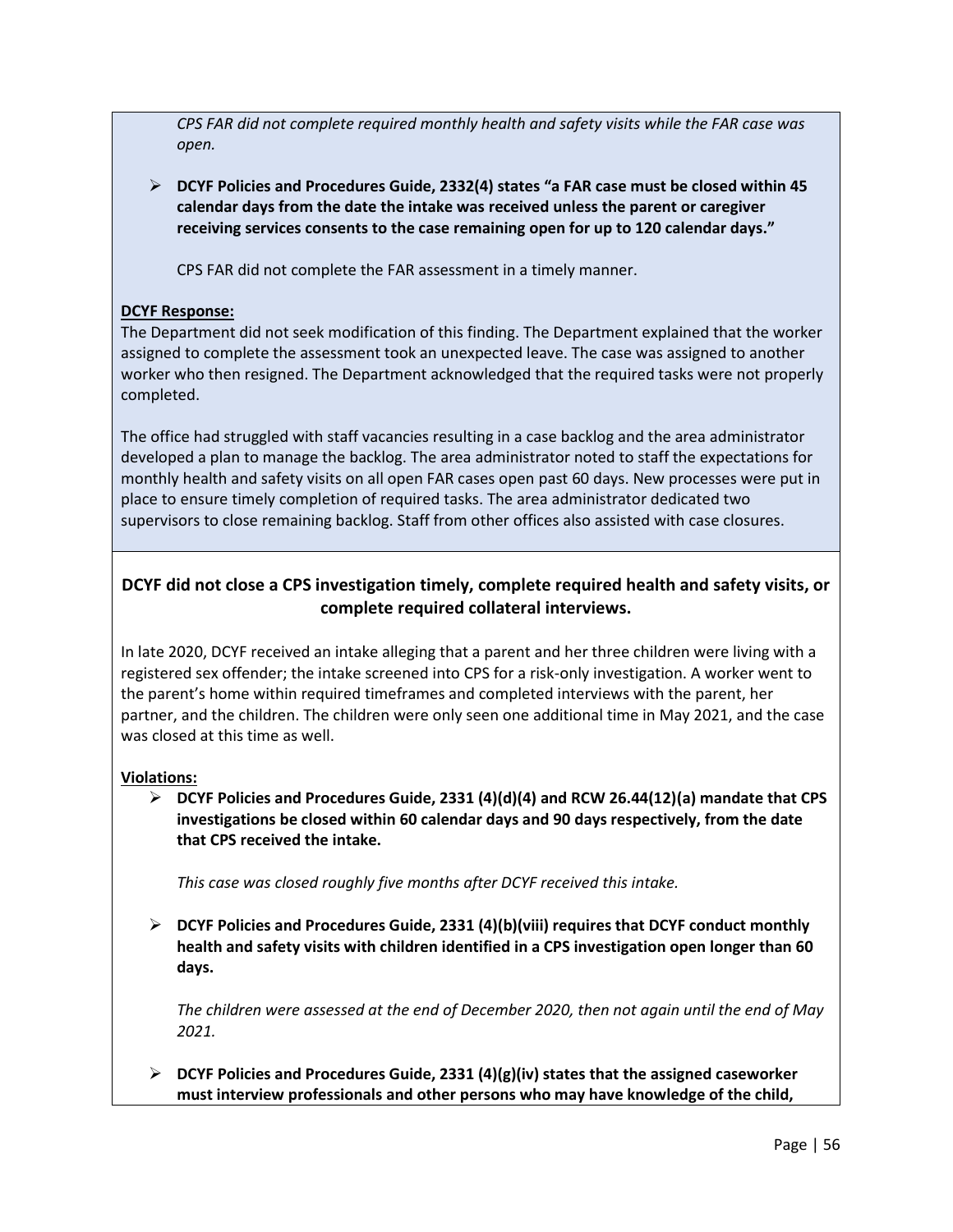*CPS FAR did not complete required monthly health and safety visits while the FAR case was open.*

- **DCYF Policies and Procedures Guide, 2332(4) states "a FAR case must be closed within 45 calendar days from the date the intake was received unless the parent or caregiver receiving services consents to the case remaining open for up to 120 calendar days."**

  CPS FAR did not complete the FAR assessment in a timely manner.

**DCYF Response:**

The Department did not seek modification of this finding. The Department explained that the worker assigned to complete the assessment took an unexpected leave. The case was assigned to another worker who then resigned. The Department acknowledged that the required tasks were not properly completed.

The office had struggled with staff vacancies resulting in a case backlog and the area administrator developed a plan to manage the backlog. The area administrator noted to staff the expectations for monthly health and safety visits on all open FAR cases open past 60 days. New processes were put in place to ensure timely completion of required tasks. The area administrator dedicated two supervisors to close remaining backlog. Staff from other offices also assisted with case closures.

### DCYF did not close a CPS investigation timely, complete required health and safety visits, or complete required collateral interviews.

In late 2020, DCYF received an intake alleging that a parent and her three children were living with a registered sex offender; the intake screened into CPS for a risk-only investigation. A worker went to the parent's home within required timeframes and completed interviews with the parent, her partner, and the children. The children were only seen one additional time in May 2021, and the case was closed at this time as well.

**Violations:**

- **DCYF Policies and Procedures Guide, 2331 (4)(d)(4) and RCW 26.44(12)(a) mandate that CPS investigations be closed within 60 calendar days and 90 days respectively, from the date that CPS received the intake.**

  *This case was closed roughly five months after DCYF received this intake.*

- **DCYF Policies and Procedures Guide, 2331 (4)(b)(viii) requires that DCYF conduct monthly health and safety visits with children identified in a CPS investigation open longer than 60 days.**

  *The children were assessed at the end of December 2020, then not again until the end of May 2021.*

- **DCYF Policies and Procedures Guide, 2331 (4)(g)(iv) states that the assigned caseworker must interview professionals and other persons who may have knowledge of the child,**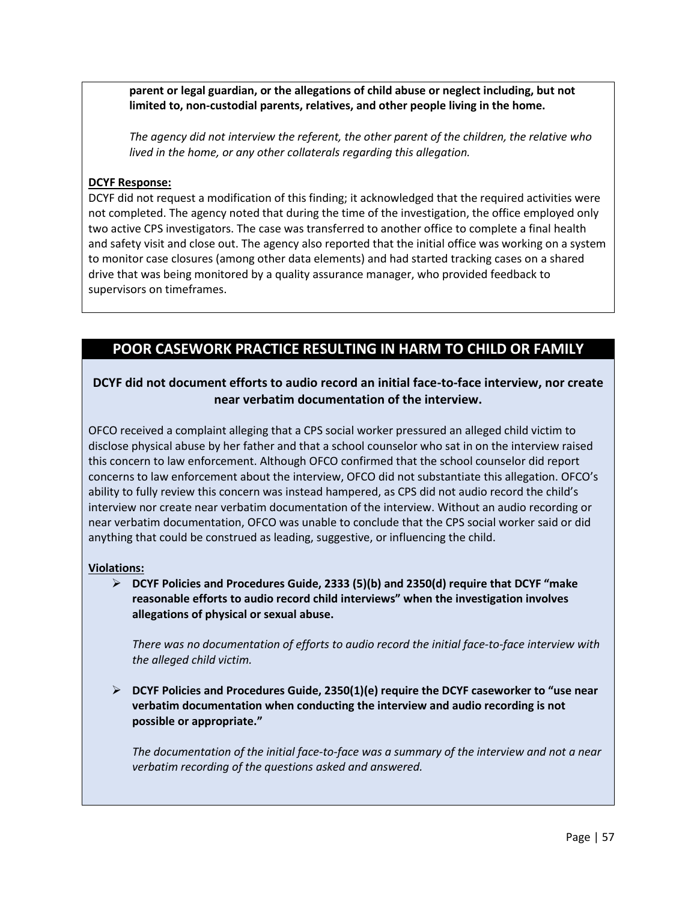**parent or legal guardian, or the allegations of child abuse or neglect including, but not limited to, non-custodial parents, relatives, and other people living in the home.**

*The agency did not interview the referent, the other parent of the children, the relative who lived in the home, or any other collaterals regarding this allegation.*

**DCYF Response:**

DCYF did not request a modification of this finding; it acknowledged that the required activities were not completed. The agency noted that during the time of the investigation, the office employed only two active CPS investigators. The case was transferred to another office to complete a final health and safety visit and close out. The agency also reported that the initial office was working on a system to monitor case closures (among other data elements) and had started tracking cases on a shared drive that was being monitored by a quality assurance manager, who provided feedback to supervisors on timeframes.

## POOR CASEWORK PRACTICE RESULTING IN HARM TO CHILD OR FAMILY

### DCYF did not document efforts to audio record an initial face-to-face interview, nor create near verbatim documentation of the interview.

OFCO received a complaint alleging that a CPS social worker pressured an alleged child victim to disclose physical abuse by her father and that a school counselor who sat in on the interview raised this concern to law enforcement. Although OFCO confirmed that the school counselor did report concerns to law enforcement about the interview, OFCO did not substantiate this allegation. OFCO's ability to fully review this concern was instead hampered, as CPS did not audio record the child's interview nor create near verbatim documentation of the interview. Without an audio recording or near verbatim documentation, OFCO was unable to conclude that the CPS social worker said or did anything that could be construed as leading, suggestive, or influencing the child.

**Violations:**

- **DCYF Policies and Procedures Guide, 2333 (5)(b) and 2350(d) require that DCYF "make reasonable efforts to audio record child interviews" when the investigation involves allegations of physical or sexual abuse.**

  *There was no documentation of efforts to audio record the initial face-to-face interview with the alleged child victim.*

- **DCYF Policies and Procedures Guide, 2350(1)(e) require the DCYF caseworker to "use near verbatim documentation when conducting the interview and audio recording is not possible or appropriate."**

  *The documentation of the initial face-to-face was a summary of the interview and not a near verbatim recording of the questions asked and answered.*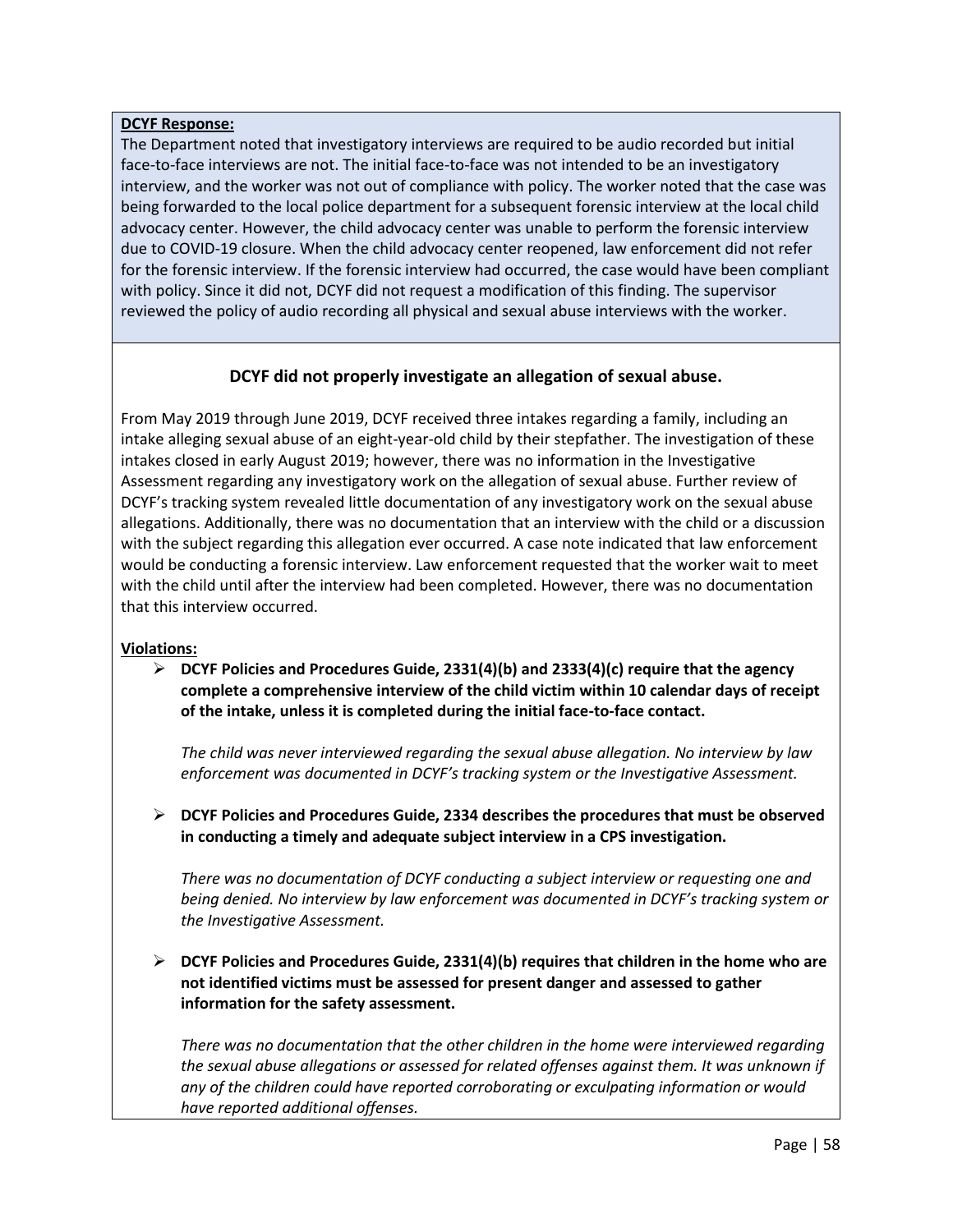**DCYF Response:**

The Department noted that investigatory interviews are required to be audio recorded but initial face-to-face interviews are not. The initial face-to-face was not intended to be an investigatory interview, and the worker was not out of compliance with policy. The worker noted that the case was being forwarded to the local police department for a subsequent forensic interview at the local child advocacy center. However, the child advocacy center was unable to perform the forensic interview due to COVID-19 closure. When the child advocacy center reopened, law enforcement did not refer for the forensic interview. If the forensic interview had occurred, the case would have been compliant with policy. Since it did not, DCYF did not request a modification of this finding. The supervisor reviewed the policy of audio recording all physical and sexual abuse interviews with the worker.

### DCYF did not properly investigate an allegation of sexual abuse.

From May 2019 through June 2019, DCYF received three intakes regarding a family, including an intake alleging sexual abuse of an eight-year-old child by their stepfather. The investigation of these intakes closed in early August 2019; however, there was no information in the Investigative Assessment regarding any investigatory work on the allegation of sexual abuse. Further review of DCYF's tracking system revealed little documentation of any investigatory work on the sexual abuse allegations. Additionally, there was no documentation that an interview with the child or a discussion with the subject regarding this allegation ever occurred. A case note indicated that law enforcement would be conducting a forensic interview. Law enforcement requested that the worker wait to meet with the child until after the interview had been completed. However, there was no documentation that this interview occurred.

**Violations:**

- **DCYF Policies and Procedures Guide, 2331(4)(b) and 2333(4)(c) require that the agency complete a comprehensive interview of the child victim within 10 calendar days of receipt of the intake, unless it is completed during the initial face-to-face contact.**

  *The child was never interviewed regarding the sexual abuse allegation. No interview by law enforcement was documented in DCYF's tracking system or the Investigative Assessment.*

- **DCYF Policies and Procedures Guide, 2334 describes the procedures that must be observed in conducting a timely and adequate subject interview in a CPS investigation.**

  *There was no documentation of DCYF conducting a subject interview or requesting one and being denied. No interview by law enforcement was documented in DCYF's tracking system or the Investigative Assessment.*

- **DCYF Policies and Procedures Guide, 2331(4)(b) requires that children in the home who are not identified victims must be assessed for present danger and assessed to gather information for the safety assessment.**

  *There was no documentation that the other children in the home were interviewed regarding the sexual abuse allegations or assessed for related offenses against them. It was unknown if any of the children could have reported corroborating or exculpating information or would have reported additional offenses.*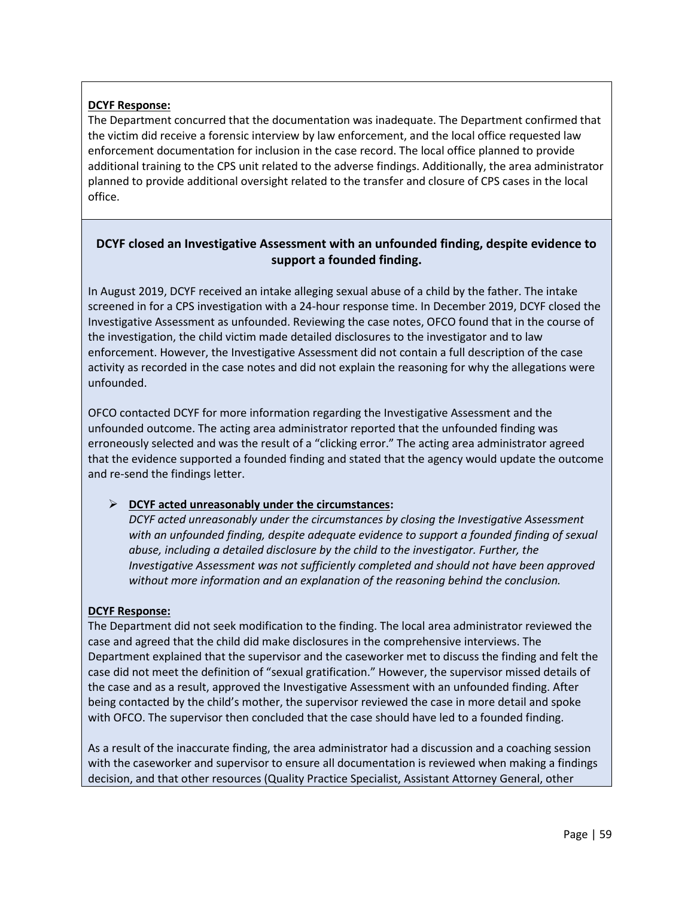**DCYF Response:**

The Department concurred that the documentation was inadequate. The Department confirmed that the victim did receive a forensic interview by law enforcement, and the local office requested law enforcement documentation for inclusion in the case record. The local office planned to provide additional training to the CPS unit related to the adverse findings. Additionally, the area administrator planned to provide additional oversight related to the transfer and closure of CPS cases in the local office.

### DCYF closed an Investigative Assessment with an unfounded finding, despite evidence to support a founded finding.

In August 2019, DCYF received an intake alleging sexual abuse of a child by the father. The intake screened in for a CPS investigation with a 24-hour response time. In December 2019, DCYF closed the Investigative Assessment as unfounded. Reviewing the case notes, OFCO found that in the course of the investigation, the child victim made detailed disclosures to the investigator and to law enforcement. However, the Investigative Assessment did not contain a full description of the case activity as recorded in the case notes and did not explain the reasoning for why the allegations were unfounded.

OFCO contacted DCYF for more information regarding the Investigative Assessment and the unfounded outcome. The acting area administrator reported that the unfounded finding was erroneously selected and was the result of a "clicking error." The acting area administrator agreed that the evidence supported a founded finding and stated that the agency would update the outcome and re-send the findings letter.

- **DCYF acted unreasonably under the circumstances:**
  *DCYF acted unreasonably under the circumstances by closing the Investigative Assessment with an unfounded finding, despite adequate evidence to support a founded finding of sexual abuse, including a detailed disclosure by the child to the investigator. Further, the Investigative Assessment was not sufficiently completed and should not have been approved without more information and an explanation of the reasoning behind the conclusion.*

**DCYF Response:**

The Department did not seek modification to the finding. The local area administrator reviewed the case and agreed that the child did make disclosures in the comprehensive interviews. The Department explained that the supervisor and the caseworker met to discuss the finding and felt the case did not meet the definition of "sexual gratification." However, the supervisor missed details of the case and as a result, approved the Investigative Assessment with an unfounded finding. After being contacted by the child's mother, the supervisor reviewed the case in more detail and spoke with OFCO. The supervisor then concluded that the case should have led to a founded finding.

As a result of the inaccurate finding, the area administrator had a discussion and a coaching session with the caseworker and supervisor to ensure all documentation is reviewed when making a findings decision, and that other resources (Quality Practice Specialist, Assistant Attorney General, other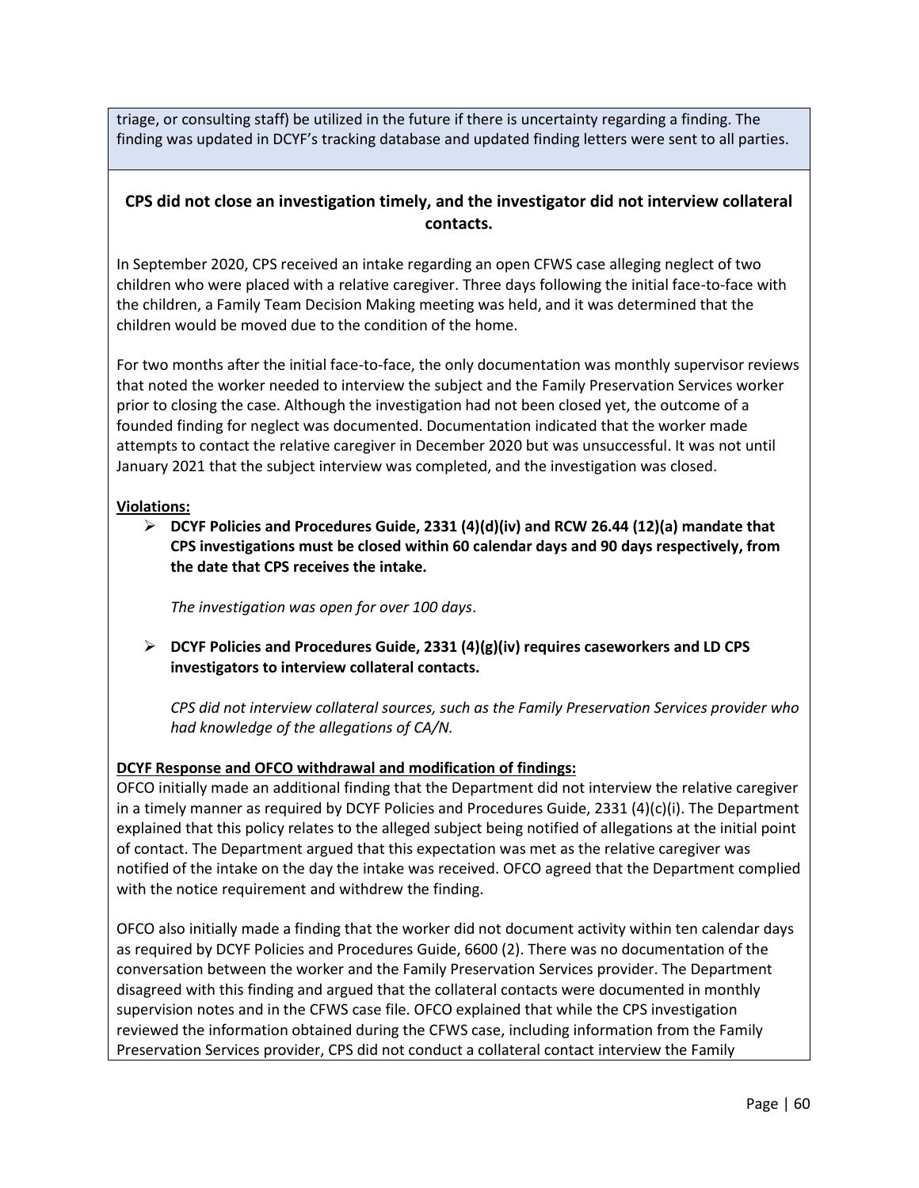triage, or consulting staff) be utilized in the future if there is uncertainty regarding a finding. The finding was updated in DCYF's tracking database and updated finding letters were sent to all parties.

### CPS did not close an investigation timely, and the investigator did not interview collateral contacts.

In September 2020, CPS received an intake regarding an open CFWS case alleging neglect of two children who were placed with a relative caregiver. Three days following the initial face-to-face with the children, a Family Team Decision Making meeting was held, and it was determined that the children would be moved due to the condition of the home.

For two months after the initial face-to-face, the only documentation was monthly supervisor reviews that noted the worker needed to interview the subject and the Family Preservation Services worker prior to closing the case. Although the investigation had not been closed yet, the outcome of a founded finding for neglect was documented. Documentation indicated that the worker made attempts to contact the relative caregiver in December 2020 but was unsuccessful. It was not until January 2021 that the subject interview was completed, and the investigation was closed.

**Violations:**

- **DCYF Policies and Procedures Guide, 2331 (4)(d)(iv) and RCW 26.44 (12)(a) mandate that CPS investigations must be closed within 60 calendar days and 90 days respectively, from the date that CPS receives the intake.**

  *The investigation was open for over 100 days*.

- **DCYF Policies and Procedures Guide, 2331 (4)(g)(iv) requires caseworkers and LD CPS investigators to interview collateral contacts.**

  *CPS did not interview collateral sources, such as the Family Preservation Services provider who had knowledge of the allegations of CA/N.*

**DCYF Response and OFCO withdrawal and modification of findings:**

OFCO initially made an additional finding that the Department did not interview the relative caregiver in a timely manner as required by DCYF Policies and Procedures Guide, 2331 (4)(c)(i). The Department explained that this policy relates to the alleged subject being notified of allegations at the initial point of contact. The Department argued that this expectation was met as the relative caregiver was notified of the intake on the day the intake was received. OFCO agreed that the Department complied with the notice requirement and withdrew the finding.

OFCO also initially made a finding that the worker did not document activity within ten calendar days as required by DCYF Policies and Procedures Guide, 6600 (2). There was no documentation of the conversation between the worker and the Family Preservation Services provider. The Department disagreed with this finding and argued that the collateral contacts were documented in monthly supervision notes and in the CFWS case file. OFCO explained that while the CPS investigation reviewed the information obtained during the CFWS case, including information from the Family Preservation Services provider, CPS did not conduct a collateral contact interview the Family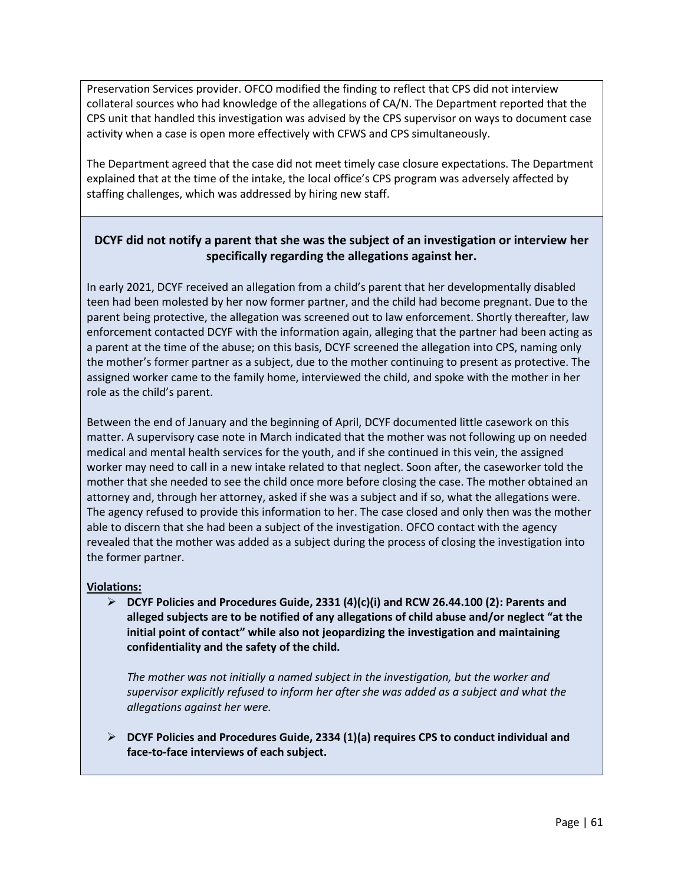Preservation Services provider. OFCO modified the finding to reflect that CPS did not interview collateral sources who had knowledge of the allegations of CA/N. The Department reported that the CPS unit that handled this investigation was advised by the CPS supervisor on ways to document case activity when a case is open more effectively with CFWS and CPS simultaneously.

The Department agreed that the case did not meet timely case closure expectations. The Department explained that at the time of the intake, the local office's CPS program was adversely affected by staffing challenges, which was addressed by hiring new staff.

### DCYF did not notify a parent that she was the subject of an investigation or interview her specifically regarding the allegations against her.

In early 2021, DCYF received an allegation from a child's parent that her developmentally disabled teen had been molested by her now former partner, and the child had become pregnant. Due to the parent being protective, the allegation was screened out to law enforcement. Shortly thereafter, law enforcement contacted DCYF with the information again, alleging that the partner had been acting as a parent at the time of the abuse; on this basis, DCYF screened the allegation into CPS, naming only the mother's former partner as a subject, due to the mother continuing to present as protective. The assigned worker came to the family home, interviewed the child, and spoke with the mother in her role as the child's parent.

Between the end of January and the beginning of April, DCYF documented little casework on this matter. A supervisory case note in March indicated that the mother was not following up on needed medical and mental health services for the youth, and if she continued in this vein, the assigned worker may need to call in a new intake related to that neglect. Soon after, the caseworker told the mother that she needed to see the child once more before closing the case. The mother obtained an attorney and, through her attorney, asked if she was a subject and if so, what the allegations were. The agency refused to provide this information to her. The case closed and only then was the mother able to discern that she had been a subject of the investigation. OFCO contact with the agency revealed that the mother was added as a subject during the process of closing the investigation into the former partner.

**Violations:**

- **DCYF Policies and Procedures Guide, 2331 (4)(c)(i) and RCW 26.44.100 (2): Parents and alleged subjects are to be notified of any allegations of child abuse and/or neglect "at the initial point of contact" while also not jeopardizing the investigation and maintaining confidentiality and the safety of the child.**

  *The mother was not initially a named subject in the investigation, but the worker and supervisor explicitly refused to inform her after she was added as a subject and what the allegations against her were.*

- **DCYF Policies and Procedures Guide, 2334 (1)(a) requires CPS to conduct individual and face-to-face interviews of each subject.**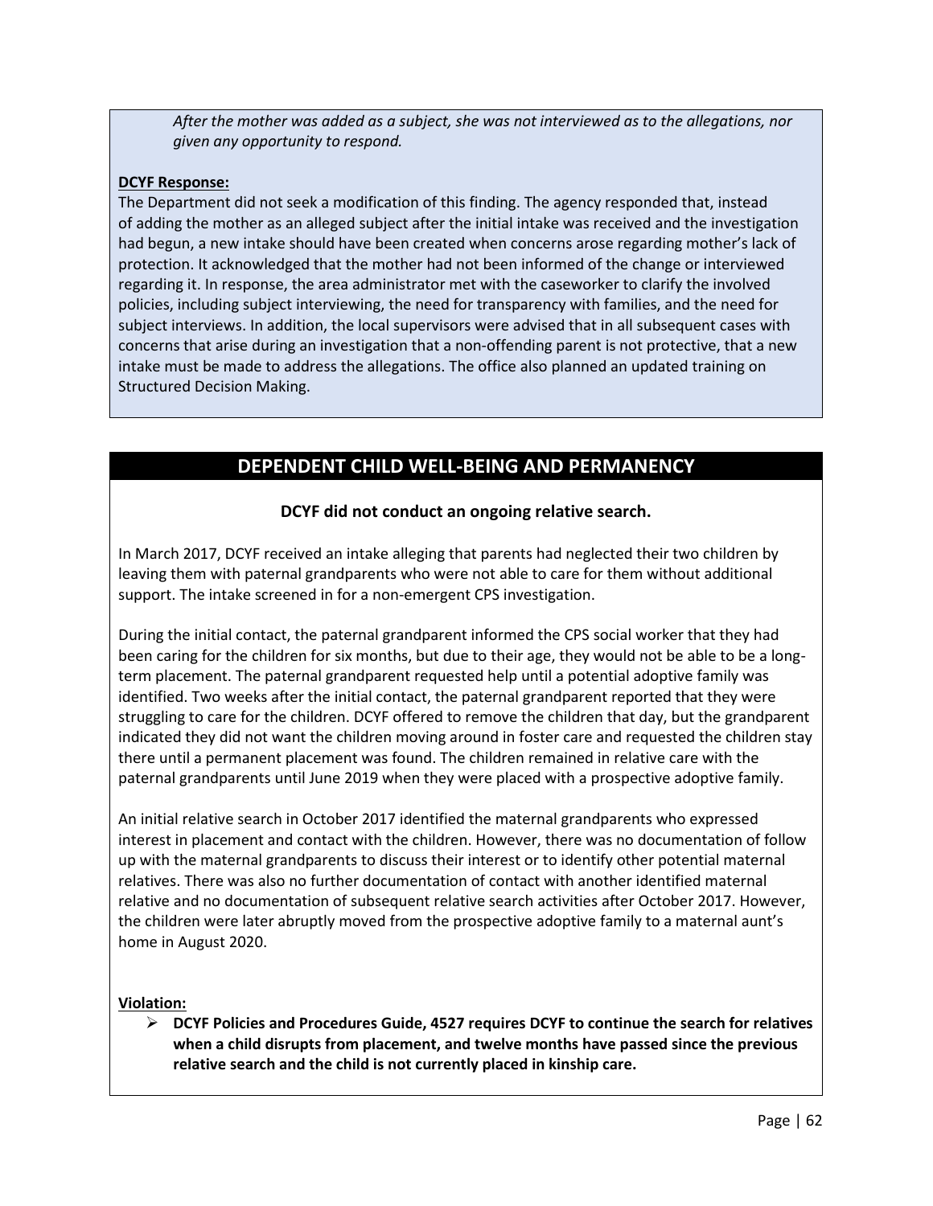*After the mother was added as a subject, she was not interviewed as to the allegations, nor given any opportunity to respond.*

**DCYF Response:**

The Department did not seek a modification of this finding. The agency responded that, instead of adding the mother as an alleged subject after the initial intake was received and the investigation had begun, a new intake should have been created when concerns arose regarding mother's lack of protection. It acknowledged that the mother had not been informed of the change or interviewed regarding it. In response, the area administrator met with the caseworker to clarify the involved policies, including subject interviewing, the need for transparency with families, and the need for subject interviews. In addition, the local supervisors were advised that in all subsequent cases with concerns that arise during an investigation that a non-offending parent is not protective, that a new intake must be made to address the allegations. The office also planned an updated training on Structured Decision Making.

## DEPENDENT CHILD WELL-BEING AND PERMANENCY

### DCYF did not conduct an ongoing relative search.

In March 2017, DCYF received an intake alleging that parents had neglected their two children by leaving them with paternal grandparents who were not able to care for them without additional support. The intake screened in for a non-emergent CPS investigation.

During the initial contact, the paternal grandparent informed the CPS social worker that they had been caring for the children for six months, but due to their age, they would not be able to be a long-term placement. The paternal grandparent requested help until a potential adoptive family was identified. Two weeks after the initial contact, the paternal grandparent reported that they were struggling to care for the children. DCYF offered to remove the children that day, but the grandparent indicated they did not want the children moving around in foster care and requested the children stay there until a permanent placement was found. The children remained in relative care with the paternal grandparents until June 2019 when they were placed with a prospective adoptive family.

An initial relative search in October 2017 identified the maternal grandparents who expressed interest in placement and contact with the children. However, there was no documentation of follow up with the maternal grandparents to discuss their interest or to identify other potential maternal relatives. There was also no further documentation of contact with another identified maternal relative and no documentation of subsequent relative search activities after October 2017. However, the children were later abruptly moved from the prospective adoptive family to a maternal aunt's home in August 2020.

**Violation:**

- **DCYF Policies and Procedures Guide, 4527 requires DCYF to continue the search for relatives when a child disrupts from placement, and twelve months have passed since the previous relative search and the child is not currently placed in kinship care.**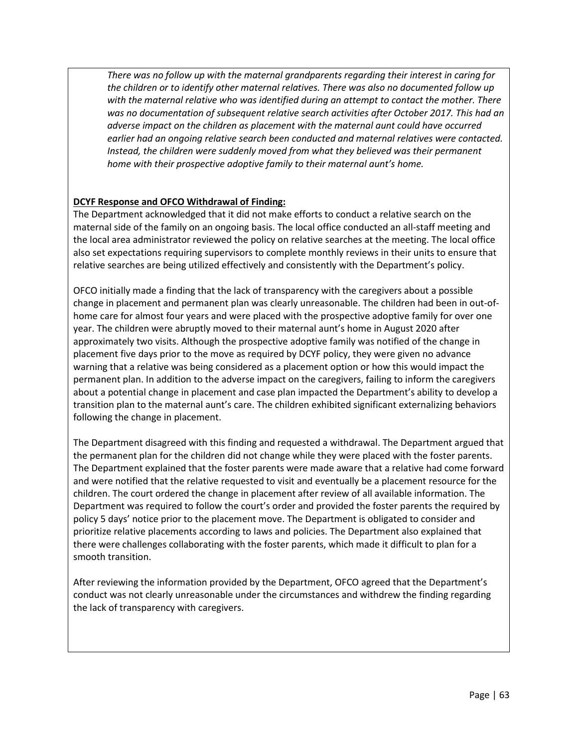*There was no follow up with the maternal grandparents regarding their interest in caring for the children or to identify other maternal relatives. There was also no documented follow up with the maternal relative who was identified during an attempt to contact the mother. There was no documentation of subsequent relative search activities after October 2017. This had an adverse impact on the children as placement with the maternal aunt could have occurred earlier had an ongoing relative search been conducted and maternal relatives were contacted. Instead, the children were suddenly moved from what they believed was their permanent home with their prospective adoptive family to their maternal aunt's home.*

**DCYF Response and OFCO Withdrawal of Finding:**

The Department acknowledged that it did not make efforts to conduct a relative search on the maternal side of the family on an ongoing basis. The local office conducted an all-staff meeting and the local area administrator reviewed the policy on relative searches at the meeting. The local office also set expectations requiring supervisors to complete monthly reviews in their units to ensure that relative searches are being utilized effectively and consistently with the Department's policy.

OFCO initially made a finding that the lack of transparency with the caregivers about a possible change in placement and permanent plan was clearly unreasonable. The children had been in out-of-home care for almost four years and were placed with the prospective adoptive family for over one year. The children were abruptly moved to their maternal aunt's home in August 2020 after approximately two visits. Although the prospective adoptive family was notified of the change in placement five days prior to the move as required by DCYF policy, they were given no advance warning that a relative was being considered as a placement option or how this would impact the permanent plan. In addition to the adverse impact on the caregivers, failing to inform the caregivers about a potential change in placement and case plan impacted the Department's ability to develop a transition plan to the maternal aunt's care. The children exhibited significant externalizing behaviors following the change in placement.

The Department disagreed with this finding and requested a withdrawal. The Department argued that the permanent plan for the children did not change while they were placed with the foster parents. The Department explained that the foster parents were made aware that a relative had come forward and were notified that the relative requested to visit and eventually be a placement resource for the children. The court ordered the change in placement after review of all available information. The Department was required to follow the court's order and provided the foster parents the required by policy 5 days' notice prior to the placement move. The Department is obligated to consider and prioritize relative placements according to laws and policies. The Department also explained that there were challenges collaborating with the foster parents, which made it difficult to plan for a smooth transition.

After reviewing the information provided by the Department, OFCO agreed that the Department's conduct was not clearly unreasonable under the circumstances and withdrew the finding regarding the lack of transparency with caregivers.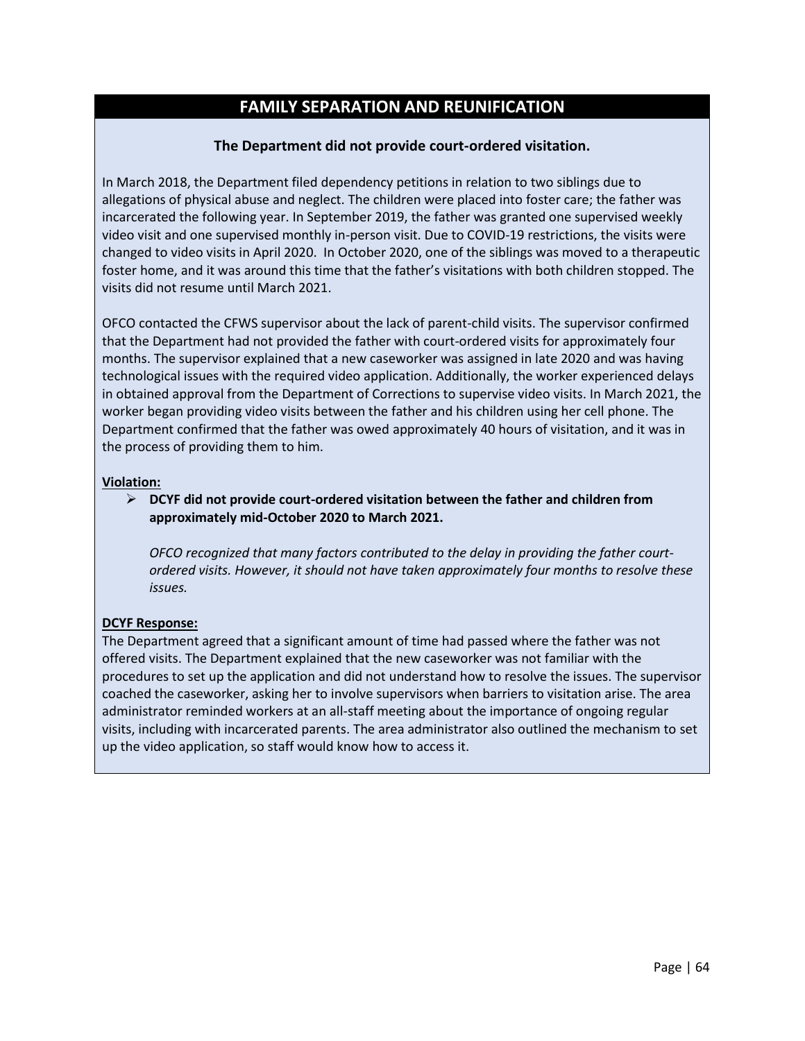## FAMILY SEPARATION AND REUNIFICATION

### The Department did not provide court-ordered visitation.

In March 2018, the Department filed dependency petitions in relation to two siblings due to allegations of physical abuse and neglect. The children were placed into foster care; the father was incarcerated the following year. In September 2019, the father was granted one supervised weekly video visit and one supervised monthly in-person visit. Due to COVID-19 restrictions, the visits were changed to video visits in April 2020. In October 2020, one of the siblings was moved to a therapeutic foster home, and it was around this time that the father's visitations with both children stopped. The visits did not resume until March 2021.

OFCO contacted the CFWS supervisor about the lack of parent-child visits. The supervisor confirmed that the Department had not provided the father with court-ordered visits for approximately four months. The supervisor explained that a new caseworker was assigned in late 2020 and was having technological issues with the required video application. Additionally, the worker experienced delays in obtained approval from the Department of Corrections to supervise video visits. In March 2021, the worker began providing video visits between the father and his children using her cell phone. The Department confirmed that the father was owed approximately 40 hours of visitation, and it was in the process of providing them to him.

**<u>Violation:</u>**

- **DCYF did not provide court-ordered visitation between the father and children from approximately mid-October 2020 to March 2021.**

  *OFCO recognized that many factors contributed to the delay in providing the father court-ordered visits. However, it should not have taken approximately four months to resolve these issues.*

**<u>DCYF Response:</u>**

The Department agreed that a significant amount of time had passed where the father was not offered visits. The Department explained that the new caseworker was not familiar with the procedures to set up the application and did not understand how to resolve the issues. The supervisor coached the caseworker, asking her to involve supervisors when barriers to visitation arise. The area administrator reminded workers at an all-staff meeting about the importance of ongoing regular visits, including with incarcerated parents. The area administrator also outlined the mechanism to set up the video application, so staff would know how to access it.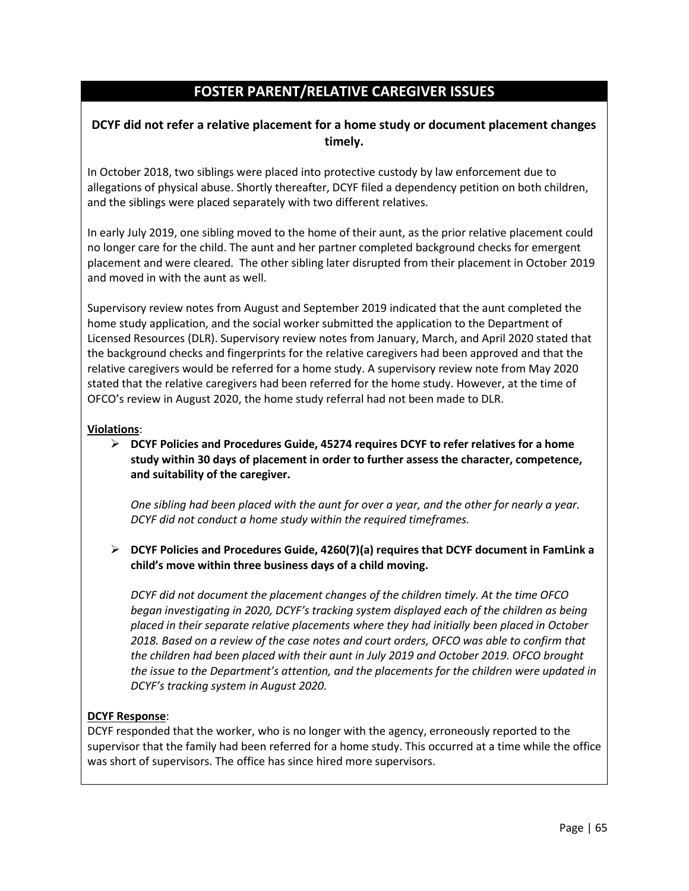# FOSTER PARENT/RELATIVE CAREGIVER ISSUES

## DCYF did not refer a relative placement for a home study or document placement changes timely.

In October 2018, two siblings were placed into protective custody by law enforcement due to allegations of physical abuse. Shortly thereafter, DCYF filed a dependency petition on both children, and the siblings were placed separately with two different relatives.

In early July 2019, one sibling moved to the home of their aunt, as the prior relative placement could no longer care for the child. The aunt and her partner completed background checks for emergent placement and were cleared. The other sibling later disrupted from their placement in October 2019 and moved in with the aunt as well.

Supervisory review notes from August and September 2019 indicated that the aunt completed the home study application, and the social worker submitted the application to the Department of Licensed Resources (DLR). Supervisory review notes from January, March, and April 2020 stated that the background checks and fingerprints for the relative caregivers had been approved and that the relative caregivers would be referred for a home study. A supervisory review note from May 2020 stated that the relative caregivers had been referred for the home study. However, at the time of OFCO's review in August 2020, the home study referral had not been made to DLR.

**Violations**:

- **DCYF Policies and Procedures Guide, 45274 requires DCYF to refer relatives for a home study within 30 days of placement in order to further assess the character, competence, and suitability of the caregiver.**

  *One sibling had been placed with the aunt for over a year, and the other for nearly a year. DCYF did not conduct a home study within the required timeframes.*

- **DCYF Policies and Procedures Guide, 4260(7)(a) requires that DCYF document in FamLink a child's move within three business days of a child moving.**

  *DCYF did not document the placement changes of the children timely. At the time OFCO began investigating in 2020, DCYF's tracking system displayed each of the children as being placed in their separate relative placements where they had initially been placed in October 2018. Based on a review of the case notes and court orders, OFCO was able to confirm that the children had been placed with their aunt in July 2019 and October 2019. OFCO brought the issue to the Department's attention, and the placements for the children were updated in DCYF's tracking system in August 2020.*

**DCYF Response**:

DCYF responded that the worker, who is no longer with the agency, erroneously reported to the supervisor that the family had been referred for a home study. This occurred at a time while the office was short of supervisors. The office has since hired more supervisors.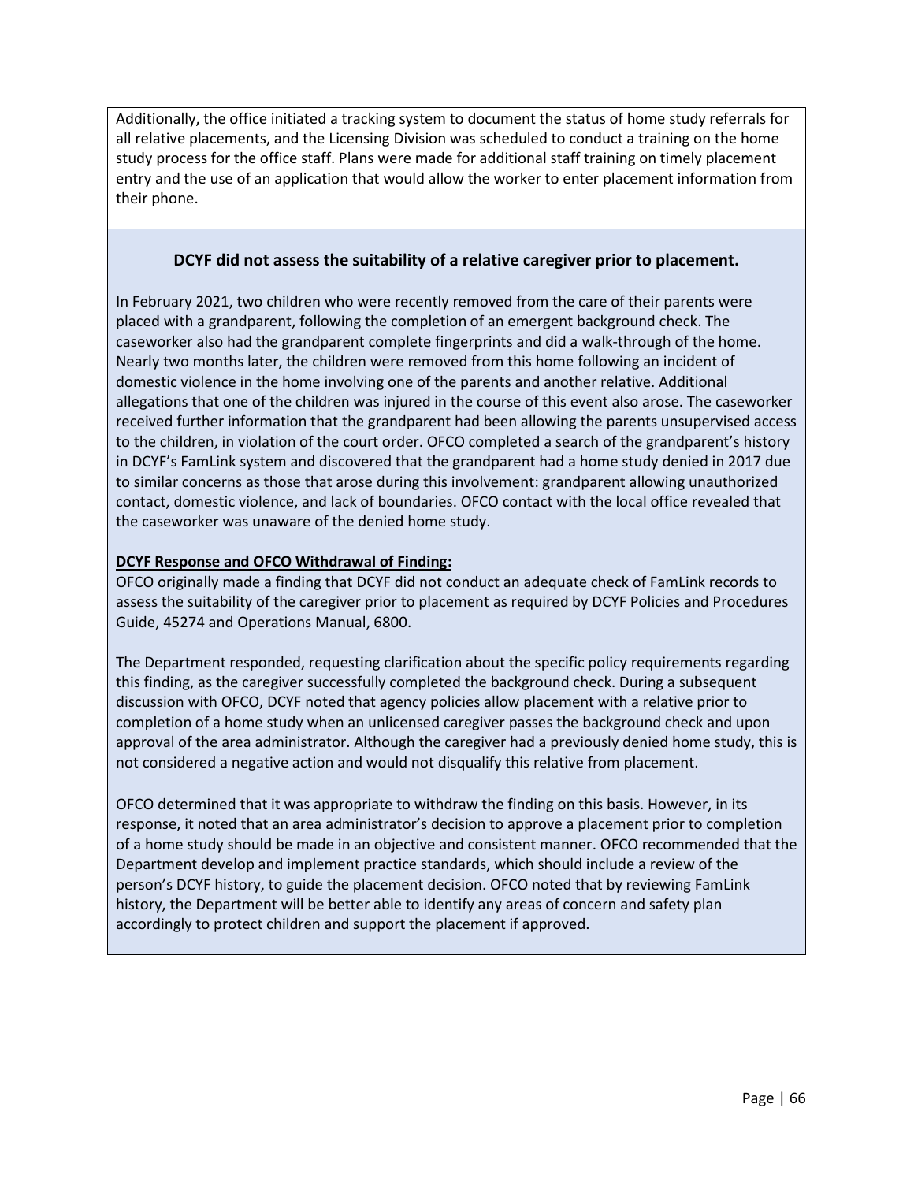Additionally, the office initiated a tracking system to document the status of home study referrals for all relative placements, and the Licensing Division was scheduled to conduct a training on the home study process for the office staff. Plans were made for additional staff training on timely placement entry and the use of an application that would allow the worker to enter placement information from their phone.

### DCYF did not assess the suitability of a relative caregiver prior to placement.

In February 2021, two children who were recently removed from the care of their parents were placed with a grandparent, following the completion of an emergent background check. The caseworker also had the grandparent complete fingerprints and did a walk-through of the home. Nearly two months later, the children were removed from this home following an incident of domestic violence in the home involving one of the parents and another relative. Additional allegations that one of the children was injured in the course of this event also arose. The caseworker received further information that the grandparent had been allowing the parents unsupervised access to the children, in violation of the court order. OFCO completed a search of the grandparent's history in DCYF's FamLink system and discovered that the grandparent had a home study denied in 2017 due to similar concerns as those that arose during this involvement: grandparent allowing unauthorized contact, domestic violence, and lack of boundaries. OFCO contact with the local office revealed that the caseworker was unaware of the denied home study.

**DCYF Response and OFCO Withdrawal of Finding:**

OFCO originally made a finding that DCYF did not conduct an adequate check of FamLink records to assess the suitability of the caregiver prior to placement as required by DCYF Policies and Procedures Guide, 45274 and Operations Manual, 6800.

The Department responded, requesting clarification about the specific policy requirements regarding this finding, as the caregiver successfully completed the background check. During a subsequent discussion with OFCO, DCYF noted that agency policies allow placement with a relative prior to completion of a home study when an unlicensed caregiver passes the background check and upon approval of the area administrator. Although the caregiver had a previously denied home study, this is not considered a negative action and would not disqualify this relative from placement.

OFCO determined that it was appropriate to withdraw the finding on this basis. However, in its response, it noted that an area administrator's decision to approve a placement prior to completion of a home study should be made in an objective and consistent manner. OFCO recommended that the Department develop and implement practice standards, which should include a review of the person's DCYF history, to guide the placement decision. OFCO noted that by reviewing FamLink history, the Department will be better able to identify any areas of concern and safety plan accordingly to protect children and support the placement if approved.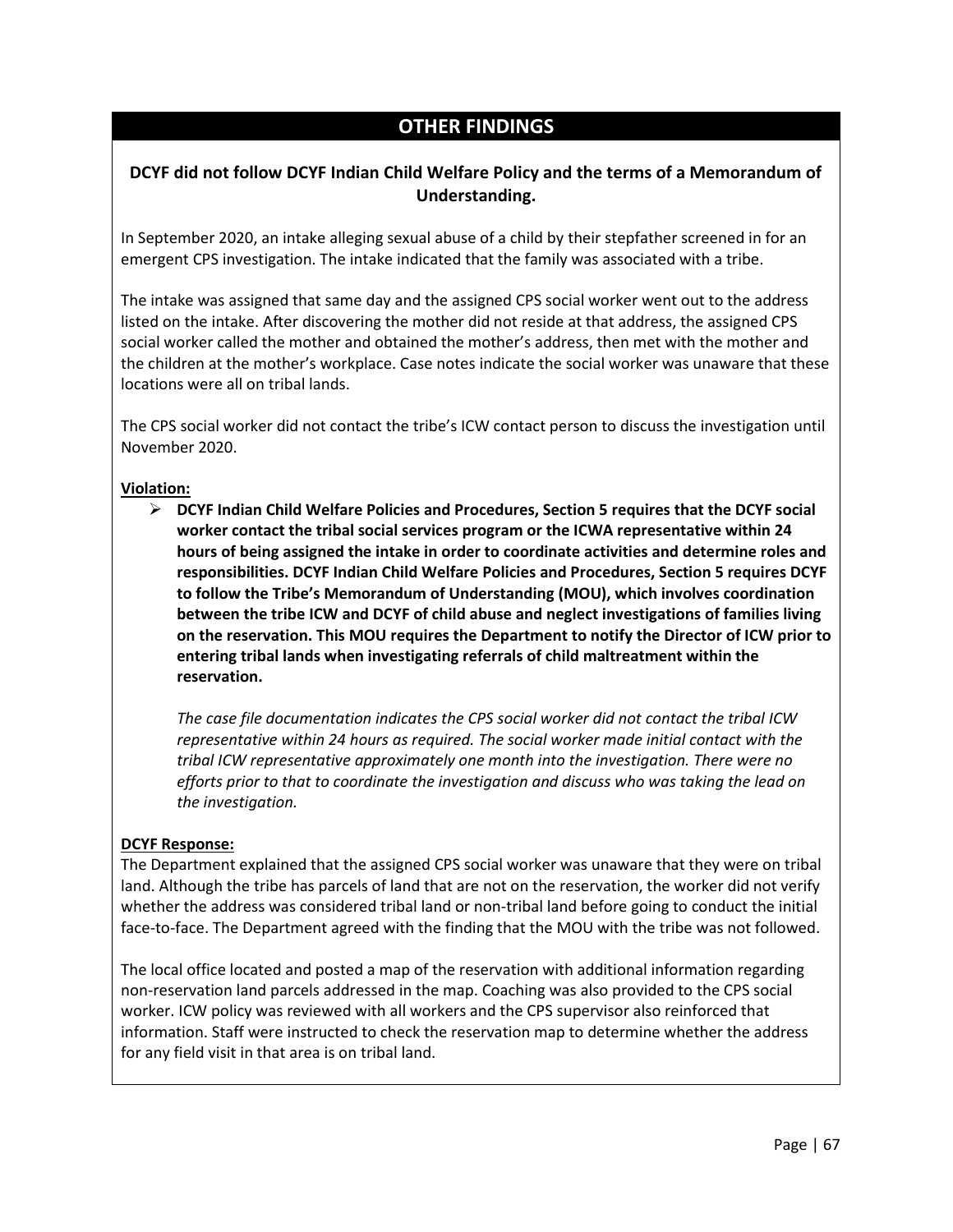## OTHER FINDINGS

### DCYF did not follow DCYF Indian Child Welfare Policy and the terms of a Memorandum of Understanding.

In September 2020, an intake alleging sexual abuse of a child by their stepfather screened in for an emergent CPS investigation. The intake indicated that the family was associated with a tribe.

The intake was assigned that same day and the assigned CPS social worker went out to the address listed on the intake. After discovering the mother did not reside at that address, the assigned CPS social worker called the mother and obtained the mother's address, then met with the mother and the children at the mother's workplace. Case notes indicate the social worker was unaware that these locations were all on tribal lands.

The CPS social worker did not contact the tribe's ICW contact person to discuss the investigation until November 2020.

**Violation:**

- **DCYF Indian Child Welfare Policies and Procedures, Section 5 requires that the DCYF social worker contact the tribal social services program or the ICWA representative within 24 hours of being assigned the intake in order to coordinate activities and determine roles and responsibilities. DCYF Indian Child Welfare Policies and Procedures, Section 5 requires DCYF to follow the Tribe's Memorandum of Understanding (MOU), which involves coordination between the tribe ICW and DCYF of child abuse and neglect investigations of families living on the reservation. This MOU requires the Department to notify the Director of ICW prior to entering tribal lands when investigating referrals of child maltreatment within the reservation.**

  *The case file documentation indicates the CPS social worker did not contact the tribal ICW representative within 24 hours as required. The social worker made initial contact with the tribal ICW representative approximately one month into the investigation. There were no efforts prior to that to coordinate the investigation and discuss who was taking the lead on the investigation.*

**DCYF Response:**

The Department explained that the assigned CPS social worker was unaware that they were on tribal land. Although the tribe has parcels of land that are not on the reservation, the worker did not verify whether the address was considered tribal land or non-tribal land before going to conduct the initial face-to-face. The Department agreed with the finding that the MOU with the tribe was not followed.

The local office located and posted a map of the reservation with additional information regarding non-reservation land parcels addressed in the map. Coaching was also provided to the CPS social worker. ICW policy was reviewed with all workers and the CPS supervisor also reinforced that information. Staff were instructed to check the reservation map to determine whether the address for any field visit in that area is on tribal land.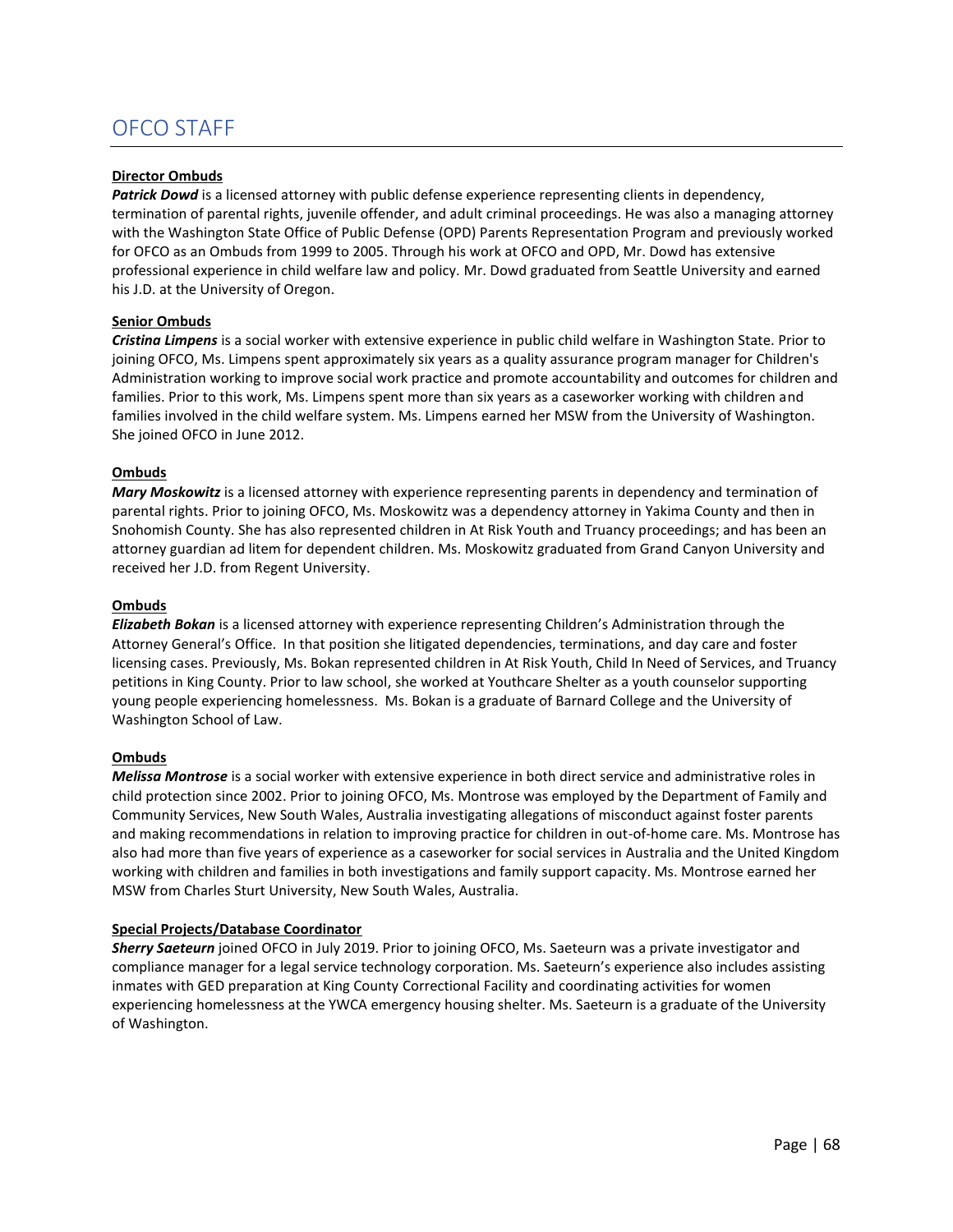# OFCO STAFF

**Director Ombuds**

***Patrick Dowd*** is a licensed attorney with public defense experience representing clients in dependency, termination of parental rights, juvenile offender, and adult criminal proceedings. He was also a managing attorney with the Washington State Office of Public Defense (OPD) Parents Representation Program and previously worked for OFCO as an Ombuds from 1999 to 2005. Through his work at OFCO and OPD, Mr. Dowd has extensive professional experience in child welfare law and policy. Mr. Dowd graduated from Seattle University and earned his J.D. at the University of Oregon.

**Senior Ombuds**

***Cristina Limpens*** is a social worker with extensive experience in public child welfare in Washington State. Prior to joining OFCO, Ms. Limpens spent approximately six years as a quality assurance program manager for Children's Administration working to improve social work practice and promote accountability and outcomes for children and families. Prior to this work, Ms. Limpens spent more than six years as a caseworker working with children and families involved in the child welfare system. Ms. Limpens earned her MSW from the University of Washington. She joined OFCO in June 2012.

**Ombuds**

***Mary Moskowitz*** is a licensed attorney with experience representing parents in dependency and termination of parental rights. Prior to joining OFCO, Ms. Moskowitz was a dependency attorney in Yakima County and then in Snohomish County. She has also represented children in At Risk Youth and Truancy proceedings; and has been an attorney guardian ad litem for dependent children. Ms. Moskowitz graduated from Grand Canyon University and received her J.D. from Regent University.

**Ombuds**

***Elizabeth Bokan*** is a licensed attorney with experience representing Children's Administration through the Attorney General's Office. In that position she litigated dependencies, terminations, and day care and foster licensing cases. Previously, Ms. Bokan represented children in At Risk Youth, Child In Need of Services, and Truancy petitions in King County. Prior to law school, she worked at Youthcare Shelter as a youth counselor supporting young people experiencing homelessness. Ms. Bokan is a graduate of Barnard College and the University of Washington School of Law.

**Ombuds**

***Melissa Montrose*** is a social worker with extensive experience in both direct service and administrative roles in child protection since 2002. Prior to joining OFCO, Ms. Montrose was employed by the Department of Family and Community Services, New South Wales, Australia investigating allegations of misconduct against foster parents and making recommendations in relation to improving practice for children in out-of-home care. Ms. Montrose has also had more than five years of experience as a caseworker for social services in Australia and the United Kingdom working with children and families in both investigations and family support capacity. Ms. Montrose earned her MSW from Charles Sturt University, New South Wales, Australia.

**Special Projects/Database Coordinator**

***Sherry Saeteurn*** joined OFCO in July 2019. Prior to joining OFCO, Ms. Saeteurn was a private investigator and compliance manager for a legal service technology corporation. Ms. Saeteurn's experience also includes assisting inmates with GED preparation at King County Correctional Facility and coordinating activities for women experiencing homelessness at the YWCA emergency housing shelter. Ms. Saeteurn is a graduate of the University of Washington.